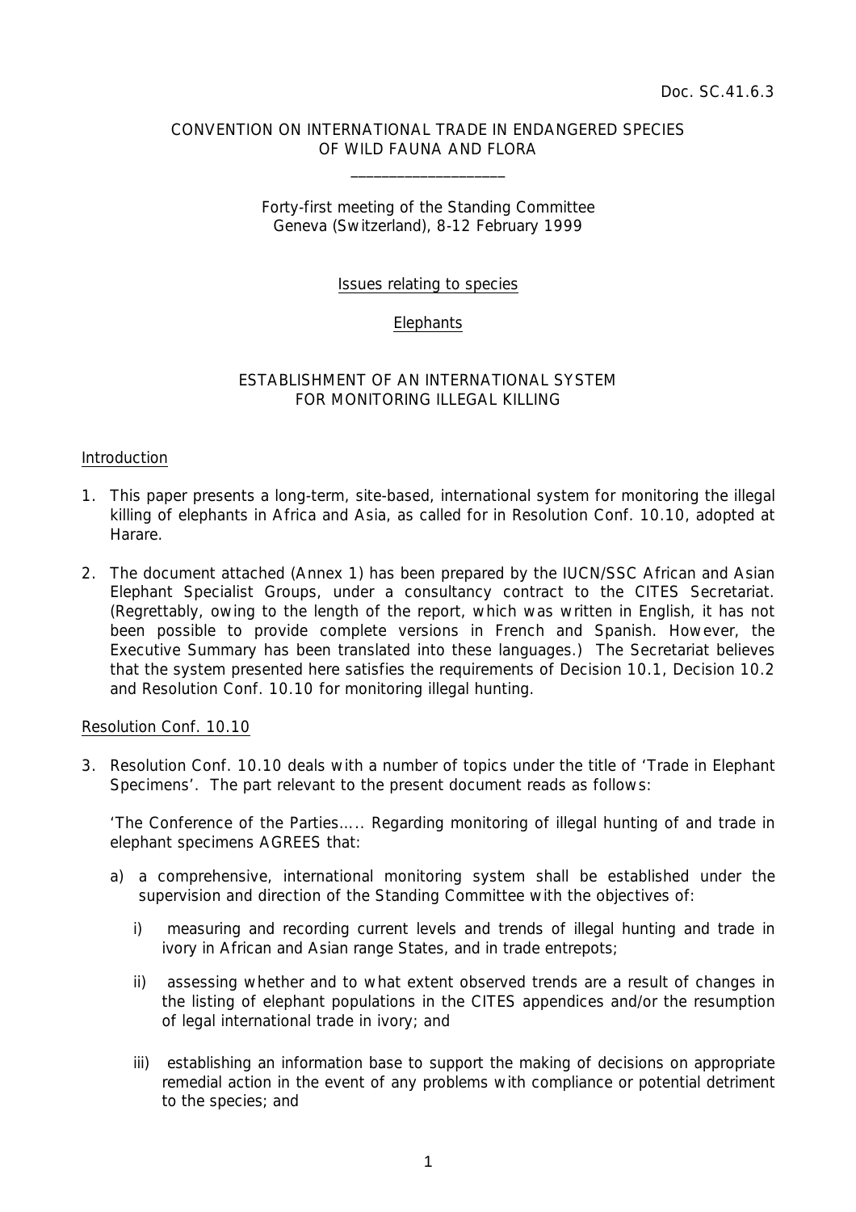Doc. SC.41.6.3

CONVENTION ON INTERNATIONAL TRADE IN ENDANGERED SPECIES
OF WILD FAUNA AND FLORA

\_\_\_\_\_\_\_\_\_\_\_\_\_\_\_\_\_\_\_\_

Forty-first meeting of the Standing Committee
Geneva (Switzerland), 8-12 February 1999

Issues relating to species

Elephants

## ESTABLISHMENT OF AN INTERNATIONAL SYSTEM FOR MONITORING ILLEGAL KILLING

### Introduction

1. This paper presents a long-term, site-based, international system for monitoring the illegal killing of elephants in Africa and Asia, as called for in Resolution Conf. 10.10, adopted at Harare.

2. The document attached (Annex 1) has been prepared by the IUCN/SSC African and Asian Elephant Specialist Groups, under a consultancy contract to the CITES Secretariat. (Regrettably, owing to the length of the report, which was written in English, it has not been possible to provide complete versions in French and Spanish. However, the Executive Summary has been translated into these languages.) The Secretariat believes that the system presented here satisfies the requirements of Decision 10.1, Decision 10.2 and Resolution Conf. 10.10 for monitoring illegal hunting.

### Resolution Conf. 10.10

3. Resolution Conf. 10.10 deals with a number of topics under the title of 'Trade in Elephant Specimens'. The part relevant to the present document reads as follows:

   'The Conference of the Parties….. Regarding monitoring of illegal hunting of and trade in elephant specimens AGREES that:

   a) a comprehensive, international monitoring system shall be established under the supervision and direction of the Standing Committee with the objectives of:

      i) measuring and recording current levels and trends of illegal hunting and trade in ivory in African and Asian range States, and in trade entrepots;

      ii) assessing whether and to what extent observed trends are a result of changes in the listing of elephant populations in the CITES appendices and/or the resumption of legal international trade in ivory; and

      iii) establishing an information base to support the making of decisions on appropriate remedial action in the event of any problems with compliance or potential detriment to the species; and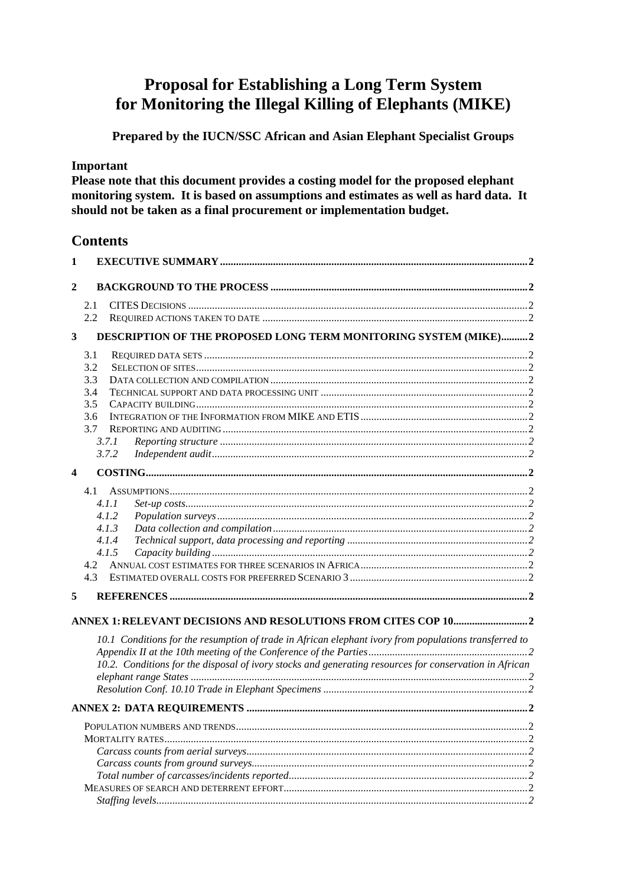# Proposal for Establishing a Long Term System for Monitoring the Illegal Killing of Elephants (MIKE)

**Prepared by the IUCN/SSC African and Asian Elephant Specialist Groups**

**Important**
**Please note that this document provides a costing model for the proposed elephant monitoring system. It is based on assumptions and estimates as well as hard data. It should not be taken as a final procurement or implementation budget.**

## Contents

1 EXECUTIVE SUMMARY ..... 2

2 BACKGROUND TO THE PROCESS ..... 2

- 2.1 CITES DECISIONS ..... 2
- 2.2 REQUIRED ACTIONS TAKEN TO DATE ..... 2

3 DESCRIPTION OF THE PROPOSED LONG TERM MONITORING SYSTEM (MIKE) ..... 2

- 3.1 REQUIRED DATA SETS ..... 2
- 3.2 SELECTION OF SITES ..... 2
- 3.3 DATA COLLECTION AND COMPILATION ..... 2
- 3.4 TECHNICAL SUPPORT AND DATA PROCESSING UNIT ..... 2
- 3.5 CAPACITY BUILDING ..... 2
- 3.6 INTEGRATION OF THE INFORMATION FROM MIKE AND ETIS ..... 2
- 3.7 REPORTING AND AUDITING ..... 2
  - *3.7.1 Reporting structure ..... 2*
  - *3.7.2 Independent audit ..... 2*

4 COSTING ..... 2

- 4.1 ASSUMPTIONS ..... 2
  - *4.1.1 Set-up costs ..... 2*
  - *4.1.2 Population surveys ..... 2*
  - *4.1.3 Data collection and compilation ..... 2*
  - *4.1.4 Technical support, data processing and reporting ..... 2*
  - *4.1.5 Capacity building ..... 2*
- 4.2 ANNUAL COST ESTIMATES FOR THREE SCENARIOS IN AFRICA ..... 2
- 4.3 ESTIMATED OVERALL COSTS FOR PREFERRED SCENARIO 3 ..... 2

5 REFERENCES ..... 2

ANNEX 1: RELEVANT DECISIONS AND RESOLUTIONS FROM CITES COP 10 ..... 2

- *10.1 Conditions for the resumption of trade in African elephant ivory from populations transferred to Appendix II at the 10th meeting of the Conference of the Parties ..... 2*
- *10.2. Conditions for the disposal of ivory stocks and generating resources for conservation in African elephant range States ..... 2*
- *Resolution Conf. 10.10 Trade in Elephant Specimens ..... 2*

ANNEX 2: DATA REQUIREMENTS ..... 2

- POPULATION NUMBERS AND TRENDS ..... 2
- MORTALITY RATES ..... 2
  - *Carcass counts from aerial surveys ..... 2*
  - *Carcass counts from ground surveys ..... 2*
  - *Total number of carcasses/incidents reported ..... 2*
- MEASURES OF SEARCH AND DETERRENT EFFORT ..... 2
  - *Staffing levels ..... 2*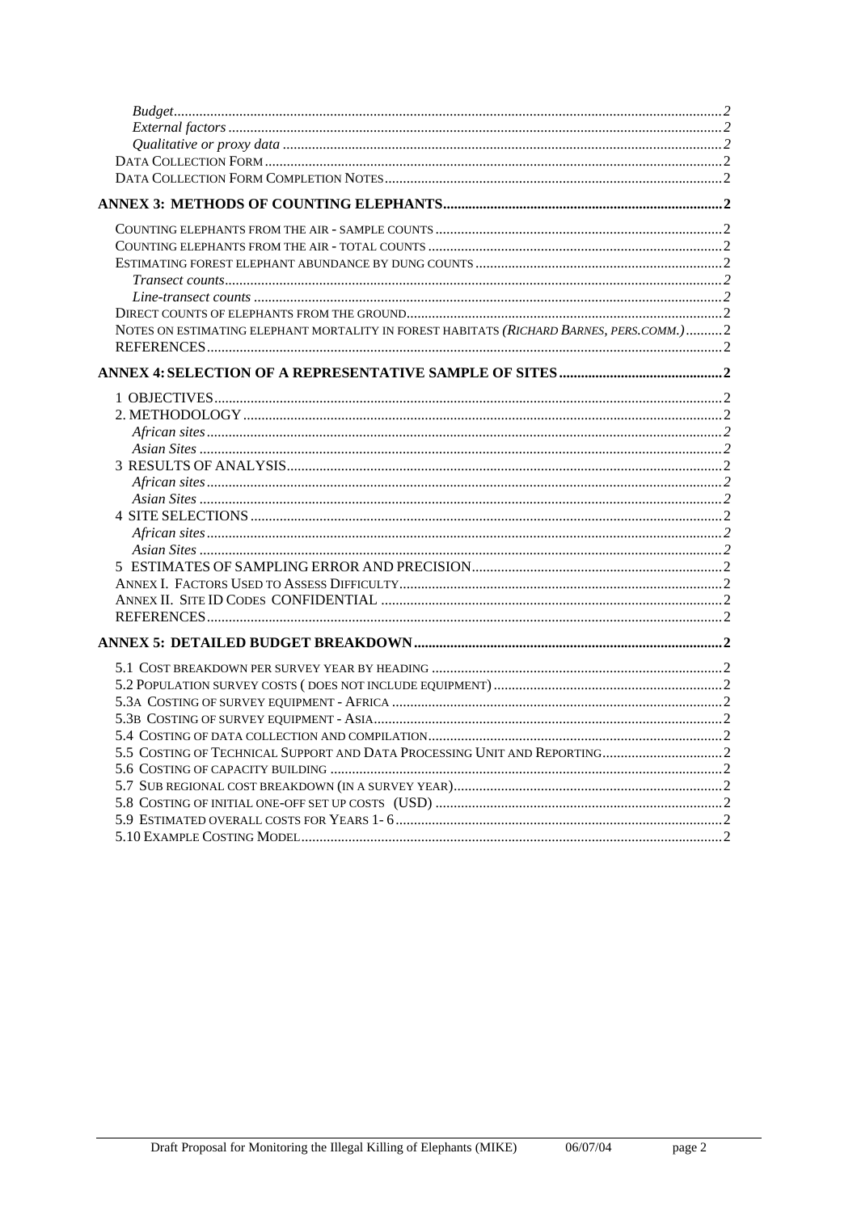*Budget* .......... 2
*External factors* .......... 2
*Qualitative or proxy data* .......... 2
DATA COLLECTION FORM .......... 2
DATA COLLECTION FORM COMPLETION NOTES .......... 2

**ANNEX 3: METHODS OF COUNTING ELEPHANTS .......... 2**

COUNTING ELEPHANTS FROM THE AIR - SAMPLE COUNTS .......... 2
COUNTING ELEPHANTS FROM THE AIR - TOTAL COUNTS .......... 2
ESTIMATING FOREST ELEPHANT ABUNDANCE BY DUNG COUNTS .......... 2
*Transect counts* .......... 2
*Line-transect counts* .......... 2
DIRECT COUNTS OF ELEPHANTS FROM THE GROUND .......... 2
NOTES ON ESTIMATING ELEPHANT MORTALITY IN FOREST HABITATS *(RICHARD BARNES, PERS.COMM.)* .......... 2
REFERENCES .......... 2

**ANNEX 4: SELECTION OF A REPRESENTATIVE SAMPLE OF SITES .......... 2**

1 OBJECTIVES .......... 2
2. METHODOLOGY .......... 2
*African sites* .......... 2
*Asian Sites* .......... 2
3 RESULTS OF ANALYSIS .......... 2
*African sites* .......... 2
*Asian Sites* .......... 2
4 SITE SELECTIONS .......... 2
*African sites* .......... 2
*Asian Sites* .......... 2
5 ESTIMATES OF SAMPLING ERROR AND PRECISION .......... 2
ANNEX I. FACTORS USED TO ASSESS DIFFICULTY .......... 2
ANNEX II. SITE ID CODES CONFIDENTIAL .......... 2
REFERENCES .......... 2

**ANNEX 5: DETAILED BUDGET BREAKDOWN .......... 2**

5.1 COST BREAKDOWN PER SURVEY YEAR BY HEADING .......... 2
5.2 POPULATION SURVEY COSTS ( DOES NOT INCLUDE EQUIPMENT) .......... 2
5.3A COSTING OF SURVEY EQUIPMENT - AFRICA .......... 2
5.3B COSTING OF SURVEY EQUIPMENT - ASIA .......... 2
5.4 COSTING OF DATA COLLECTION AND COMPILATION .......... 2
5.5 COSTING OF TECHNICAL SUPPORT AND DATA PROCESSING UNIT AND REPORTING .......... 2
5.6 COSTING OF CAPACITY BUILDING .......... 2
5.7 SUB REGIONAL COST BREAKDOWN (IN A SURVEY YEAR) .......... 2
5.8 COSTING OF INITIAL ONE-OFF SET UP COSTS (USD) .......... 2
5.9 ESTIMATED OVERALL COSTS FOR YEARS 1- 6 .......... 2
5.10 EXAMPLE COSTING MODEL .......... 2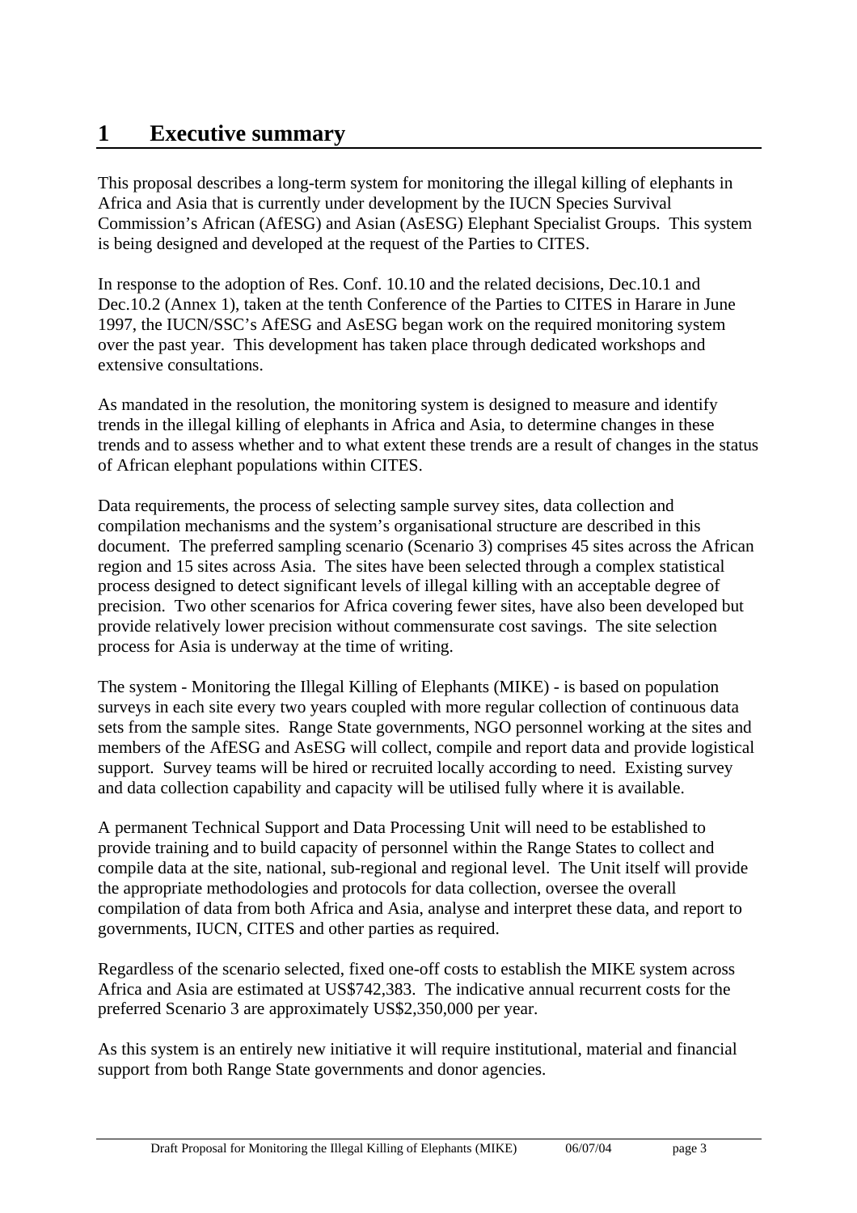# 1 Executive summary

This proposal describes a long-term system for monitoring the illegal killing of elephants in Africa and Asia that is currently under development by the IUCN Species Survival Commission's African (AfESG) and Asian (AsESG) Elephant Specialist Groups. This system is being designed and developed at the request of the Parties to CITES.

In response to the adoption of Res. Conf. 10.10 and the related decisions, Dec.10.1 and Dec.10.2 (Annex 1), taken at the tenth Conference of the Parties to CITES in Harare in June 1997, the IUCN/SSC's AfESG and AsESG began work on the required monitoring system over the past year. This development has taken place through dedicated workshops and extensive consultations.

As mandated in the resolution, the monitoring system is designed to measure and identify trends in the illegal killing of elephants in Africa and Asia, to determine changes in these trends and to assess whether and to what extent these trends are a result of changes in the status of African elephant populations within CITES.

Data requirements, the process of selecting sample survey sites, data collection and compilation mechanisms and the system's organisational structure are described in this document. The preferred sampling scenario (Scenario 3) comprises 45 sites across the African region and 15 sites across Asia. The sites have been selected through a complex statistical process designed to detect significant levels of illegal killing with an acceptable degree of precision. Two other scenarios for Africa covering fewer sites, have also been developed but provide relatively lower precision without commensurate cost savings. The site selection process for Asia is underway at the time of writing.

The system - Monitoring the Illegal Killing of Elephants (MIKE) - is based on population surveys in each site every two years coupled with more regular collection of continuous data sets from the sample sites. Range State governments, NGO personnel working at the sites and members of the AfESG and AsESG will collect, compile and report data and provide logistical support. Survey teams will be hired or recruited locally according to need. Existing survey and data collection capability and capacity will be utilised fully where it is available.

A permanent Technical Support and Data Processing Unit will need to be established to provide training and to build capacity of personnel within the Range States to collect and compile data at the site, national, sub-regional and regional level. The Unit itself will provide the appropriate methodologies and protocols for data collection, oversee the overall compilation of data from both Africa and Asia, analyse and interpret these data, and report to governments, IUCN, CITES and other parties as required.

Regardless of the scenario selected, fixed one-off costs to establish the MIKE system across Africa and Asia are estimated at US$742,383. The indicative annual recurrent costs for the preferred Scenario 3 are approximately US$2,350,000 per year.

As this system is an entirely new initiative it will require institutional, material and financial support from both Range State governments and donor agencies.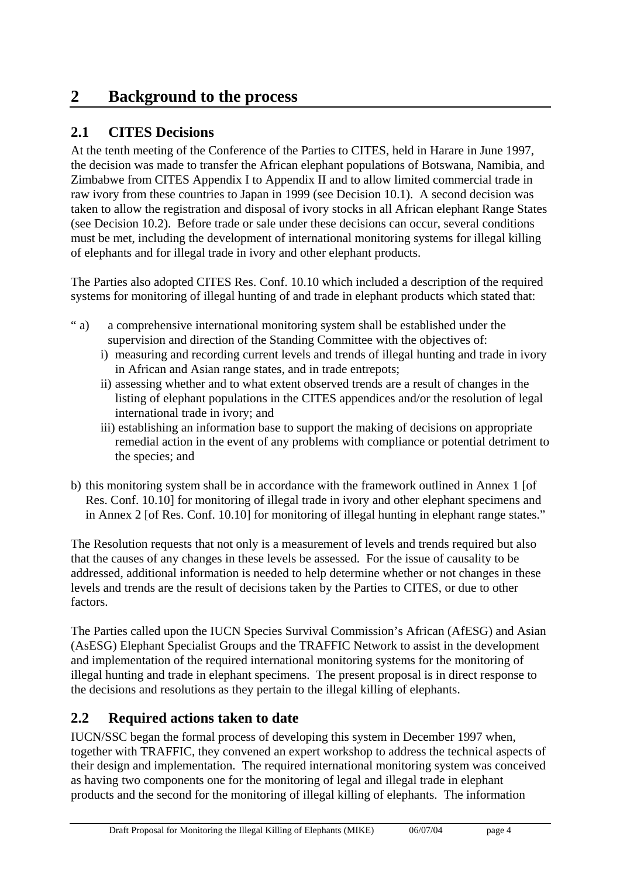# 2 Background to the process

## 2.1 CITES Decisions

At the tenth meeting of the Conference of the Parties to CITES, held in Harare in June 1997, the decision was made to transfer the African elephant populations of Botswana, Namibia, and Zimbabwe from CITES Appendix I to Appendix II and to allow limited commercial trade in raw ivory from these countries to Japan in 1999 (see Decision 10.1). A second decision was taken to allow the registration and disposal of ivory stocks in all African elephant Range States (see Decision 10.2). Before trade or sale under these decisions can occur, several conditions must be met, including the development of international monitoring systems for illegal killing of elephants and for illegal trade in ivory and other elephant products.

The Parties also adopted CITES Res. Conf. 10.10 which included a description of the required systems for monitoring of illegal hunting of and trade in elephant products which stated that:

" a) a comprehensive international monitoring system shall be established under the supervision and direction of the Standing Committee with the objectives of:
   - i) measuring and recording current levels and trends of illegal hunting and trade in ivory in African and Asian range states, and in trade entrepots;
   - ii) assessing whether and to what extent observed trends are a result of changes in the listing of elephant populations in the CITES appendices and/or the resolution of legal international trade in ivory; and
   - iii) establishing an information base to support the making of decisions on appropriate remedial action in the event of any problems with compliance or potential detriment to the species; and

b) this monitoring system shall be in accordance with the framework outlined in Annex 1 [of Res. Conf. 10.10] for monitoring of illegal trade in ivory and other elephant specimens and in Annex 2 [of Res. Conf. 10.10] for monitoring of illegal hunting in elephant range states."

The Resolution requests that not only is a measurement of levels and trends required but also that the causes of any changes in these levels be assessed. For the issue of causality to be addressed, additional information is needed to help determine whether or not changes in these levels and trends are the result of decisions taken by the Parties to CITES, or due to other factors.

The Parties called upon the IUCN Species Survival Commission's African (AfESG) and Asian (AsESG) Elephant Specialist Groups and the TRAFFIC Network to assist in the development and implementation of the required international monitoring systems for the monitoring of illegal hunting and trade in elephant specimens. The present proposal is in direct response to the decisions and resolutions as they pertain to the illegal killing of elephants.

## 2.2 Required actions taken to date

IUCN/SSC began the formal process of developing this system in December 1997 when, together with TRAFFIC, they convened an expert workshop to address the technical aspects of their design and implementation. The required international monitoring system was conceived as having two components one for the monitoring of legal and illegal trade in elephant products and the second for the monitoring of illegal killing of elephants. The information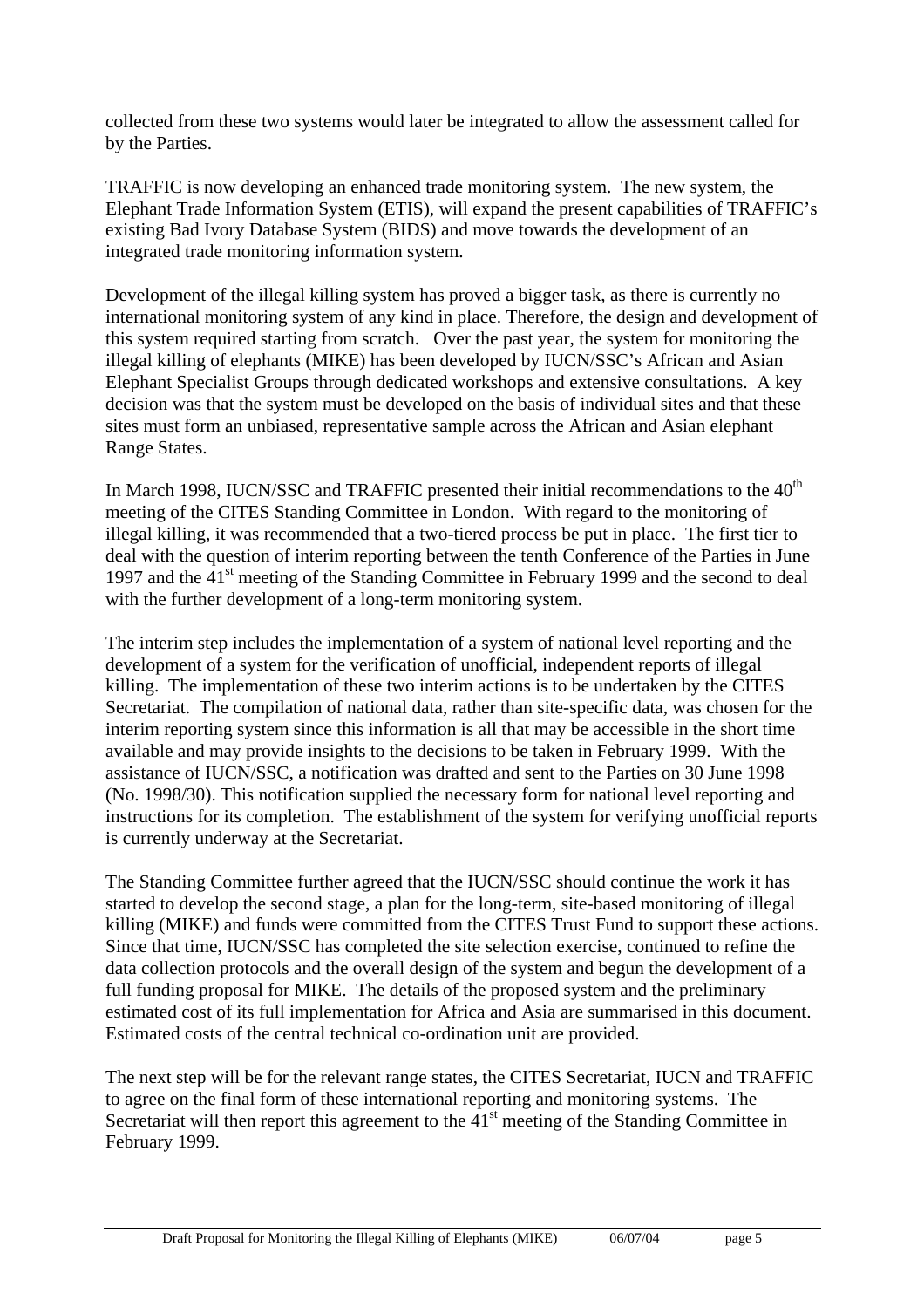collected from these two systems would later be integrated to allow the assessment called for by the Parties.

TRAFFIC is now developing an enhanced trade monitoring system. The new system, the Elephant Trade Information System (ETIS), will expand the present capabilities of TRAFFIC's existing Bad Ivory Database System (BIDS) and move towards the development of an integrated trade monitoring information system.

Development of the illegal killing system has proved a bigger task, as there is currently no international monitoring system of any kind in place. Therefore, the design and development of this system required starting from scratch. Over the past year, the system for monitoring the illegal killing of elephants (MIKE) has been developed by IUCN/SSC's African and Asian Elephant Specialist Groups through dedicated workshops and extensive consultations. A key decision was that the system must be developed on the basis of individual sites and that these sites must form an unbiased, representative sample across the African and Asian elephant Range States.

In March 1998, IUCN/SSC and TRAFFIC presented their initial recommendations to the 40th meeting of the CITES Standing Committee in London. With regard to the monitoring of illegal killing, it was recommended that a two-tiered process be put in place. The first tier to deal with the question of interim reporting between the tenth Conference of the Parties in June 1997 and the 41st meeting of the Standing Committee in February 1999 and the second to deal with the further development of a long-term monitoring system.

The interim step includes the implementation of a system of national level reporting and the development of a system for the verification of unofficial, independent reports of illegal killing. The implementation of these two interim actions is to be undertaken by the CITES Secretariat. The compilation of national data, rather than site-specific data, was chosen for the interim reporting system since this information is all that may be accessible in the short time available and may provide insights to the decisions to be taken in February 1999. With the assistance of IUCN/SSC, a notification was drafted and sent to the Parties on 30 June 1998 (No. 1998/30). This notification supplied the necessary form for national level reporting and instructions for its completion. The establishment of the system for verifying unofficial reports is currently underway at the Secretariat.

The Standing Committee further agreed that the IUCN/SSC should continue the work it has started to develop the second stage, a plan for the long-term, site-based monitoring of illegal killing (MIKE) and funds were committed from the CITES Trust Fund to support these actions. Since that time, IUCN/SSC has completed the site selection exercise, continued to refine the data collection protocols and the overall design of the system and begun the development of a full funding proposal for MIKE. The details of the proposed system and the preliminary estimated cost of its full implementation for Africa and Asia are summarised in this document. Estimated costs of the central technical co-ordination unit are provided.

The next step will be for the relevant range states, the CITES Secretariat, IUCN and TRAFFIC to agree on the final form of these international reporting and monitoring systems. The Secretariat will then report this agreement to the 41st meeting of the Standing Committee in February 1999.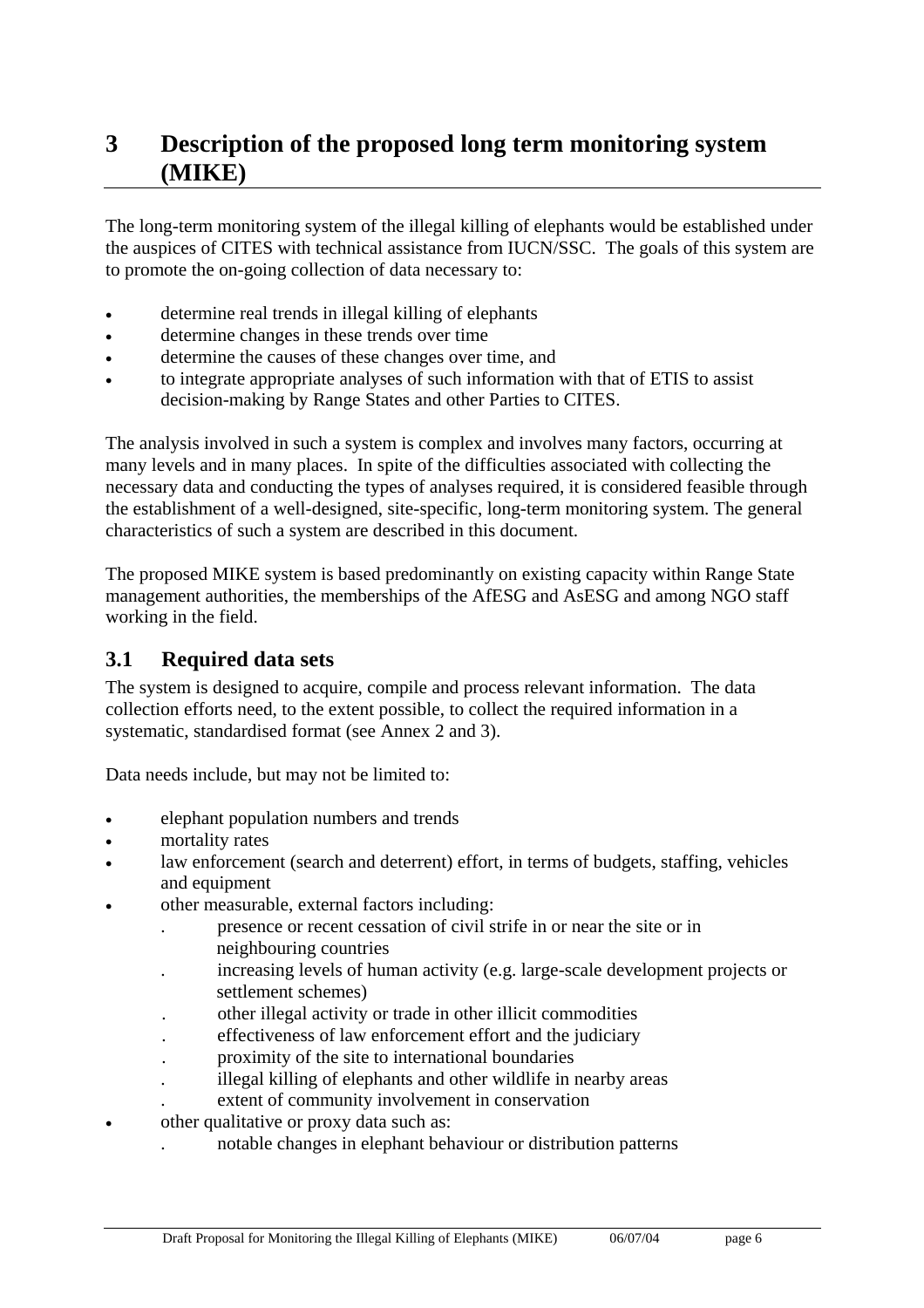# 3 Description of the proposed long term monitoring system (MIKE)

The long-term monitoring system of the illegal killing of elephants would be established under the auspices of CITES with technical assistance from IUCN/SSC. The goals of this system are to promote the on-going collection of data necessary to:

- determine real trends in illegal killing of elephants
- determine changes in these trends over time
- determine the causes of these changes over time, and
- to integrate appropriate analyses of such information with that of ETIS to assist decision-making by Range States and other Parties to CITES.

The analysis involved in such a system is complex and involves many factors, occurring at many levels and in many places. In spite of the difficulties associated with collecting the necessary data and conducting the types of analyses required, it is considered feasible through the establishment of a well-designed, site-specific, long-term monitoring system. The general characteristics of such a system are described in this document.

The proposed MIKE system is based predominantly on existing capacity within Range State management authorities, the memberships of the AfESG and AsESG and among NGO staff working in the field.

## 3.1 Required data sets

The system is designed to acquire, compile and process relevant information. The data collection efforts need, to the extent possible, to collect the required information in a systematic, standardised format (see Annex 2 and 3).

Data needs include, but may not be limited to:

- elephant population numbers and trends
- mortality rates
- law enforcement (search and deterrent) effort, in terms of budgets, staffing, vehicles and equipment
- other measurable, external factors including:
  - presence or recent cessation of civil strife in or near the site or in neighbouring countries
  - increasing levels of human activity (e.g. large-scale development projects or settlement schemes)
  - other illegal activity or trade in other illicit commodities
  - effectiveness of law enforcement effort and the judiciary
  - proximity of the site to international boundaries
  - illegal killing of elephants and other wildlife in nearby areas
  - extent of community involvement in conservation
- other qualitative or proxy data such as:
  - notable changes in elephant behaviour or distribution patterns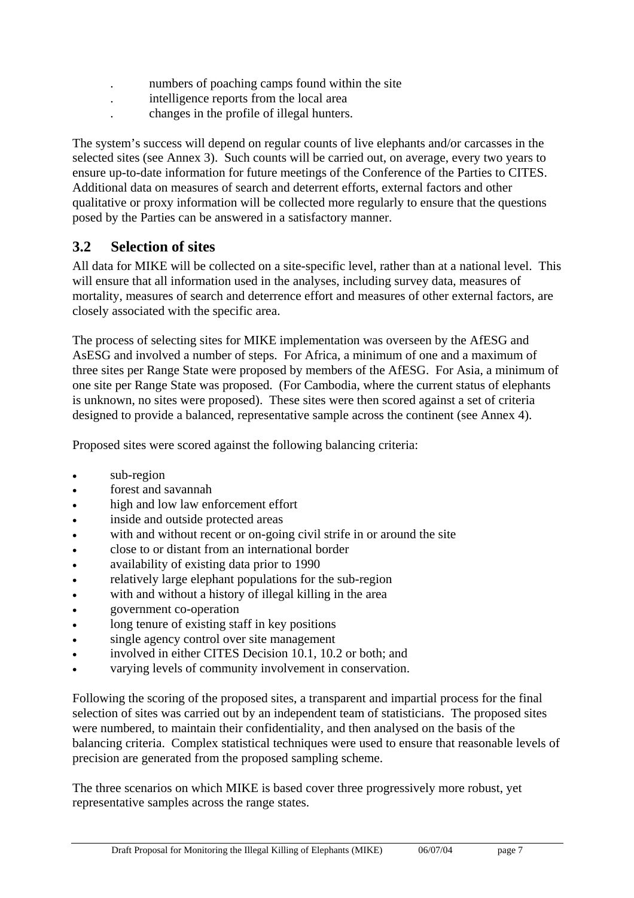- numbers of poaching camps found within the site
- intelligence reports from the local area
- changes in the profile of illegal hunters.

The system's success will depend on regular counts of live elephants and/or carcasses in the selected sites (see Annex 3). Such counts will be carried out, on average, every two years to ensure up-to-date information for future meetings of the Conference of the Parties to CITES. Additional data on measures of search and deterrent efforts, external factors and other qualitative or proxy information will be collected more regularly to ensure that the questions posed by the Parties can be answered in a satisfactory manner.

## 3.2 Selection of sites

All data for MIKE will be collected on a site-specific level, rather than at a national level. This will ensure that all information used in the analyses, including survey data, measures of mortality, measures of search and deterrence effort and measures of other external factors, are closely associated with the specific area.

The process of selecting sites for MIKE implementation was overseen by the AfESG and AsESG and involved a number of steps. For Africa, a minimum of one and a maximum of three sites per Range State were proposed by members of the AfESG. For Asia, a minimum of one site per Range State was proposed. (For Cambodia, where the current status of elephants is unknown, no sites were proposed). These sites were then scored against a set of criteria designed to provide a balanced, representative sample across the continent (see Annex 4).

Proposed sites were scored against the following balancing criteria:

- sub-region
- forest and savannah
- high and low law enforcement effort
- inside and outside protected areas
- with and without recent or on-going civil strife in or around the site
- close to or distant from an international border
- availability of existing data prior to 1990
- relatively large elephant populations for the sub-region
- with and without a history of illegal killing in the area
- government co-operation
- long tenure of existing staff in key positions
- single agency control over site management
- involved in either CITES Decision 10.1, 10.2 or both; and
- varying levels of community involvement in conservation.

Following the scoring of the proposed sites, a transparent and impartial process for the final selection of sites was carried out by an independent team of statisticians. The proposed sites were numbered, to maintain their confidentiality, and then analysed on the basis of the balancing criteria. Complex statistical techniques were used to ensure that reasonable levels of precision are generated from the proposed sampling scheme.

The three scenarios on which MIKE is based cover three progressively more robust, yet representative samples across the range states.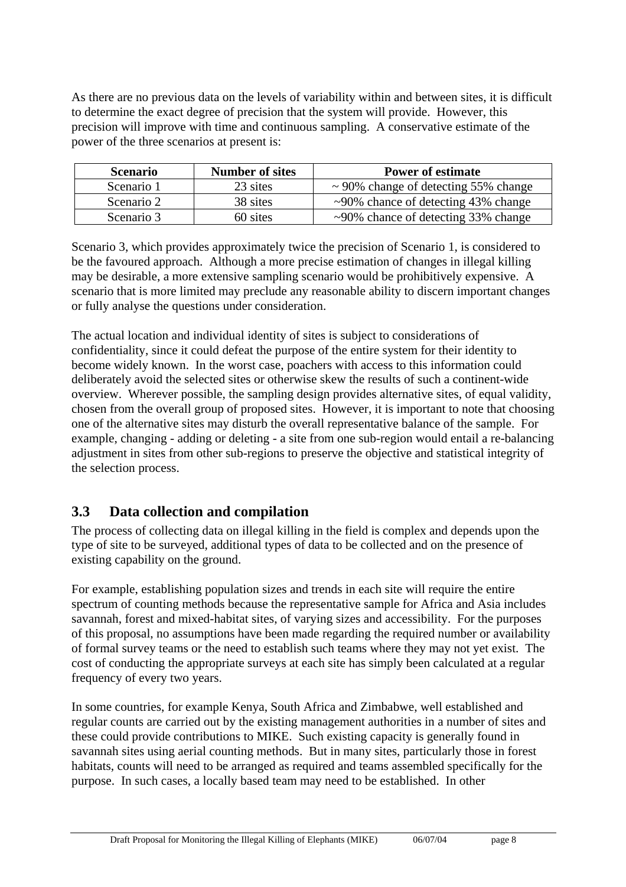As there are no previous data on the levels of variability within and between sites, it is difficult to determine the exact degree of precision that the system will provide. However, this precision will improve with time and continuous sampling. A conservative estimate of the power of the three scenarios at present is:

| Scenario | Number of sites | Power of estimate |
| --- | --- | --- |
| Scenario 1 | 23 sites | ~ 90% change of detecting 55% change |
| Scenario 2 | 38 sites | ~90% chance of detecting 43% change |
| Scenario 3 | 60 sites | ~90% chance of detecting 33% change |

Scenario 3, which provides approximately twice the precision of Scenario 1, is considered to be the favoured approach. Although a more precise estimation of changes in illegal killing may be desirable, a more extensive sampling scenario would be prohibitively expensive. A scenario that is more limited may preclude any reasonable ability to discern important changes or fully analyse the questions under consideration.

The actual location and individual identity of sites is subject to considerations of confidentiality, since it could defeat the purpose of the entire system for their identity to become widely known. In the worst case, poachers with access to this information could deliberately avoid the selected sites or otherwise skew the results of such a continent-wide overview. Wherever possible, the sampling design provides alternative sites, of equal validity, chosen from the overall group of proposed sites. However, it is important to note that choosing one of the alternative sites may disturb the overall representative balance of the sample. For example, changing - adding or deleting - a site from one sub-region would entail a re-balancing adjustment in sites from other sub-regions to preserve the objective and statistical integrity of the selection process.

## 3.3 Data collection and compilation

The process of collecting data on illegal killing in the field is complex and depends upon the type of site to be surveyed, additional types of data to be collected and on the presence of existing capability on the ground.

For example, establishing population sizes and trends in each site will require the entire spectrum of counting methods because the representative sample for Africa and Asia includes savannah, forest and mixed-habitat sites, of varying sizes and accessibility. For the purposes of this proposal, no assumptions have been made regarding the required number or availability of formal survey teams or the need to establish such teams where they may not yet exist. The cost of conducting the appropriate surveys at each site has simply been calculated at a regular frequency of every two years.

In some countries, for example Kenya, South Africa and Zimbabwe, well established and regular counts are carried out by the existing management authorities in a number of sites and these could provide contributions to MIKE. Such existing capacity is generally found in savannah sites using aerial counting methods. But in many sites, particularly those in forest habitats, counts will need to be arranged as required and teams assembled specifically for the purpose. In such cases, a locally based team may need to be established. In other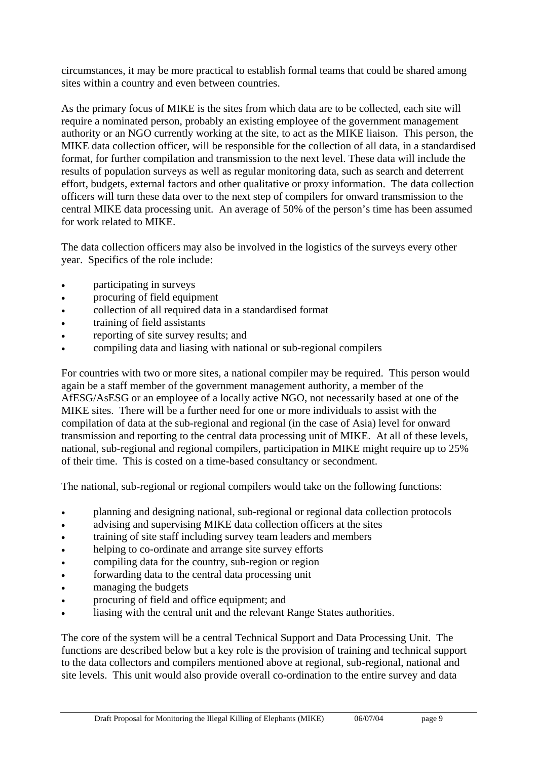circumstances, it may be more practical to establish formal teams that could be shared among sites within a country and even between countries.

As the primary focus of MIKE is the sites from which data are to be collected, each site will require a nominated person, probably an existing employee of the government management authority or an NGO currently working at the site, to act as the MIKE liaison. This person, the MIKE data collection officer, will be responsible for the collection of all data, in a standardised format, for further compilation and transmission to the next level. These data will include the results of population surveys as well as regular monitoring data, such as search and deterrent effort, budgets, external factors and other qualitative or proxy information. The data collection officers will turn these data over to the next step of compilers for onward transmission to the central MIKE data processing unit. An average of 50% of the person's time has been assumed for work related to MIKE.

The data collection officers may also be involved in the logistics of the surveys every other year. Specifics of the role include:

- participating in surveys
- procuring of field equipment
- collection of all required data in a standardised format
- training of field assistants
- reporting of site survey results; and
- compiling data and liasing with national or sub-regional compilers

For countries with two or more sites, a national compiler may be required. This person would again be a staff member of the government management authority, a member of the AfESG/AsESG or an employee of a locally active NGO, not necessarily based at one of the MIKE sites. There will be a further need for one or more individuals to assist with the compilation of data at the sub-regional and regional (in the case of Asia) level for onward transmission and reporting to the central data processing unit of MIKE. At all of these levels, national, sub-regional and regional compilers, participation in MIKE might require up to 25% of their time. This is costed on a time-based consultancy or secondment.

The national, sub-regional or regional compilers would take on the following functions:

- planning and designing national, sub-regional or regional data collection protocols
- advising and supervising MIKE data collection officers at the sites
- training of site staff including survey team leaders and members
- helping to co-ordinate and arrange site survey efforts
- compiling data for the country, sub-region or region
- forwarding data to the central data processing unit
- managing the budgets
- procuring of field and office equipment; and
- liasing with the central unit and the relevant Range States authorities.

The core of the system will be a central Technical Support and Data Processing Unit. The functions are described below but a key role is the provision of training and technical support to the data collectors and compilers mentioned above at regional, sub-regional, national and site levels. This unit would also provide overall co-ordination to the entire survey and data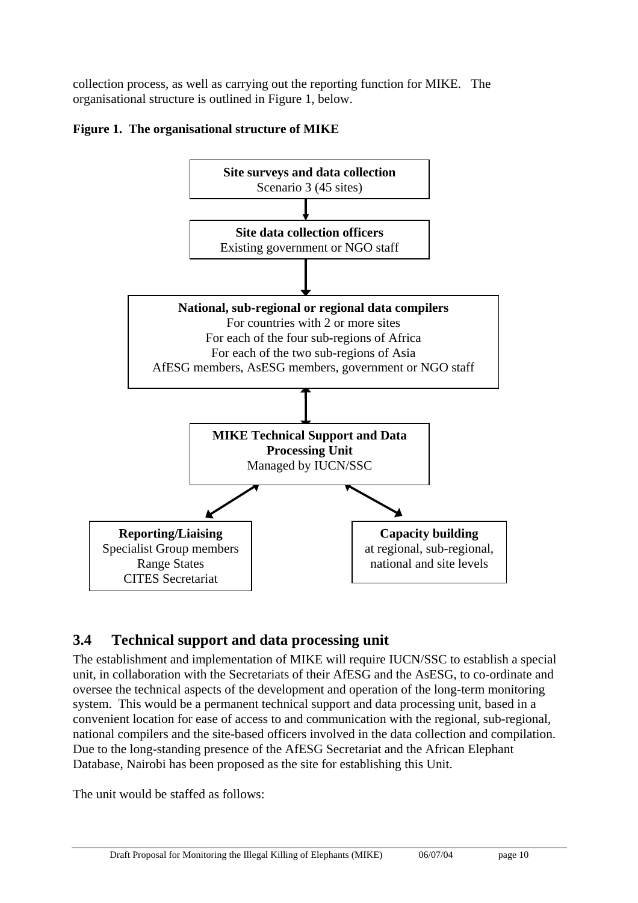collection process, as well as carrying out the reporting function for MIKE. The organisational structure is outlined in Figure 1, below.

**Figure 1. The organisational structure of MIKE**

**Site surveys and data collection**
Scenario 3 (45 sites)

↓

**Site data collection officers**
Existing government or NGO staff

↓

**National, sub-regional or regional data compilers**
For countries with 2 or more sites
For each of the four sub-regions of Africa
For each of the two sub-regions of Asia
AfESG members, AsESG members, government or NGO staff

↕

**MIKE Technical Support and Data Processing Unit**
Managed by IUCN/SSC

↙ ↘

**Reporting/Liaising**
Specialist Group members
Range States
CITES Secretariat

**Capacity building**
at regional, sub-regional, national and site levels

## 3.4 Technical support and data processing unit

The establishment and implementation of MIKE will require IUCN/SSC to establish a special unit, in collaboration with the Secretariats of their AfESG and the AsESG, to co-ordinate and oversee the technical aspects of the development and operation of the long-term monitoring system. This would be a permanent technical support and data processing unit, based in a convenient location for ease of access to and communication with the regional, sub-regional, national compilers and the site-based officers involved in the data collection and compilation. Due to the long-standing presence of the AfESG Secretariat and the African Elephant Database, Nairobi has been proposed as the site for establishing this Unit.

The unit would be staffed as follows: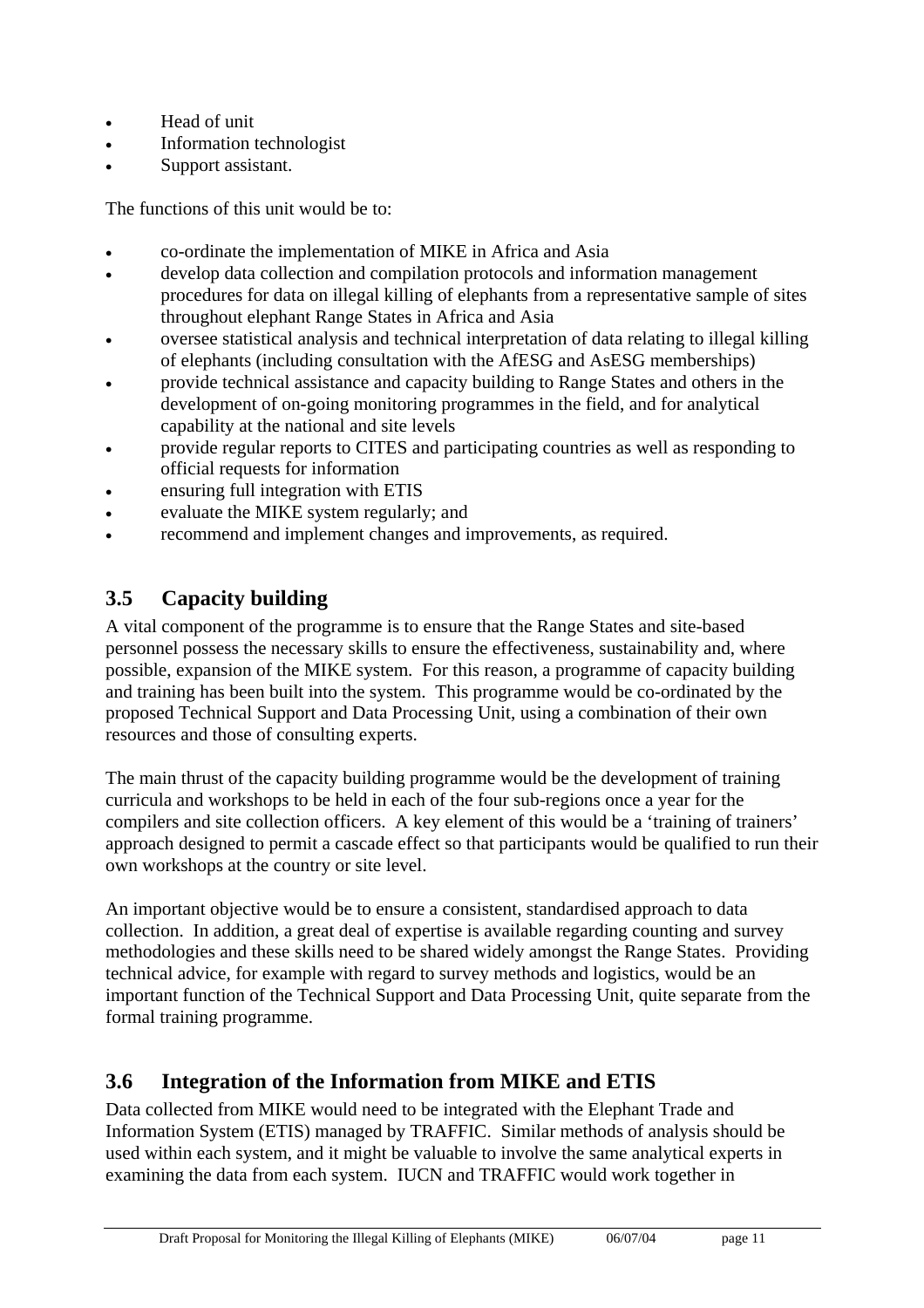- Head of unit
- Information technologist
- Support assistant.

The functions of this unit would be to:

- co-ordinate the implementation of MIKE in Africa and Asia
- develop data collection and compilation protocols and information management procedures for data on illegal killing of elephants from a representative sample of sites throughout elephant Range States in Africa and Asia
- oversee statistical analysis and technical interpretation of data relating to illegal killing of elephants (including consultation with the AfESG and AsESG memberships)
- provide technical assistance and capacity building to Range States and others in the development of on-going monitoring programmes in the field, and for analytical capability at the national and site levels
- provide regular reports to CITES and participating countries as well as responding to official requests for information
- ensuring full integration with ETIS
- evaluate the MIKE system regularly; and
- recommend and implement changes and improvements, as required.

## 3.5 Capacity building

A vital component of the programme is to ensure that the Range States and site-based personnel possess the necessary skills to ensure the effectiveness, sustainability and, where possible, expansion of the MIKE system. For this reason, a programme of capacity building and training has been built into the system. This programme would be co-ordinated by the proposed Technical Support and Data Processing Unit, using a combination of their own resources and those of consulting experts.

The main thrust of the capacity building programme would be the development of training curricula and workshops to be held in each of the four sub-regions once a year for the compilers and site collection officers. A key element of this would be a 'training of trainers' approach designed to permit a cascade effect so that participants would be qualified to run their own workshops at the country or site level.

An important objective would be to ensure a consistent, standardised approach to data collection. In addition, a great deal of expertise is available regarding counting and survey methodologies and these skills need to be shared widely amongst the Range States. Providing technical advice, for example with regard to survey methods and logistics, would be an important function of the Technical Support and Data Processing Unit, quite separate from the formal training programme.

## 3.6 Integration of the Information from MIKE and ETIS

Data collected from MIKE would need to be integrated with the Elephant Trade and Information System (ETIS) managed by TRAFFIC. Similar methods of analysis should be used within each system, and it might be valuable to involve the same analytical experts in examining the data from each system. IUCN and TRAFFIC would work together in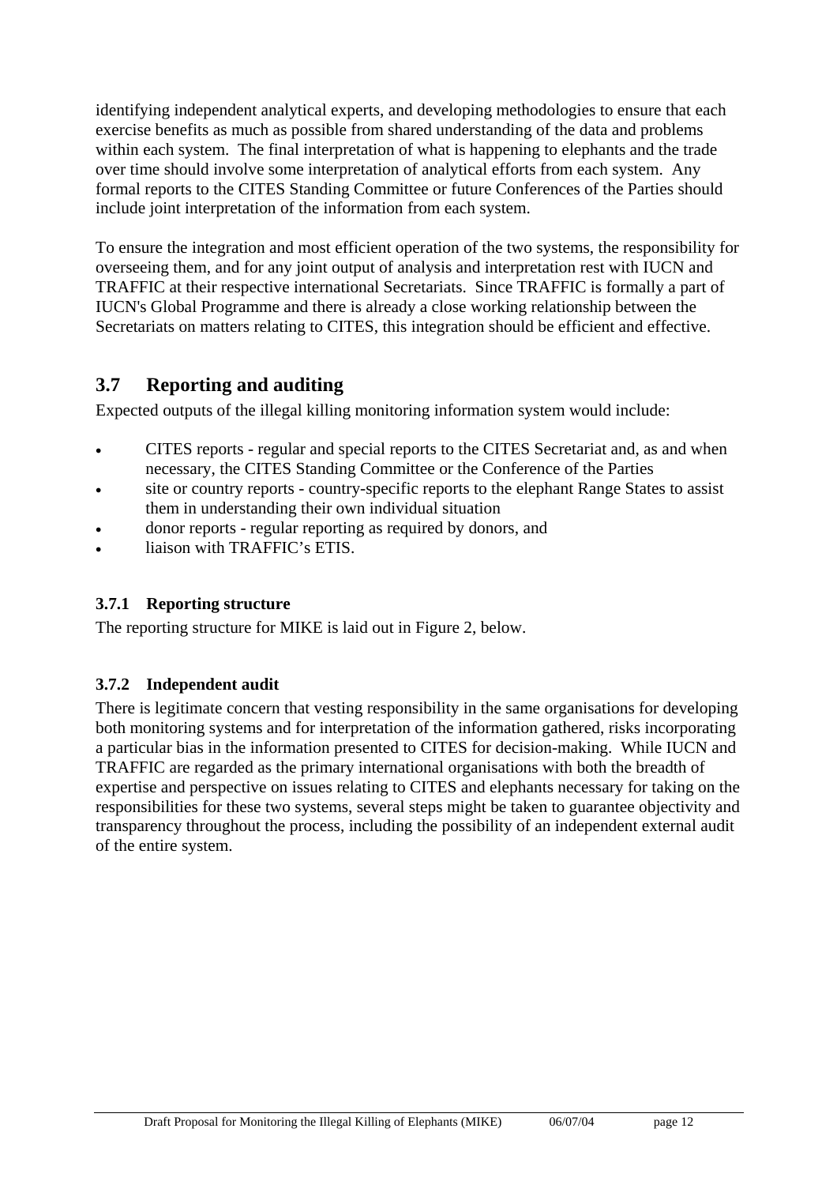identifying independent analytical experts, and developing methodologies to ensure that each exercise benefits as much as possible from shared understanding of the data and problems within each system. The final interpretation of what is happening to elephants and the trade over time should involve some interpretation of analytical efforts from each system. Any formal reports to the CITES Standing Committee or future Conferences of the Parties should include joint interpretation of the information from each system.

To ensure the integration and most efficient operation of the two systems, the responsibility for overseeing them, and for any joint output of analysis and interpretation rest with IUCN and TRAFFIC at their respective international Secretariats. Since TRAFFIC is formally a part of IUCN's Global Programme and there is already a close working relationship between the Secretariats on matters relating to CITES, this integration should be efficient and effective.

## 3.7 Reporting and auditing

Expected outputs of the illegal killing monitoring information system would include:

- CITES reports - regular and special reports to the CITES Secretariat and, as and when necessary, the CITES Standing Committee or the Conference of the Parties
- site or country reports - country-specific reports to the elephant Range States to assist them in understanding their own individual situation
- donor reports - regular reporting as required by donors, and
- liaison with TRAFFIC's ETIS.

### 3.7.1 Reporting structure

The reporting structure for MIKE is laid out in Figure 2, below.

### 3.7.2 Independent audit

There is legitimate concern that vesting responsibility in the same organisations for developing both monitoring systems and for interpretation of the information gathered, risks incorporating a particular bias in the information presented to CITES for decision-making. While IUCN and TRAFFIC are regarded as the primary international organisations with both the breadth of expertise and perspective on issues relating to CITES and elephants necessary for taking on the responsibilities for these two systems, several steps might be taken to guarantee objectivity and transparency throughout the process, including the possibility of an independent external audit of the entire system.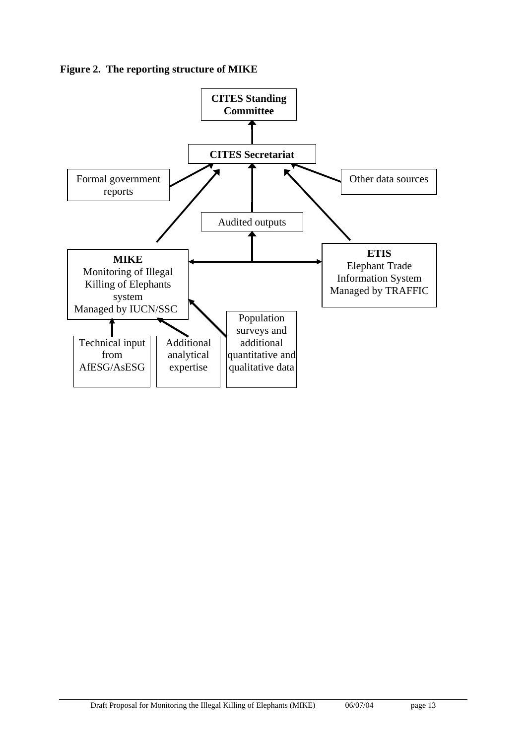**Figure 2. The reporting structure of MIKE**

**CITES Standing Committee**

**CITES Secretariat**

Formal government reports

Other data sources

Audited outputs

**MIKE**
Monitoring of Illegal Killing of Elephants system
Managed by IUCN/SSC

**ETIS**
Elephant Trade Information System
Managed by TRAFFIC

Technical input from AfESG/AsESG

Additional analytical expertise

Population surveys and additional quantitative and qualitative data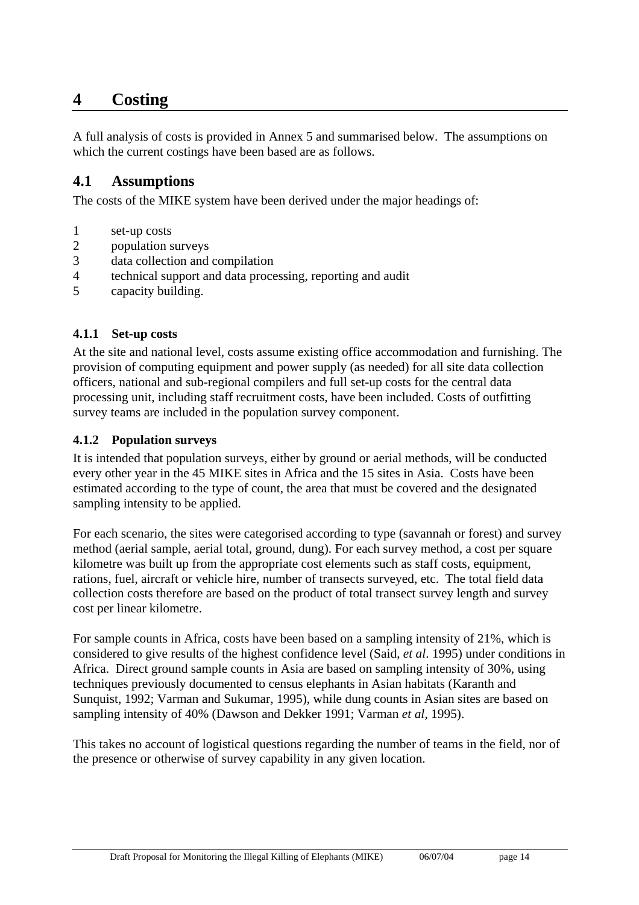# 4 Costing

A full analysis of costs is provided in Annex 5 and summarised below. The assumptions on which the current costings have been based are as follows.

## 4.1 Assumptions

The costs of the MIKE system have been derived under the major headings of:

1. set-up costs
2. population surveys
3. data collection and compilation
4. technical support and data processing, reporting and audit
5. capacity building.

### 4.1.1 Set-up costs

At the site and national level, costs assume existing office accommodation and furnishing. The provision of computing equipment and power supply (as needed) for all site data collection officers, national and sub-regional compilers and full set-up costs for the central data processing unit, including staff recruitment costs, have been included. Costs of outfitting survey teams are included in the population survey component.

### 4.1.2 Population surveys

It is intended that population surveys, either by ground or aerial methods, will be conducted every other year in the 45 MIKE sites in Africa and the 15 sites in Asia. Costs have been estimated according to the type of count, the area that must be covered and the designated sampling intensity to be applied.

For each scenario, the sites were categorised according to type (savannah or forest) and survey method (aerial sample, aerial total, ground, dung). For each survey method, a cost per square kilometre was built up from the appropriate cost elements such as staff costs, equipment, rations, fuel, aircraft or vehicle hire, number of transects surveyed, etc. The total field data collection costs therefore are based on the product of total transect survey length and survey cost per linear kilometre.

For sample counts in Africa, costs have been based on a sampling intensity of 21%, which is considered to give results of the highest confidence level (Said, *et al*. 1995) under conditions in Africa. Direct ground sample counts in Asia are based on sampling intensity of 30%, using techniques previously documented to census elephants in Asian habitats (Karanth and Sunquist, 1992; Varman and Sukumar, 1995), while dung counts in Asian sites are based on sampling intensity of 40% (Dawson and Dekker 1991; Varman *et al*, 1995).

This takes no account of logistical questions regarding the number of teams in the field, nor of the presence or otherwise of survey capability in any given location.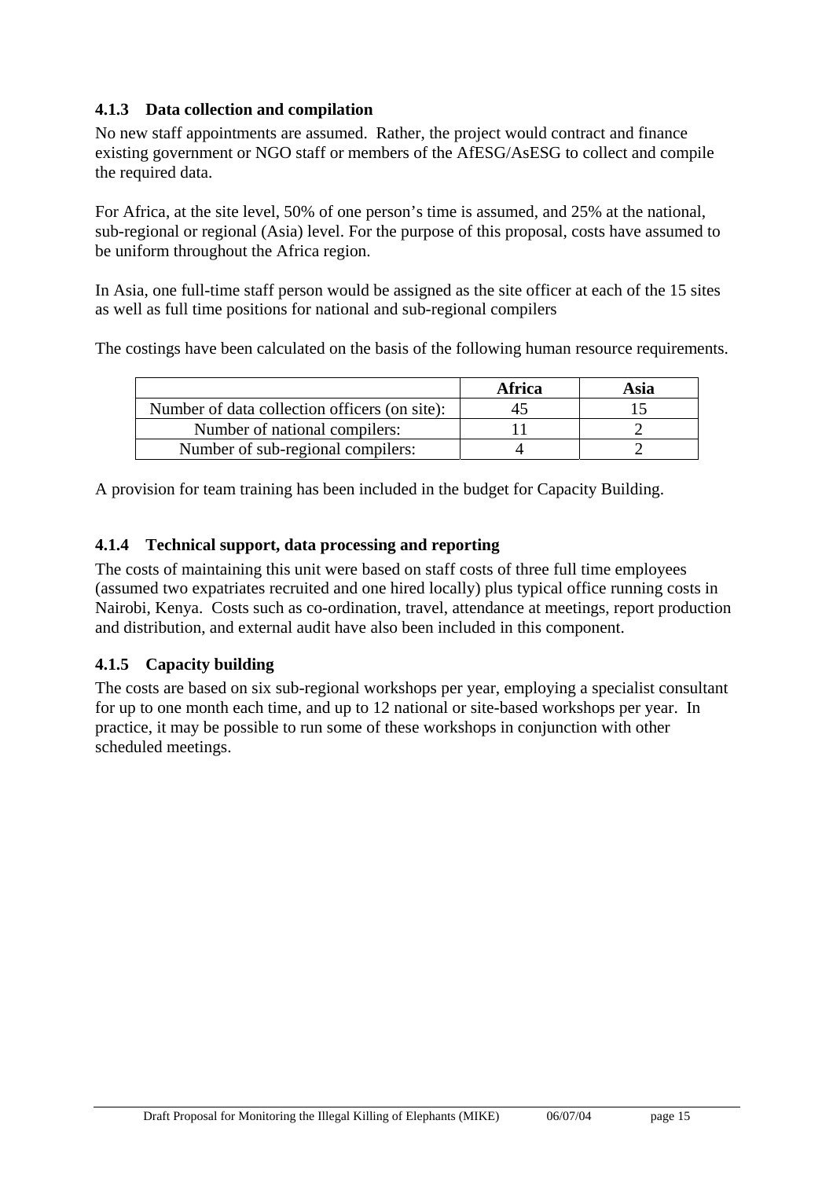### 4.1.3 Data collection and compilation

No new staff appointments are assumed. Rather, the project would contract and finance existing government or NGO staff or members of the AfESG/AsESG to collect and compile the required data.

For Africa, at the site level, 50% of one person's time is assumed, and 25% at the national, sub-regional or regional (Asia) level. For the purpose of this proposal, costs have assumed to be uniform throughout the Africa region.

In Asia, one full-time staff person would be assigned as the site officer at each of the 15 sites as well as full time positions for national and sub-regional compilers

The costings have been calculated on the basis of the following human resource requirements.

| | **Africa** | **Asia** |
|---|---|---|
| Number of data collection officers (on site): | 45 | 15 |
| Number of national compilers: | 11 | 2 |
| Number of sub-regional compilers: | 4 | 2 |

A provision for team training has been included in the budget for Capacity Building.

### 4.1.4 Technical support, data processing and reporting

The costs of maintaining this unit were based on staff costs of three full time employees (assumed two expatriates recruited and one hired locally) plus typical office running costs in Nairobi, Kenya. Costs such as co-ordination, travel, attendance at meetings, report production and distribution, and external audit have also been included in this component.

### 4.1.5 Capacity building

The costs are based on six sub-regional workshops per year, employing a specialist consultant for up to one month each time, and up to 12 national or site-based workshops per year. In practice, it may be possible to run some of these workshops in conjunction with other scheduled meetings.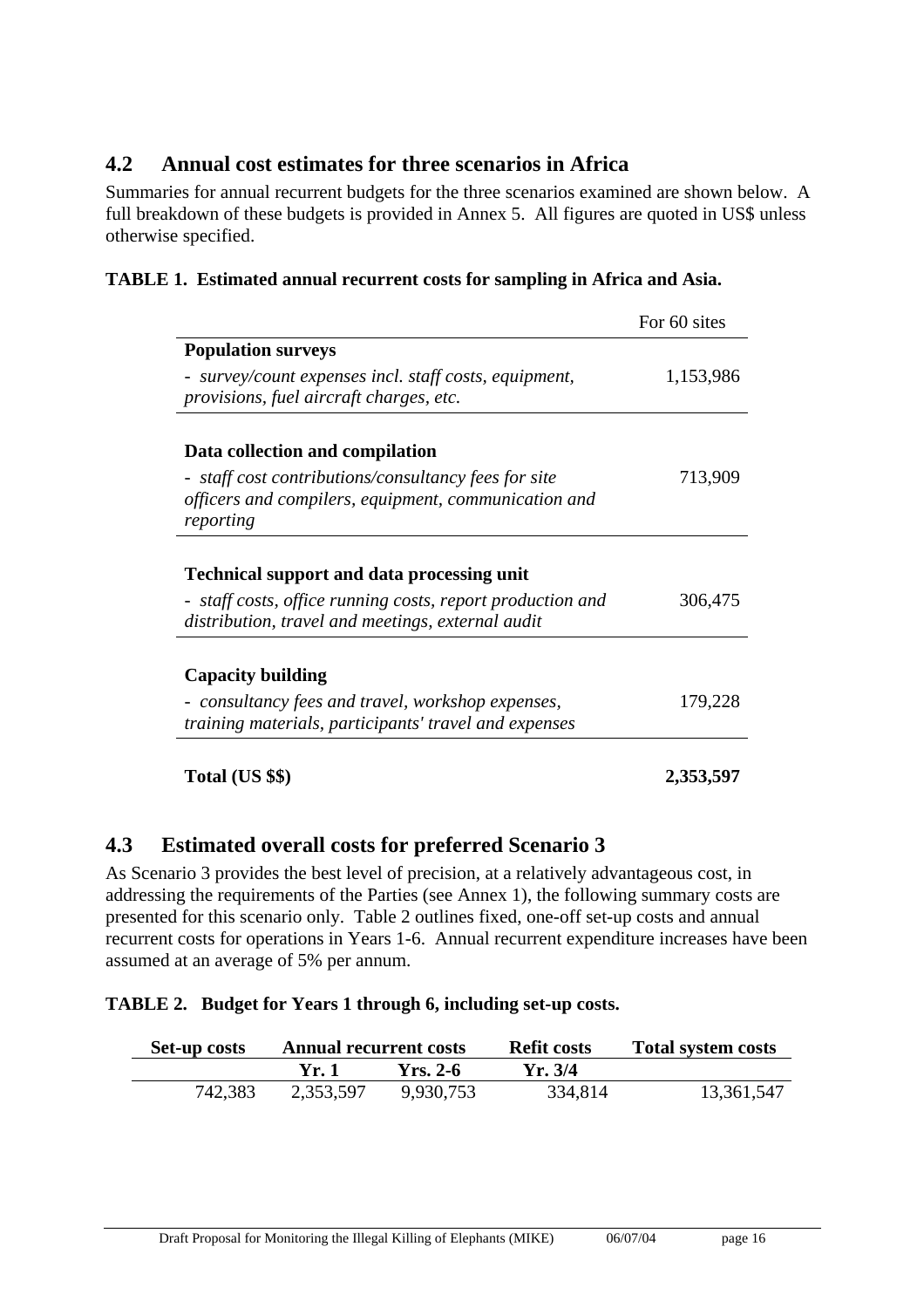## 4.2 Annual cost estimates for three scenarios in Africa

Summaries for annual recurrent budgets for the three scenarios examined are shown below. A full breakdown of these budgets is provided in Annex 5. All figures are quoted in US$ unless otherwise specified.

**TABLE 1. Estimated annual recurrent costs for sampling in Africa and Asia.**

| | For 60 sites |
|---|---|
| **Population surveys** | |
| - *survey/count expenses incl. staff costs, equipment, provisions, fuel aircraft charges, etc.* | 1,153,986 |
| **Data collection and compilation** | |
| - *staff cost contributions/consultancy fees for site officers and compilers, equipment, communication and reporting* | 713,909 |
| **Technical support and data processing unit** | |
| - *staff costs, office running costs, report production and distribution, travel and meetings, external audit* | 306,475 |
| **Capacity building** | |
| - *consultancy fees and travel, workshop expenses, training materials, participants' travel and expenses* | 179,228 |
| **Total (US $$)** | **2,353,597** |

## 4.3 Estimated overall costs for preferred Scenario 3

As Scenario 3 provides the best level of precision, at a relatively advantageous cost, in addressing the requirements of the Parties (see Annex 1), the following summary costs are presented for this scenario only. Table 2 outlines fixed, one-off set-up costs and annual recurrent costs for operations in Years 1-6. Annual recurrent expenditure increases have been assumed at an average of 5% per annum.

**TABLE 2. Budget for Years 1 through 6, including set-up costs.**

| Set-up costs | Annual recurrent costs | | Refit costs | Total system costs |
|---|---|---|---|---|
| | **Yr. 1** | **Yrs. 2-6** | **Yr. 3/4** | |
| 742,383 | 2,353,597 | 9,930,753 | 334,814 | 13,361,547 |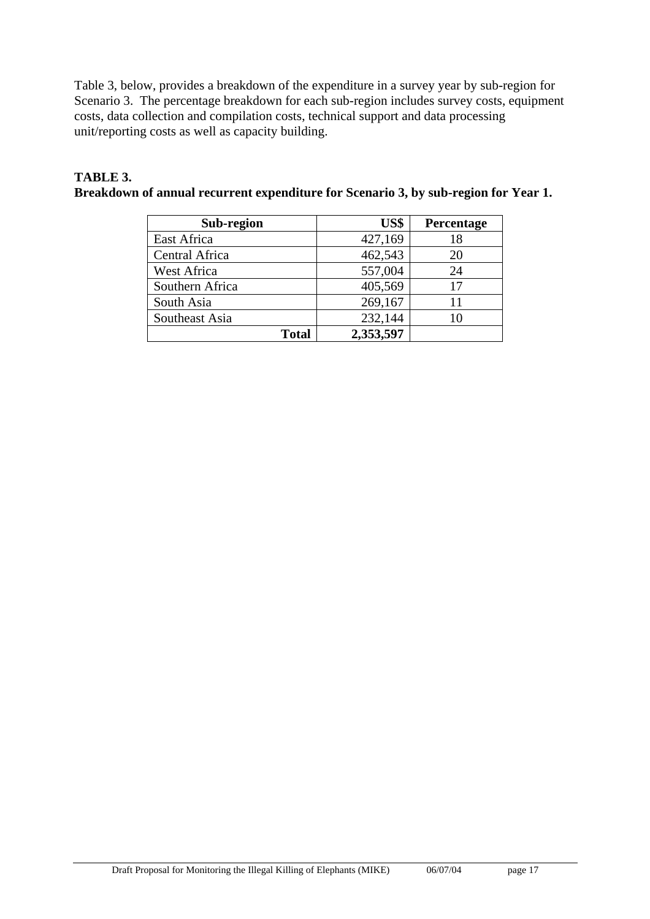Table 3, below, provides a breakdown of the expenditure in a survey year by sub-region for Scenario 3. The percentage breakdown for each sub-region includes survey costs, equipment costs, data collection and compilation costs, technical support and data processing unit/reporting costs as well as capacity building.

**TABLE 3.**
**Breakdown of annual recurrent expenditure for Scenario 3, by sub-region for Year 1.**

| Sub-region | US$ | Percentage |
|---|---:|:---:|
| East Africa | 427,169 | 18 |
| Central Africa | 462,543 | 20 |
| West Africa | 557,004 | 24 |
| Southern Africa | 405,569 | 17 |
| South Asia | 269,167 | 11 |
| Southeast Asia | 232,144 | 10 |
| **Total** | **2,353,597** | |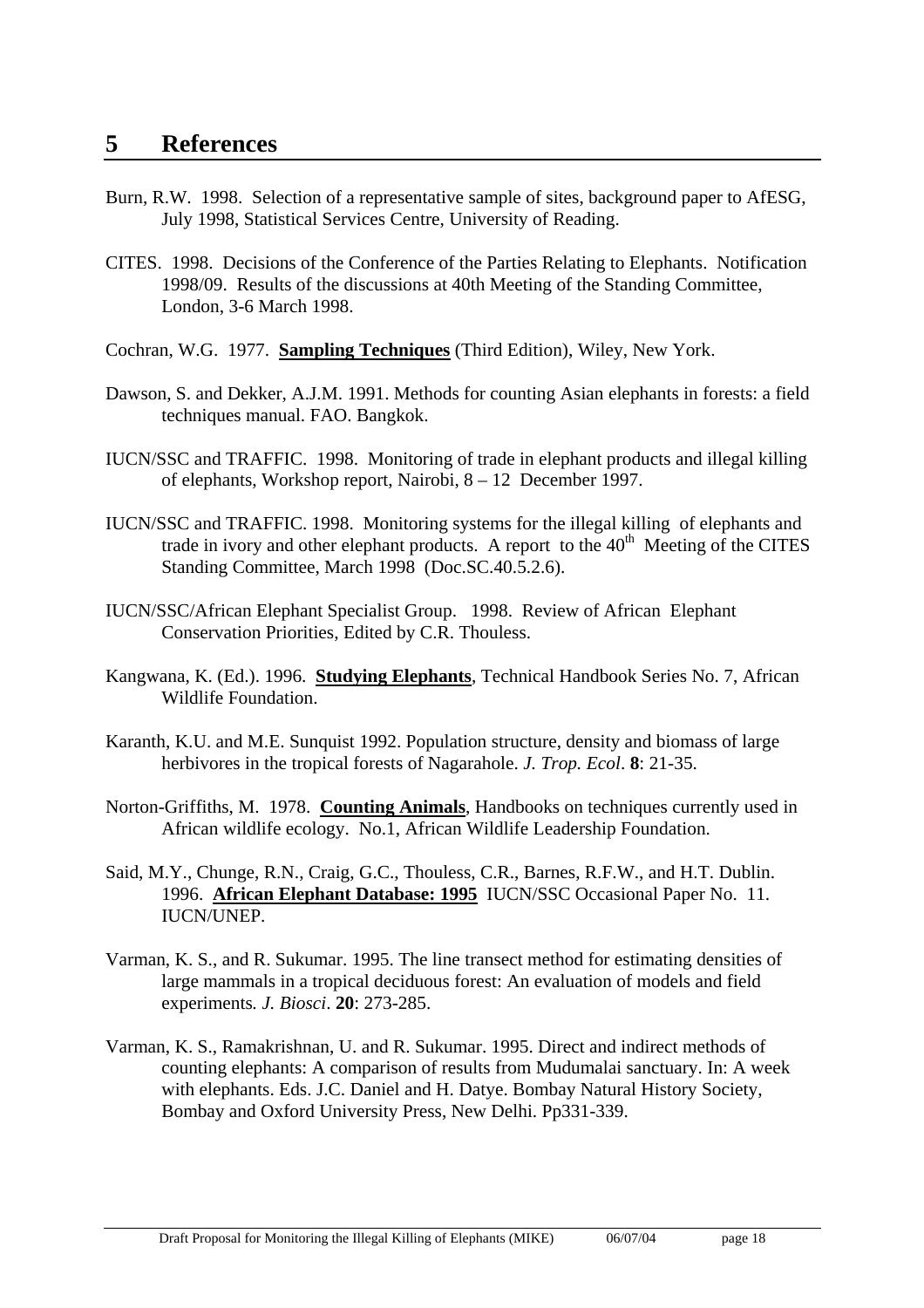# 5 References

Burn, R.W. 1998. Selection of a representative sample of sites, background paper to AfESG, July 1998, Statistical Services Centre, University of Reading.

CITES. 1998. Decisions of the Conference of the Parties Relating to Elephants. Notification 1998/09. Results of the discussions at 40th Meeting of the Standing Committee, London, 3-6 March 1998.

Cochran, W.G. 1977. **Sampling Techniques** (Third Edition), Wiley, New York.

Dawson, S. and Dekker, A.J.M. 1991. Methods for counting Asian elephants in forests: a field techniques manual. FAO. Bangkok.

IUCN/SSC and TRAFFIC. 1998. Monitoring of trade in elephant products and illegal killing of elephants, Workshop report, Nairobi, 8 – 12 December 1997.

IUCN/SSC and TRAFFIC. 1998. Monitoring systems for the illegal killing of elephants and trade in ivory and other elephant products. A report to the 40th Meeting of the CITES Standing Committee, March 1998 (Doc.SC.40.5.2.6).

IUCN/SSC/African Elephant Specialist Group. 1998. Review of African Elephant Conservation Priorities, Edited by C.R. Thouless.

Kangwana, K. (Ed.). 1996. **Studying Elephants**, Technical Handbook Series No. 7, African Wildlife Foundation.

Karanth, K.U. and M.E. Sunquist 1992. Population structure, density and biomass of large herbivores in the tropical forests of Nagarahole. *J. Trop. Ecol*. **8**: 21-35.

Norton-Griffiths, M. 1978. **Counting Animals**, Handbooks on techniques currently used in African wildlife ecology. No.1, African Wildlife Leadership Foundation.

Said, M.Y., Chunge, R.N., Craig, G.C., Thouless, C.R., Barnes, R.F.W., and H.T. Dublin. 1996. **African Elephant Database: 1995** IUCN/SSC Occasional Paper No. 11. IUCN/UNEP.

Varman, K. S., and R. Sukumar. 1995. The line transect method for estimating densities of large mammals in a tropical deciduous forest: An evaluation of models and field experiments. *J. Biosci*. **20**: 273-285.

Varman, K. S., Ramakrishnan, U. and R. Sukumar. 1995. Direct and indirect methods of counting elephants: A comparison of results from Mudumalai sanctuary. In: A week with elephants. Eds. J.C. Daniel and H. Datye. Bombay Natural History Society, Bombay and Oxford University Press, New Delhi. Pp331-339.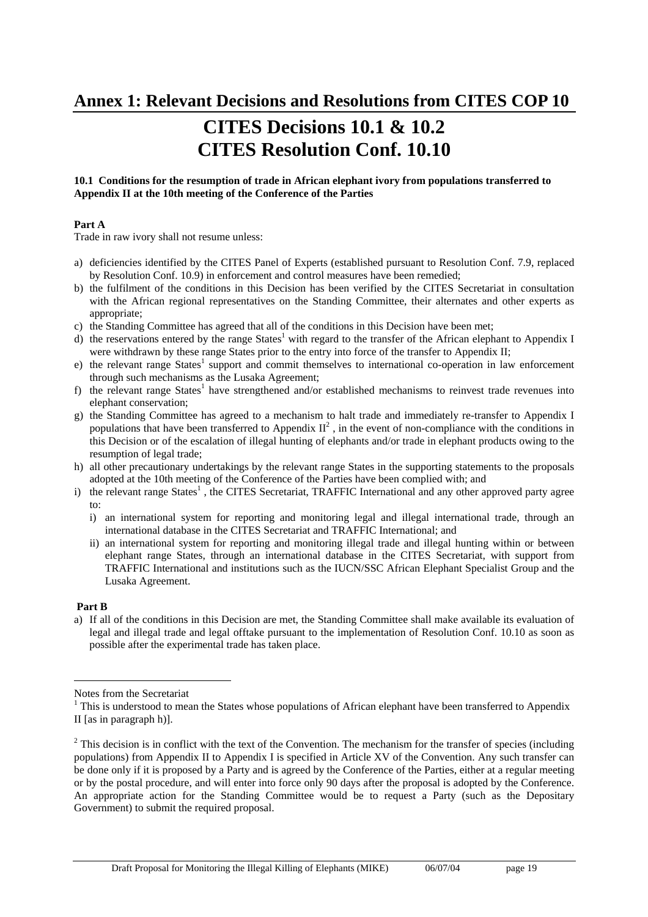# Annex 1: Relevant Decisions and Resolutions from CITES COP 10

# CITES Decisions 10.1 & 10.2
# CITES Resolution Conf. 10.10

**10.1 Conditions for the resumption of trade in African elephant ivory from populations transferred to Appendix II at the 10th meeting of the Conference of the Parties**

**Part A**

Trade in raw ivory shall not resume unless:

a) deficiencies identified by the CITES Panel of Experts (established pursuant to Resolution Conf. 7.9, replaced by Resolution Conf. 10.9) in enforcement and control measures have been remedied;
b) the fulfilment of the conditions in this Decision has been verified by the CITES Secretariat in consultation with the African regional representatives on the Standing Committee, their alternates and other experts as appropriate;
c) the Standing Committee has agreed that all of the conditions in this Decision have been met;
d) the reservations entered by the range States[1] with regard to the transfer of the African elephant to Appendix I were withdrawn by these range States prior to the entry into force of the transfer to Appendix II;
e) the relevant range States[1] support and commit themselves to international co-operation in law enforcement through such mechanisms as the Lusaka Agreement;
f) the relevant range States[1] have strengthened and/or established mechanisms to reinvest trade revenues into elephant conservation;
g) the Standing Committee has agreed to a mechanism to halt trade and immediately re-transfer to Appendix I populations that have been transferred to Appendix II[2] , in the event of non-compliance with the conditions in this Decision or of the escalation of illegal hunting of elephants and/or trade in elephant products owing to the resumption of legal trade;
h) all other precautionary undertakings by the relevant range States in the supporting statements to the proposals adopted at the 10th meeting of the Conference of the Parties have been complied with; and
i) the relevant range States[1] , the CITES Secretariat, TRAFFIC International and any other approved party agree to:
   i) an international system for reporting and monitoring legal and illegal international trade, through an international database in the CITES Secretariat and TRAFFIC International; and
   ii) an international system for reporting and monitoring illegal trade and illegal hunting within or between elephant range States, through an international database in the CITES Secretariat, with support from TRAFFIC International and institutions such as the IUCN/SSC African Elephant Specialist Group and the Lusaka Agreement.

**Part B**

a) If all of the conditions in this Decision are met, the Standing Committee shall make available its evaluation of legal and illegal trade and legal offtake pursuant to the implementation of Resolution Conf. 10.10 as soon as possible after the experimental trade has taken place.

---

Notes from the Secretariat

[1] This is understood to mean the States whose populations of African elephant have been transferred to Appendix II [as in paragraph h)].

[2] This decision is in conflict with the text of the Convention. The mechanism for the transfer of species (including populations) from Appendix II to Appendix I is specified in Article XV of the Convention. Any such transfer can be done only if it is proposed by a Party and is agreed by the Conference of the Parties, either at a regular meeting or by the postal procedure, and will enter into force only 90 days after the proposal is adopted by the Conference. An appropriate action for the Standing Committee would be to request a Party (such as the Depositary Government) to submit the required proposal.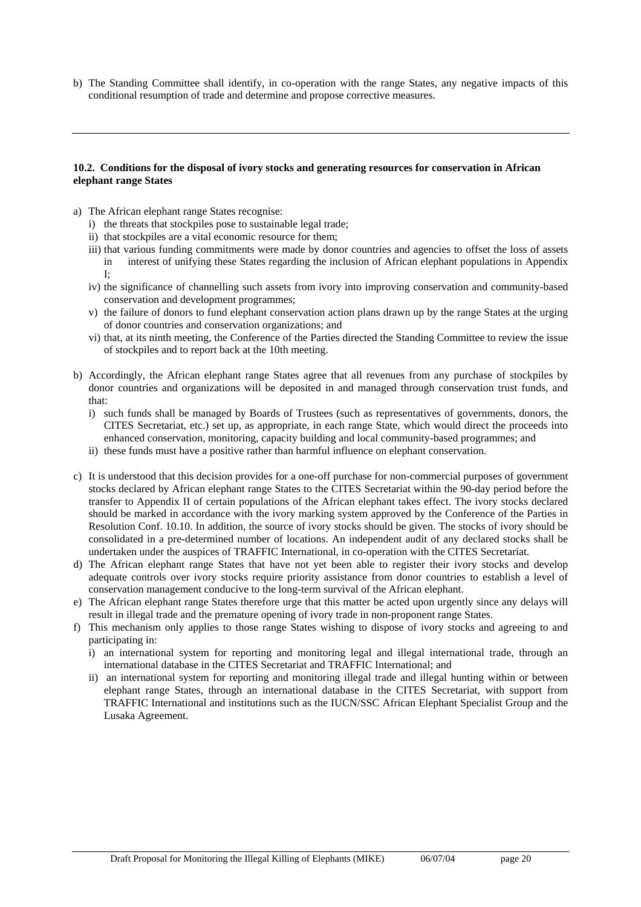b) The Standing Committee shall identify, in co-operation with the range States, any negative impacts of this conditional resumption of trade and determine and propose corrective measures.

---

**10.2. Conditions for the disposal of ivory stocks and generating resources for conservation in African elephant range States**

a) The African elephant range States recognise:
   i) the threats that stockpiles pose to sustainable legal trade;
   ii) that stockpiles are a vital economic resource for them;
   iii) that various funding commitments were made by donor countries and agencies to offset the loss of assets in interest of unifying these States regarding the inclusion of African elephant populations in Appendix I;
   iv) the significance of channelling such assets from ivory into improving conservation and community-based conservation and development programmes;
   v) the failure of donors to fund elephant conservation action plans drawn up by the range States at the urging of donor countries and conservation organizations; and
   vi) that, at its ninth meeting, the Conference of the Parties directed the Standing Committee to review the issue of stockpiles and to report back at the 10th meeting.

b) Accordingly, the African elephant range States agree that all revenues from any purchase of stockpiles by donor countries and organizations will be deposited in and managed through conservation trust funds, and that:
   i) such funds shall be managed by Boards of Trustees (such as representatives of governments, donors, the CITES Secretariat, etc.) set up, as appropriate, in each range State, which would direct the proceeds into enhanced conservation, monitoring, capacity building and local community-based programmes; and
   ii) these funds must have a positive rather than harmful influence on elephant conservation.

c) It is understood that this decision provides for a one-off purchase for non-commercial purposes of government stocks declared by African elephant range States to the CITES Secretariat within the 90-day period before the transfer to Appendix II of certain populations of the African elephant takes effect. The ivory stocks declared should be marked in accordance with the ivory marking system approved by the Conference of the Parties in Resolution Conf. 10.10. In addition, the source of ivory stocks should be given. The stocks of ivory should be consolidated in a pre-determined number of locations. An independent audit of any declared stocks shall be undertaken under the auspices of TRAFFIC International, in co-operation with the CITES Secretariat.

d) The African elephant range States that have not yet been able to register their ivory stocks and develop adequate controls over ivory stocks require priority assistance from donor countries to establish a level of conservation management conducive to the long-term survival of the African elephant.

e) The African elephant range States therefore urge that this matter be acted upon urgently since any delays will result in illegal trade and the premature opening of ivory trade in non-proponent range States.

f) This mechanism only applies to those range States wishing to dispose of ivory stocks and agreeing to and participating in:
   i) an international system for reporting and monitoring legal and illegal international trade, through an international database in the CITES Secretariat and TRAFFIC International; and
   ii) an international system for reporting and monitoring illegal trade and illegal hunting within or between elephant range States, through an international database in the CITES Secretariat, with support from TRAFFIC International and institutions such as the IUCN/SSC African Elephant Specialist Group and the Lusaka Agreement.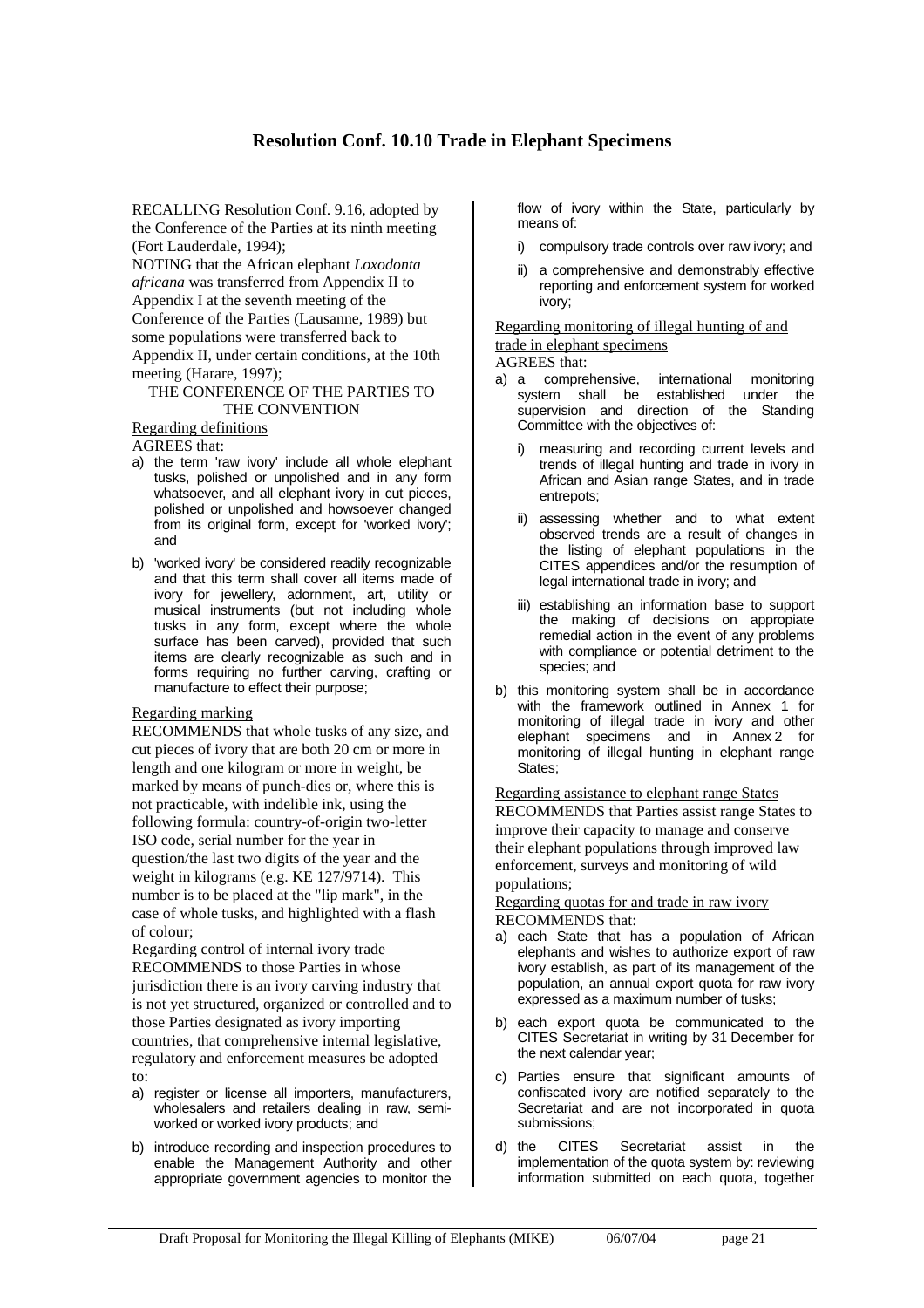## Resolution Conf. 10.10 Trade in Elephant Specimens

RECALLING Resolution Conf. 9.16, adopted by the Conference of the Parties at its ninth meeting (Fort Lauderdale, 1994);

NOTING that the African elephant *Loxodonta africana* was transferred from Appendix II to Appendix I at the seventh meeting of the Conference of the Parties (Lausanne, 1989) but some populations were transferred back to Appendix II, under certain conditions, at the 10th meeting (Harare, 1997);

THE CONFERENCE OF THE PARTIES TO THE CONVENTION

Regarding definitions

AGREES that:

a) the term 'raw ivory' include all whole elephant tusks, polished or unpolished and in any form whatsoever, and all elephant ivory in cut pieces, polished or unpolished and howsoever changed from its original form, except for 'worked ivory'; and

b) 'worked ivory' be considered readily recognizable and that this term shall cover all items made of ivory for jewellery, adornment, art, utility or musical instruments (but not including whole tusks in any form, except where the whole surface has been carved), provided that such items are clearly recognizable as such and in forms requiring no further carving, crafting or manufacture to effect their purpose;

Regarding marking

RECOMMENDS that whole tusks of any size, and cut pieces of ivory that are both 20 cm or more in length and one kilogram or more in weight, be marked by means of punch-dies or, where this is not practicable, with indelible ink, using the following formula: country-of-origin two-letter ISO code, serial number for the year in question/the last two digits of the year and the weight in kilograms (e.g. KE 127/9714). This number is to be placed at the "lip mark", in the case of whole tusks, and highlighted with a flash of colour;

Regarding control of internal ivory trade

RECOMMENDS to those Parties in whose jurisdiction there is an ivory carving industry that is not yet structured, organized or controlled and to those Parties designated as ivory importing countries, that comprehensive internal legislative, regulatory and enforcement measures be adopted to:

a) register or license all importers, manufacturers, wholesalers and retailers dealing in raw, semi-worked or worked ivory products; and

b) introduce recording and inspection procedures to enable the Management Authority and other appropriate government agencies to monitor the flow of ivory within the State, particularly by means of:

   i) compulsory trade controls over raw ivory; and

   ii) a comprehensive and demonstrably effective reporting and enforcement system for worked ivory;

Regarding monitoring of illegal hunting of and trade in elephant specimens

AGREES that:

a) a comprehensive, international monitoring system shall be established under the supervision and direction of the Standing Committee with the objectives of:

   i) measuring and recording current levels and trends of illegal hunting and trade in ivory in African and Asian range States, and in trade entrepots;

   ii) assessing whether and to what extent observed trends are a result of changes in the listing of elephant populations in the CITES appendices and/or the resumption of legal international trade in ivory; and

   iii) establishing an information base to support the making of decisions on appropiate remedial action in the event of any problems with compliance or potential detriment to the species; and

b) this monitoring system shall be in accordance with the framework outlined in Annex 1 for monitoring of illegal trade in ivory and other elephant specimens and in Annex 2 for monitoring of illegal hunting in elephant range States;

Regarding assistance to elephant range States

RECOMMENDS that Parties assist range States to improve their capacity to manage and conserve their elephant populations through improved law enforcement, surveys and monitoring of wild populations;

Regarding quotas for and trade in raw ivory

RECOMMENDS that:

a) each State that has a population of African elephants and wishes to authorize export of raw ivory establish, as part of its management of the population, an annual export quota for raw ivory expressed as a maximum number of tusks;

b) each export quota be communicated to the CITES Secretariat in writing by 31 December for the next calendar year;

c) Parties ensure that significant amounts of confiscated ivory are notified separately to the Secretariat and are not incorporated in quota submissions;

d) the CITES Secretariat assist in the implementation of the quota system by: reviewing information submitted on each quota, together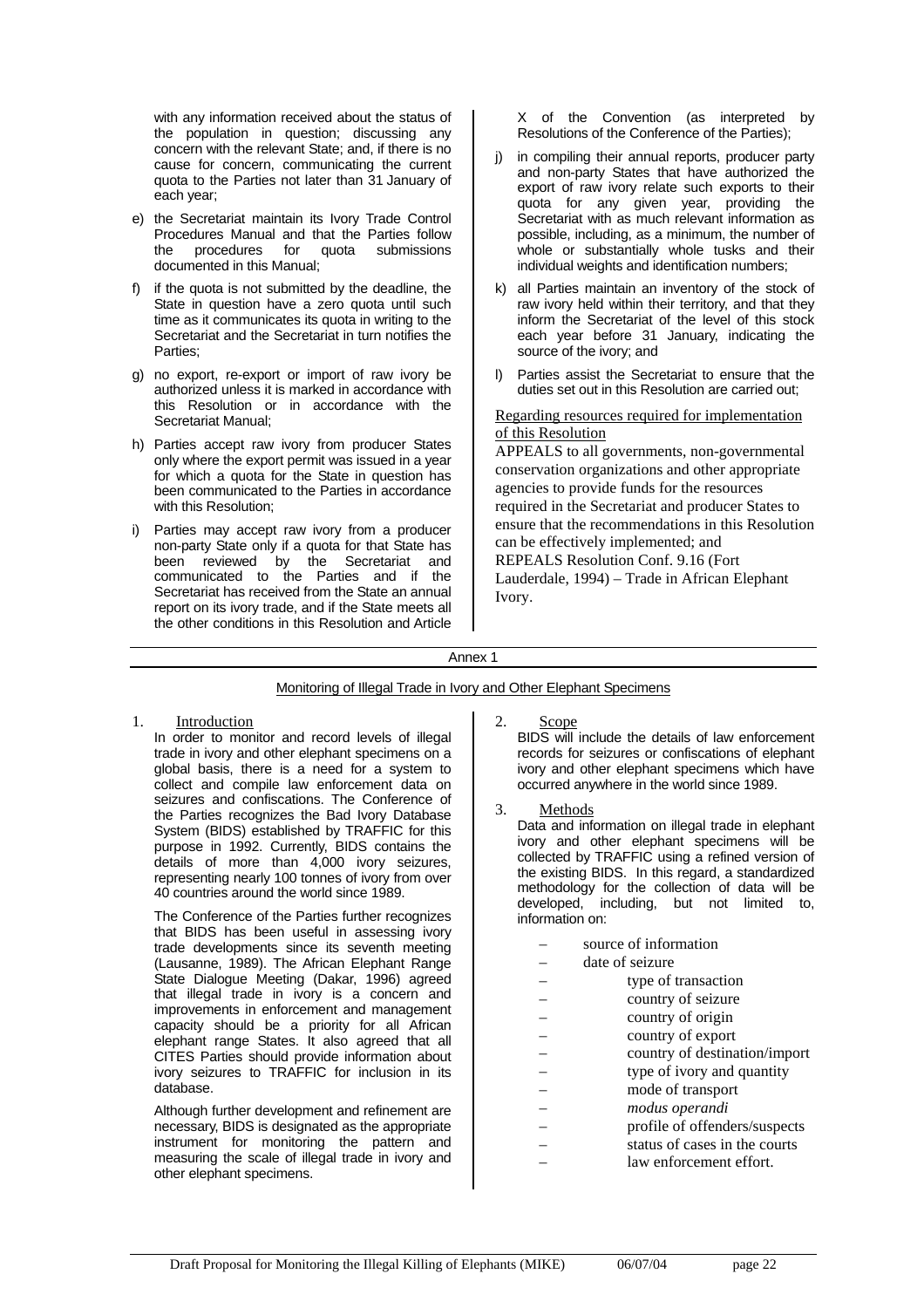with any information received about the status of the population in question; discussing any concern with the relevant State; and, if there is no cause for concern, communicating the current quota to the Parties not later than 31 January of each year;

e) the Secretariat maintain its Ivory Trade Control Procedures Manual and that the Parties follow the procedures for quota submissions documented in this Manual;

f) if the quota is not submitted by the deadline, the State in question have a zero quota until such time as it communicates its quota in writing to the Secretariat and the Secretariat in turn notifies the Parties;

g) no export, re-export or import of raw ivory be authorized unless it is marked in accordance with this Resolution or in accordance with the Secretariat Manual;

h) Parties accept raw ivory from producer States only where the export permit was issued in a year for which a quota for the State in question has been communicated to the Parties in accordance with this Resolution;

i) Parties may accept raw ivory from a producer non-party State only if a quota for that State has been reviewed by the Secretariat and communicated to the Parties and if the Secretariat has received from the State an annual report on its ivory trade, and if the State meets all the other conditions in this Resolution and Article X of the Convention (as interpreted by Resolutions of the Conference of the Parties);

j) in compiling their annual reports, producer party and non-party States that have authorized the export of raw ivory relate such exports to their quota for any given year, providing the Secretariat with as much relevant information as possible, including, as a minimum, the number of whole or substantially whole tusks and their individual weights and identification numbers;

k) all Parties maintain an inventory of the stock of raw ivory held within their territory, and that they inform the Secretariat of the level of this stock each year before 31 January, indicating the source of the ivory; and

l) Parties assist the Secretariat to ensure that the duties set out in this Resolution are carried out;

Regarding resources required for implementation of this Resolution

APPEALS to all governments, non-governmental conservation organizations and other appropriate agencies to provide funds for the resources required in the Secretariat and producer States to ensure that the recommendations in this Resolution can be effectively implemented; and

REPEALS Resolution Conf. 9.16 (Fort Lauderdale, 1994) – Trade in African Elephant Ivory.

## Annex 1

### Monitoring of Illegal Trade in Ivory and Other Elephant Specimens

1. Introduction

In order to monitor and record levels of illegal trade in ivory and other elephant specimens on a global basis, there is a need for a system to collect and compile law enforcement data on seizures and confiscations. The Conference of the Parties recognizes the Bad Ivory Database System (BIDS) established by TRAFFIC for this purpose in 1992. Currently, BIDS contains the details of more than 4,000 ivory seizures, representing nearly 100 tonnes of ivory from over 40 countries around the world since 1989.

The Conference of the Parties further recognizes that BIDS has been useful in assessing ivory trade developments since its seventh meeting (Lausanne, 1989). The African Elephant Range State Dialogue Meeting (Dakar, 1996) agreed that illegal trade in ivory is a concern and improvements in enforcement and management capacity should be a priority for all African elephant range States. It also agreed that all CITES Parties should provide information about ivory seizures to TRAFFIC for inclusion in its database.

Although further development and refinement are necessary, BIDS is designated as the appropriate instrument for monitoring the pattern and measuring the scale of illegal trade in ivory and other elephant specimens.

2. Scope

BIDS will include the details of law enforcement records for seizures or confiscations of elephant ivory and other elephant specimens which have occurred anywhere in the world since 1989.

3. Methods

Data and information on illegal trade in elephant ivory and other elephant specimens will be collected by TRAFFIC using a refined version of the existing BIDS. In this regard, a standardized methodology for the collection of data will be developed, including, but not limited to, information on:

- source of information
- date of seizure
- type of transaction
- country of seizure
- country of origin
- country of export
- country of destination/import
- type of ivory and quantity
- mode of transport
- *modus operandi*
- profile of offenders/suspects
- status of cases in the courts
- law enforcement effort.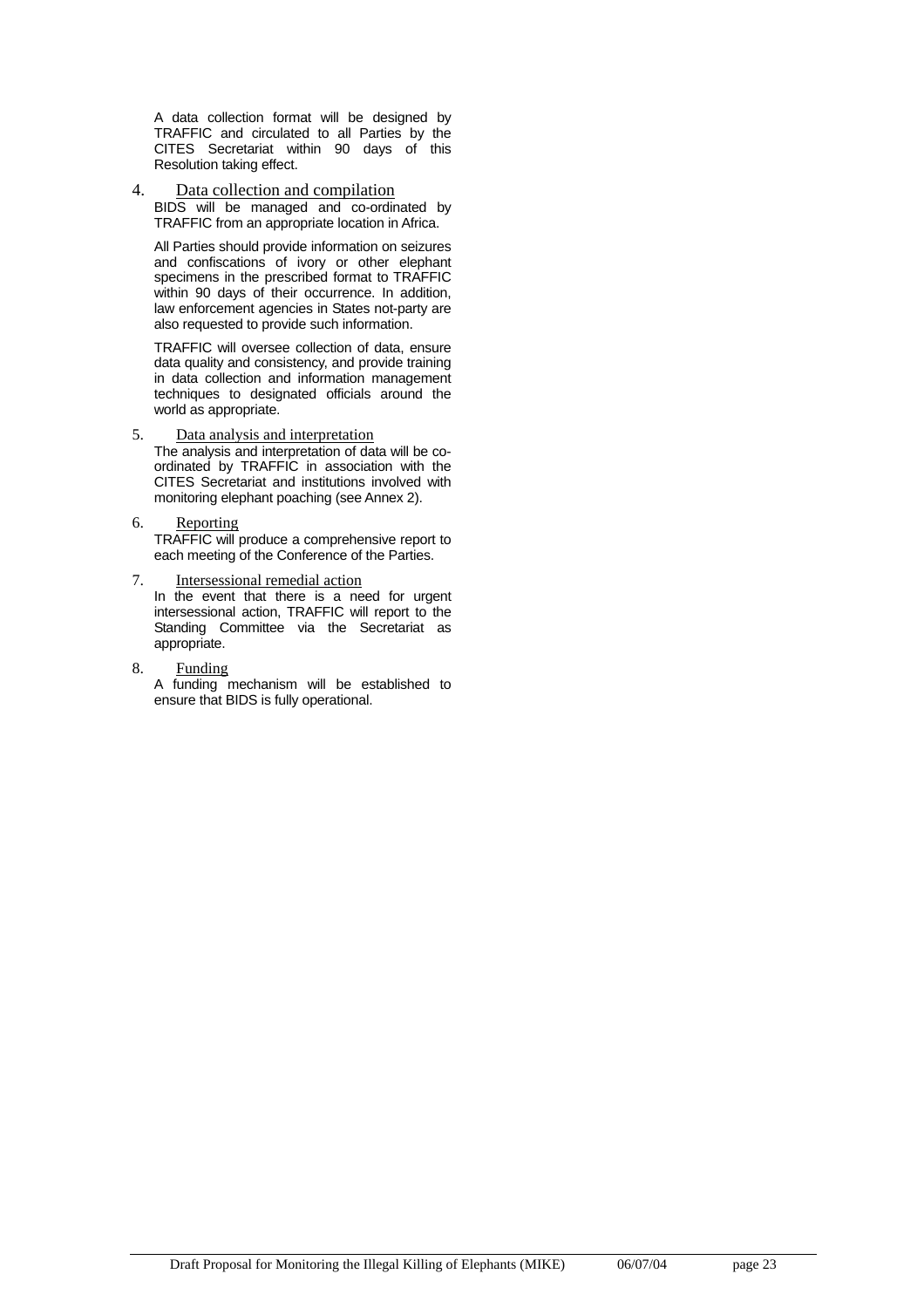A data collection format will be designed by TRAFFIC and circulated to all Parties by the CITES Secretariat within 90 days of this Resolution taking effect.

4. Data collection and compilation

BIDS will be managed and co-ordinated by TRAFFIC from an appropriate location in Africa.

All Parties should provide information on seizures and confiscations of ivory or other elephant specimens in the prescribed format to TRAFFIC within 90 days of their occurrence. In addition, law enforcement agencies in States not-party are also requested to provide such information.

TRAFFIC will oversee collection of data, ensure data quality and consistency, and provide training in data collection and information management techniques to designated officials around the world as appropriate.

5. Data analysis and interpretation

The analysis and interpretation of data will be co-ordinated by TRAFFIC in association with the CITES Secretariat and institutions involved with monitoring elephant poaching (see Annex 2).

6. Reporting

TRAFFIC will produce a comprehensive report to each meeting of the Conference of the Parties.

7. Intersessional remedial action

In the event that there is a need for urgent intersessional action, TRAFFIC will report to the Standing Committee via the Secretariat as appropriate.

8. Funding

A funding mechanism will be established to ensure that BIDS is fully operational.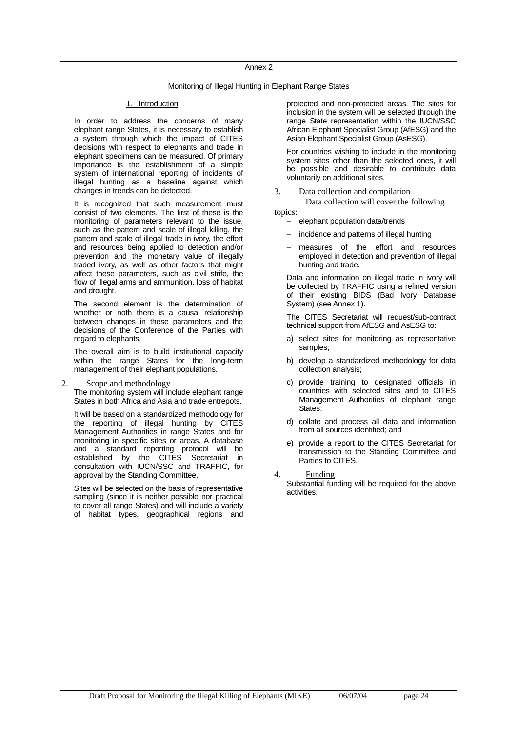Annex 2

## Monitoring of Illegal Hunting in Elephant Range States

### 1. Introduction

In order to address the concerns of many elephant range States, it is necessary to establish a system through which the impact of CITES decisions with respect to elephants and trade in elephant specimens can be measured. Of primary importance is the establishment of a simple system of international reporting of incidents of illegal hunting as a baseline against which changes in trends can be detected.

It is recognized that such measurement must consist of two elements. The first of these is the monitoring of parameters relevant to the issue, such as the pattern and scale of illegal killing, the pattern and scale of illegal trade in ivory, the effort and resources being applied to detection and/or prevention and the monetary value of illegally traded ivory, as well as other factors that might affect these parameters, such as civil strife, the flow of illegal arms and ammunition, loss of habitat and drought.

The second element is the determination of whether or noth there is a causal relationship between changes in these parameters and the decisions of the Conference of the Parties with regard to elephants.

The overall aim is to build institutional capacity within the range States for the long-term management of their elephant populations.

### 2. Scope and methodology

The monitoring system will include elephant range States in both Africa and Asia and trade entrepots.

It will be based on a standardized methodology for the reporting of illegal hunting by CITES Management Authorities in range States and for monitoring in specific sites or areas. A database and a standard reporting protocol will be established by the CITES Secretariat in consultation with IUCN/SSC and TRAFFIC, for approval by the Standing Committee.

Sites will be selected on the basis of representative sampling (since it is neither possible nor practical to cover all range States) and will include a variety of habitat types, geographical regions and protected and non-protected areas. The sites for inclusion in the system will be selected through the range State representation within the IUCN/SSC African Elephant Specialist Group (AfESG) and the Asian Elephant Specialist Group (AsESG).

For countries wishing to include in the monitoring system sites other than the selected ones, it will be possible and desirable to contribute data voluntarily on additional sites.

### 3. Data collection and compilation

Data collection will cover the following topics:

- elephant population data/trends
- incidence and patterns of illegal hunting
- measures of the effort and resources employed in detection and prevention of illegal hunting and trade.

Data and information on illegal trade in ivory will be collected by TRAFFIC using a refined version of their existing BIDS (Bad Ivory Database System) (see Annex 1).

The CITES Secretariat will request/sub-contract technical support from AfESG and AsESG to:

a) select sites for monitoring as representative samples;

b) develop a standardized methodology for data collection analysis;

c) provide training to designated officials in countries with selected sites and to CITES Management Authorities of elephant range States;

d) collate and process all data and information from all sources identified; and

e) provide a report to the CITES Secretariat for transmission to the Standing Committee and Parties to CITES.

### 4. Funding

Substantial funding will be required for the above activities.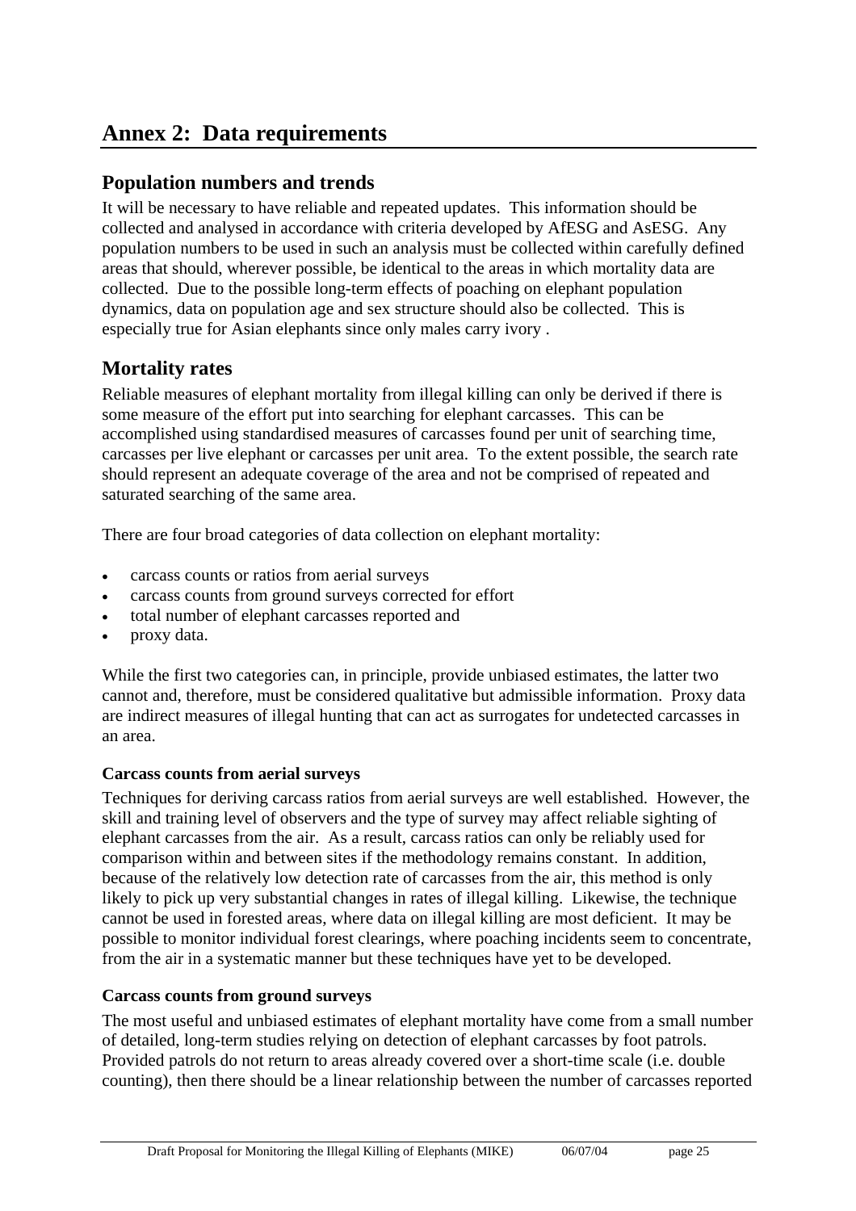# Annex 2: Data requirements

## Population numbers and trends

It will be necessary to have reliable and repeated updates. This information should be collected and analysed in accordance with criteria developed by AfESG and AsESG. Any population numbers to be used in such an analysis must be collected within carefully defined areas that should, wherever possible, be identical to the areas in which mortality data are collected. Due to the possible long-term effects of poaching on elephant population dynamics, data on population age and sex structure should also be collected. This is especially true for Asian elephants since only males carry ivory .

## Mortality rates

Reliable measures of elephant mortality from illegal killing can only be derived if there is some measure of the effort put into searching for elephant carcasses. This can be accomplished using standardised measures of carcasses found per unit of searching time, carcasses per live elephant or carcasses per unit area. To the extent possible, the search rate should represent an adequate coverage of the area and not be comprised of repeated and saturated searching of the same area.

There are four broad categories of data collection on elephant mortality:

- carcass counts or ratios from aerial surveys
- carcass counts from ground surveys corrected for effort
- total number of elephant carcasses reported and
- proxy data.

While the first two categories can, in principle, provide unbiased estimates, the latter two cannot and, therefore, must be considered qualitative but admissible information. Proxy data are indirect measures of illegal hunting that can act as surrogates for undetected carcasses in an area.

**Carcass counts from aerial surveys**

Techniques for deriving carcass ratios from aerial surveys are well established. However, the skill and training level of observers and the type of survey may affect reliable sighting of elephant carcasses from the air. As a result, carcass ratios can only be reliably used for comparison within and between sites if the methodology remains constant. In addition, because of the relatively low detection rate of carcasses from the air, this method is only likely to pick up very substantial changes in rates of illegal killing. Likewise, the technique cannot be used in forested areas, where data on illegal killing are most deficient. It may be possible to monitor individual forest clearings, where poaching incidents seem to concentrate, from the air in a systematic manner but these techniques have yet to be developed.

**Carcass counts from ground surveys**

The most useful and unbiased estimates of elephant mortality have come from a small number of detailed, long-term studies relying on detection of elephant carcasses by foot patrols. Provided patrols do not return to areas already covered over a short-time scale (i.e. double counting), then there should be a linear relationship between the number of carcasses reported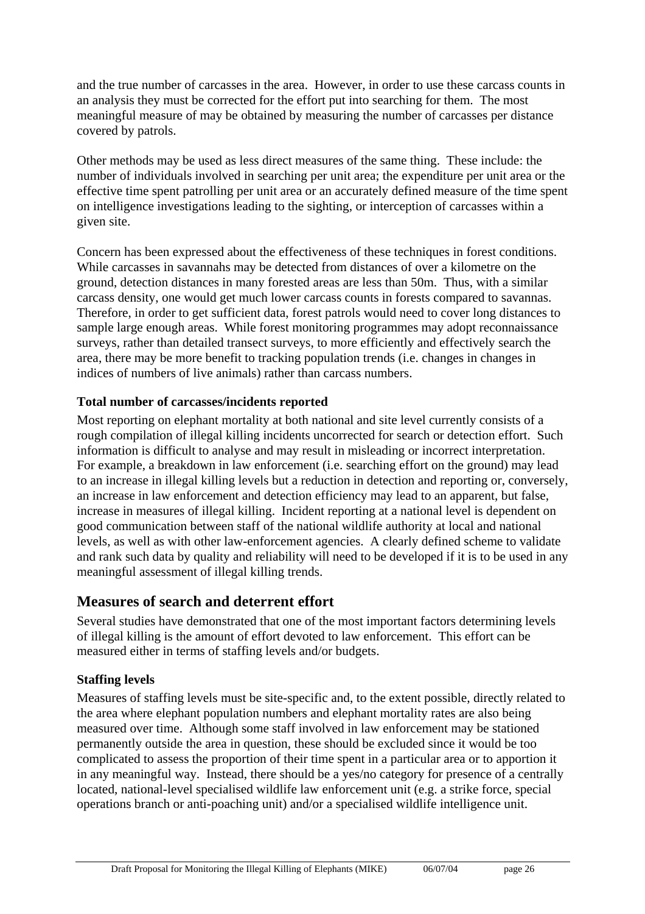and the true number of carcasses in the area. However, in order to use these carcass counts in an analysis they must be corrected for the effort put into searching for them. The most meaningful measure of may be obtained by measuring the number of carcasses per distance covered by patrols.

Other methods may be used as less direct measures of the same thing. These include: the number of individuals involved in searching per unit area; the expenditure per unit area or the effective time spent patrolling per unit area or an accurately defined measure of the time spent on intelligence investigations leading to the sighting, or interception of carcasses within a given site.

Concern has been expressed about the effectiveness of these techniques in forest conditions. While carcasses in savannahs may be detected from distances of over a kilometre on the ground, detection distances in many forested areas are less than 50m. Thus, with a similar carcass density, one would get much lower carcass counts in forests compared to savannas. Therefore, in order to get sufficient data, forest patrols would need to cover long distances to sample large enough areas. While forest monitoring programmes may adopt reconnaissance surveys, rather than detailed transect surveys, to more efficiently and effectively search the area, there may be more benefit to tracking population trends (i.e. changes in changes in indices of numbers of live animals) rather than carcass numbers.

### Total number of carcasses/incidents reported

Most reporting on elephant mortality at both national and site level currently consists of a rough compilation of illegal killing incidents uncorrected for search or detection effort. Such information is difficult to analyse and may result in misleading or incorrect interpretation. For example, a breakdown in law enforcement (i.e. searching effort on the ground) may lead to an increase in illegal killing levels but a reduction in detection and reporting or, conversely, an increase in law enforcement and detection efficiency may lead to an apparent, but false, increase in measures of illegal killing. Incident reporting at a national level is dependent on good communication between staff of the national wildlife authority at local and national levels, as well as with other law-enforcement agencies. A clearly defined scheme to validate and rank such data by quality and reliability will need to be developed if it is to be used in any meaningful assessment of illegal killing trends.

## Measures of search and deterrent effort

Several studies have demonstrated that one of the most important factors determining levels of illegal killing is the amount of effort devoted to law enforcement. This effort can be measured either in terms of staffing levels and/or budgets.

### Staffing levels

Measures of staffing levels must be site-specific and, to the extent possible, directly related to the area where elephant population numbers and elephant mortality rates are also being measured over time. Although some staff involved in law enforcement may be stationed permanently outside the area in question, these should be excluded since it would be too complicated to assess the proportion of their time spent in a particular area or to apportion it in any meaningful way. Instead, there should be a yes/no category for presence of a centrally located, national-level specialised wildlife law enforcement unit (e.g. a strike force, special operations branch or anti-poaching unit) and/or a specialised wildlife intelligence unit.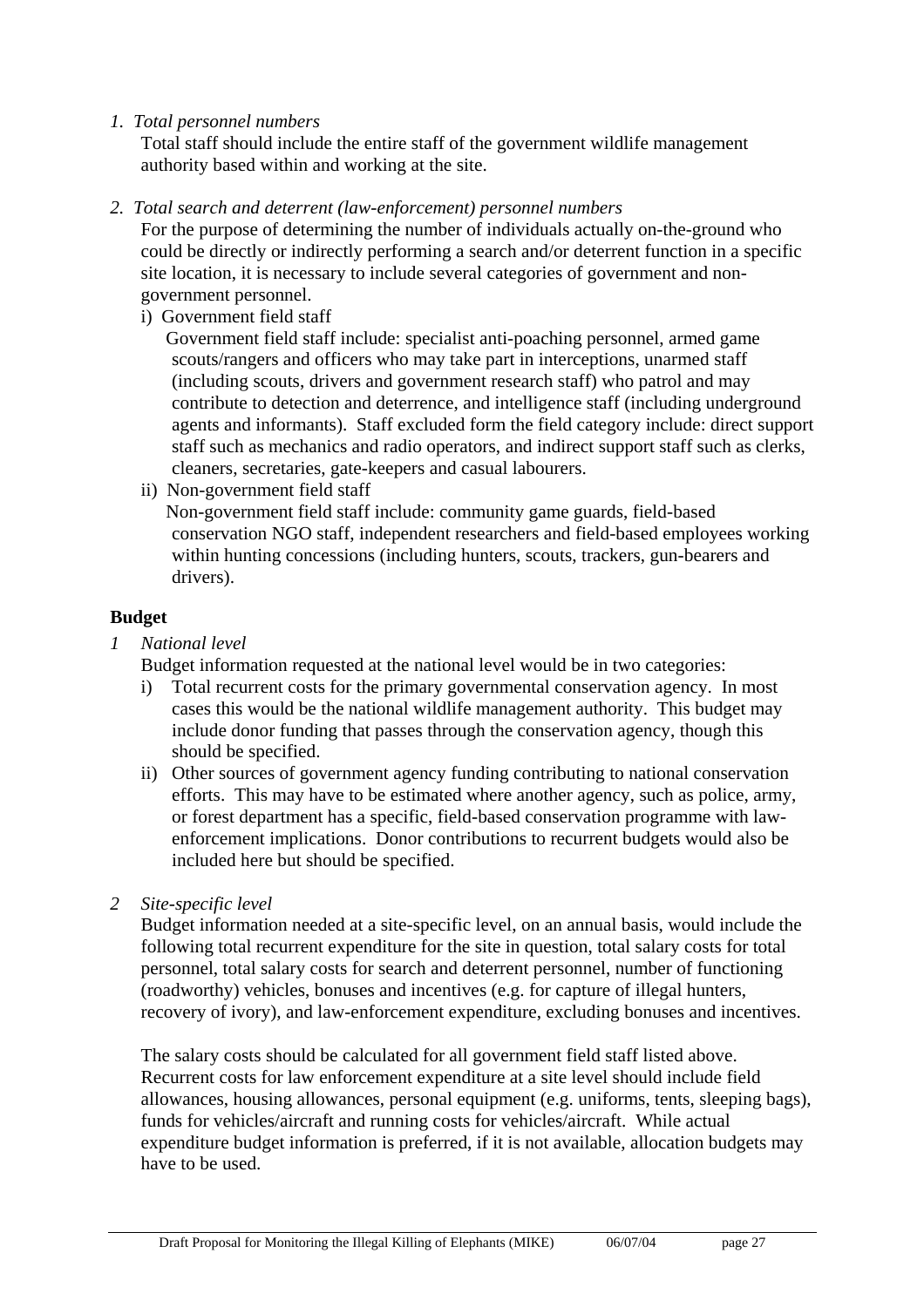*1. Total personnel numbers*

Total staff should include the entire staff of the government wildlife management authority based within and working at the site.

*2. Total search and deterrent (law-enforcement) personnel numbers*

For the purpose of determining the number of individuals actually on-the-ground who could be directly or indirectly performing a search and/or deterrent function in a specific site location, it is necessary to include several categories of government and non-government personnel.

i) Government field staff

Government field staff include: specialist anti-poaching personnel, armed game scouts/rangers and officers who may take part in interceptions, unarmed staff (including scouts, drivers and government research staff) who patrol and may contribute to detection and deterrence, and intelligence staff (including underground agents and informants). Staff excluded form the field category include: direct support staff such as mechanics and radio operators, and indirect support staff such as clerks, cleaners, secretaries, gate-keepers and casual labourers.

ii) Non-government field staff

Non-government field staff include: community game guards, field-based conservation NGO staff, independent researchers and field-based employees working within hunting concessions (including hunters, scouts, trackers, gun-bearers and drivers).

**Budget**

*1 National level*

Budget information requested at the national level would be in two categories:

i) Total recurrent costs for the primary governmental conservation agency. In most cases this would be the national wildlife management authority. This budget may include donor funding that passes through the conservation agency, though this should be specified.

ii) Other sources of government agency funding contributing to national conservation efforts. This may have to be estimated where another agency, such as police, army, or forest department has a specific, field-based conservation programme with law-enforcement implications. Donor contributions to recurrent budgets would also be included here but should be specified.

*2 Site-specific level*

Budget information needed at a site-specific level, on an annual basis, would include the following total recurrent expenditure for the site in question, total salary costs for total personnel, total salary costs for search and deterrent personnel, number of functioning (roadworthy) vehicles, bonuses and incentives (e.g. for capture of illegal hunters, recovery of ivory), and law-enforcement expenditure, excluding bonuses and incentives.

The salary costs should be calculated for all government field staff listed above. Recurrent costs for law enforcement expenditure at a site level should include field allowances, housing allowances, personal equipment (e.g. uniforms, tents, sleeping bags), funds for vehicles/aircraft and running costs for vehicles/aircraft. While actual expenditure budget information is preferred, if it is not available, allocation budgets may have to be used.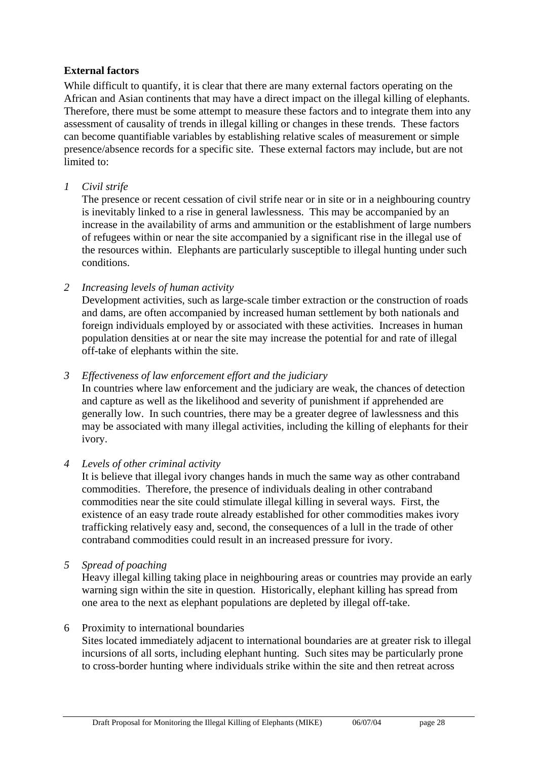**External factors**

While difficult to quantify, it is clear that there are many external factors operating on the African and Asian continents that may have a direct impact on the illegal killing of elephants. Therefore, there must be some attempt to measure these factors and to integrate them into any assessment of causality of trends in illegal killing or changes in these trends. These factors can become quantifiable variables by establishing relative scales of measurement or simple presence/absence records for a specific site. These external factors may include, but are not limited to:

*1 Civil strife*

The presence or recent cessation of civil strife near or in site or in a neighbouring country is inevitably linked to a rise in general lawlessness. This may be accompanied by an increase in the availability of arms and ammunition or the establishment of large numbers of refugees within or near the site accompanied by a significant rise in the illegal use of the resources within. Elephants are particularly susceptible to illegal hunting under such conditions.

*2 Increasing levels of human activity*

Development activities, such as large-scale timber extraction or the construction of roads and dams, are often accompanied by increased human settlement by both nationals and foreign individuals employed by or associated with these activities. Increases in human population densities at or near the site may increase the potential for and rate of illegal off-take of elephants within the site.

*3 Effectiveness of law enforcement effort and the judiciary*

In countries where law enforcement and the judiciary are weak, the chances of detection and capture as well as the likelihood and severity of punishment if apprehended are generally low. In such countries, there may be a greater degree of lawlessness and this may be associated with many illegal activities, including the killing of elephants for their ivory.

*4 Levels of other criminal activity*

It is believe that illegal ivory changes hands in much the same way as other contraband commodities. Therefore, the presence of individuals dealing in other contraband commodities near the site could stimulate illegal killing in several ways. First, the existence of an easy trade route already established for other commodities makes ivory trafficking relatively easy and, second, the consequences of a lull in the trade of other contraband commodities could result in an increased pressure for ivory.

*5 Spread of poaching*

Heavy illegal killing taking place in neighbouring areas or countries may provide an early warning sign within the site in question. Historically, elephant killing has spread from one area to the next as elephant populations are depleted by illegal off-take.

6 Proximity to international boundaries

Sites located immediately adjacent to international boundaries are at greater risk to illegal incursions of all sorts, including elephant hunting. Such sites may be particularly prone to cross-border hunting where individuals strike within the site and then retreat across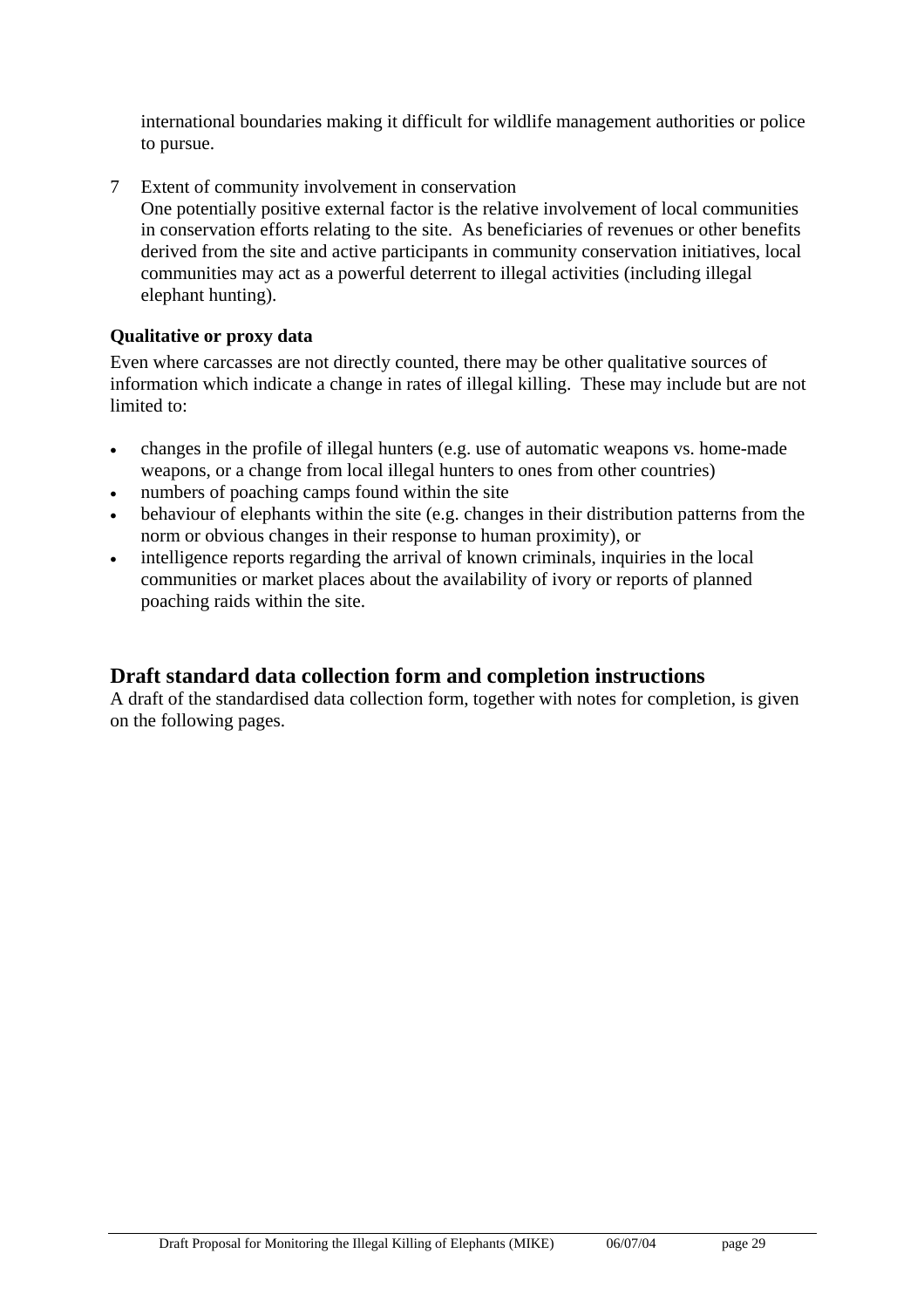international boundaries making it difficult for wildlife management authorities or police to pursue.

7 Extent of community involvement in conservation
One potentially positive external factor is the relative involvement of local communities in conservation efforts relating to the site. As beneficiaries of revenues or other benefits derived from the site and active participants in community conservation initiatives, local communities may act as a powerful deterrent to illegal activities (including illegal elephant hunting).

**Qualitative or proxy data**

Even where carcasses are not directly counted, there may be other qualitative sources of information which indicate a change in rates of illegal killing. These may include but are not limited to:

- changes in the profile of illegal hunters (e.g. use of automatic weapons vs. home-made weapons, or a change from local illegal hunters to ones from other countries)
- numbers of poaching camps found within the site
- behaviour of elephants within the site (e.g. changes in their distribution patterns from the norm or obvious changes in their response to human proximity), or
- intelligence reports regarding the arrival of known criminals, inquiries in the local communities or market places about the availability of ivory or reports of planned poaching raids within the site.

## Draft standard data collection form and completion instructions

A draft of the standardised data collection form, together with notes for completion, is given on the following pages.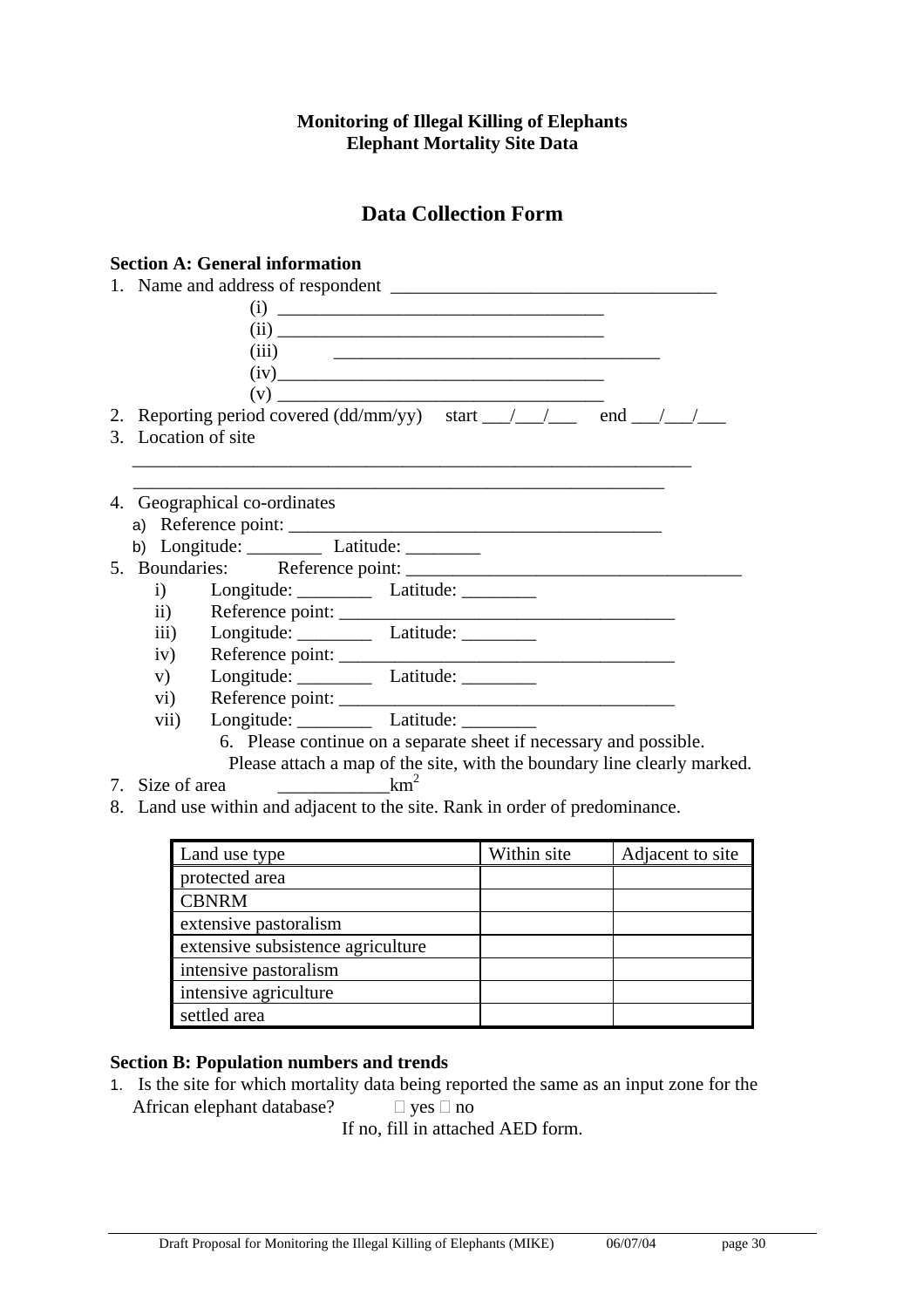**Monitoring of Illegal Killing of Elephants**
**Elephant Mortality Site Data**

## Data Collection Form

**Section A: General information**

1. Name and address of respondent ___________________________________
   (i) __________________________________
   (ii) __________________________________
   (iii) __________________________________
   (iv)__________________________________
   (v) __________________________________
2. Reporting period covered (dd/mm/yy) start ___/___/___ end ___/___/___
3. Location of site
   ____________________________________________________________
   ____________________________________________________________
4. Geographical co-ordinates
   a) Reference point: ________________________________________
   b) Longitude: ________ Latitude: ________
5. Boundaries: Reference point: ____________________________________
   i) Longitude: ________ Latitude: ________
   ii) Reference point: ____________________________________
   iii) Longitude: ________ Latitude: ________
   iv) Reference point: ____________________________________
   v) Longitude: ________ Latitude: ________
   vi) Reference point: ____________________________________
   vii) Longitude: ________ Latitude: ________
6. Please continue on a separate sheet if necessary and possible.
   Please attach a map of the site, with the boundary line clearly marked.
7. Size of area ____________$km^2$
8. Land use within and adjacent to the site. Rank in order of predominance.

| Land use type | Within site | Adjacent to site |
|---|---|---|
| protected area | | |
| CBNRM | | |
| extensive pastoralism | | |
| extensive subsistence agriculture | | |
| intensive pastoralism | | |
| intensive agriculture | | |
| settled area | | |

**Section B: Population numbers and trends**

1. Is the site for which mortality data being reported the same as an input zone for the African elephant database? □ yes □ no
   If no, fill in attached AED form.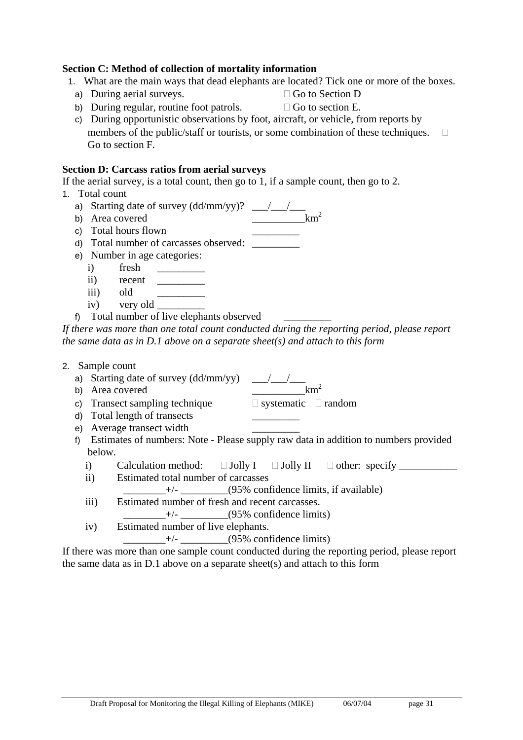**Section C: Method of collection of mortality information**

1. What are the main ways that dead elephants are located? Tick one or more of the boxes.
   a) During aerial surveys. ☐ Go to Section D
   b) During regular, routine foot patrols. ☐ Go to section E.
   c) During opportunistic observations by foot, aircraft, or vehicle, from reports by members of the public/staff or tourists, or some combination of these techniques. ☐ Go to section F.

**Section D: Carcass ratios from aerial surveys**

If the aerial survey, is a total count, then go to 1, if a sample count, then go to 2.

1. Total count
   a) Starting date of survey (dd/mm/yy)? \_\_\_/\_\_\_/\_\_\_
   b) Area covered \_\_\_\_\_\_\_\_\_\_km$^2$
   c) Total hours flown \_\_\_\_\_\_\_\_\_
   d) Total number of carcasses observed: \_\_\_\_\_\_\_\_\_
   e) Number in age categories:
      i) fresh \_\_\_\_\_\_\_\_\_
      ii) recent \_\_\_\_\_\_\_\_\_
      iii) old \_\_\_\_\_\_\_\_\_
      iv) very old \_\_\_\_\_\_\_\_\_
   f) Total number of live elephants observed \_\_\_\_\_\_\_\_\_

*If there was more than one total count conducted during the reporting period, please report the same data as in D.1 above on a separate sheet(s) and attach to this form*

2. Sample count
   a) Starting date of survey (dd/mm/yy) \_\_\_/\_\_\_/\_\_\_
   b) Area covered \_\_\_\_\_\_\_\_\_\_km$^2$
   c) Transect sampling technique ☐ systematic ☐ random
   d) Total length of transects \_\_\_\_\_\_\_\_\_
   e) Average transect width \_\_\_\_\_\_\_\_\_
   f) Estimates of numbers: Note - Please supply raw data in addition to numbers provided below.
      i) Calculation method: ☐ Jolly I ☐ Jolly II ☐ other: specify \_\_\_\_\_\_\_\_\_\_\_
      ii) Estimated total number of carcasses
      \_\_\_\_\_\_\_\_+/- \_\_\_\_\_\_\_\_\_(95% confidence limits, if available)
      iii) Estimated number of fresh and recent carcasses.
      \_\_\_\_\_\_\_\_+/- \_\_\_\_\_\_\_\_\_(95% confidence limits)
      iv) Estimated number of live elephants.
      \_\_\_\_\_\_\_\_+/- \_\_\_\_\_\_\_\_\_(95% confidence limits)

If there was more than one sample count conducted during the reporting period, please report the same data as in D.1 above on a separate sheet(s) and attach to this form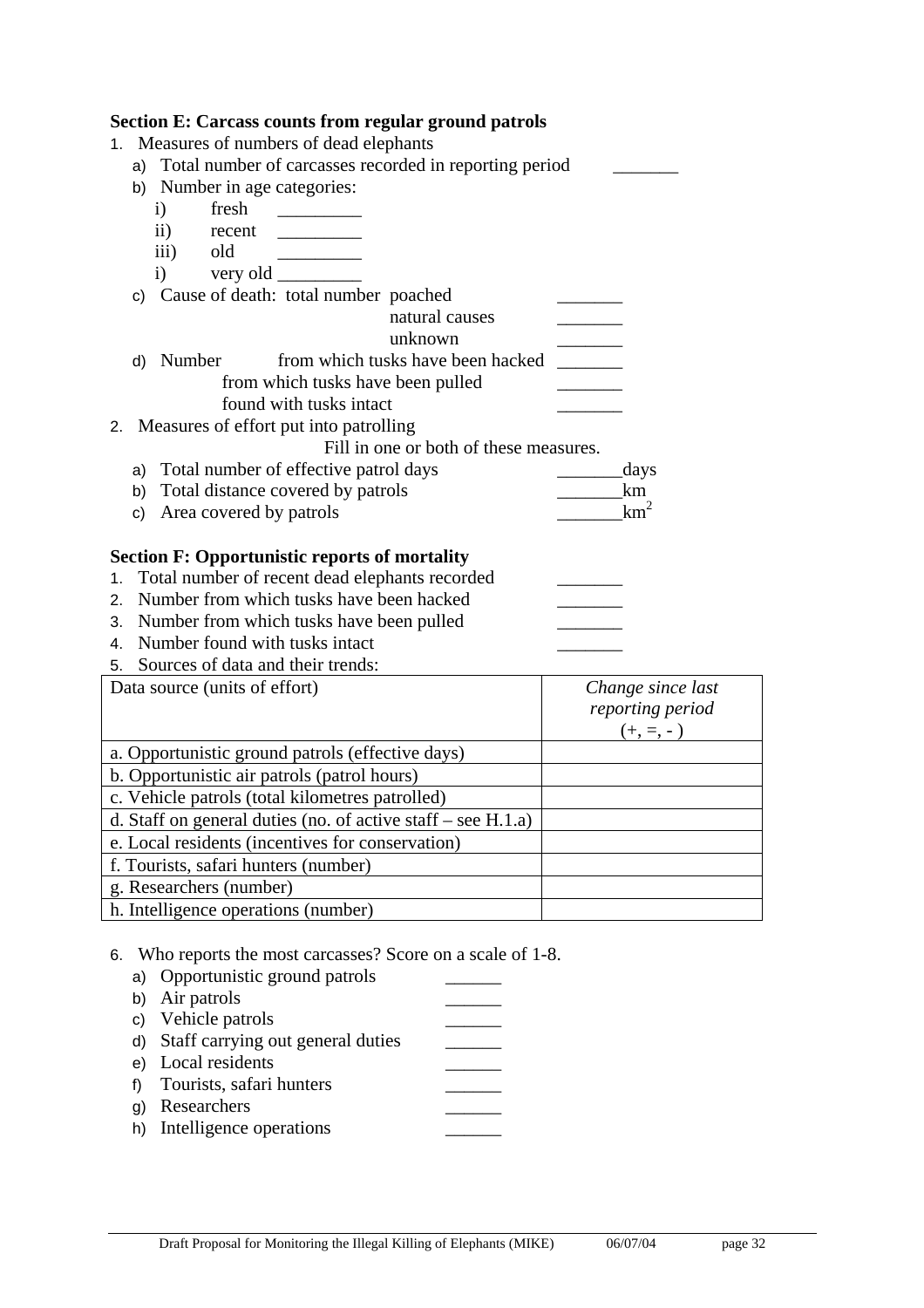**Section E: Carcass counts from regular ground patrols**

1. Measures of numbers of dead elephants
   a) Total number of carcasses recorded in reporting period _______
   b) Number in age categories:
      i) fresh _________
      ii) recent _________
      iii) old _________
      i) very old _________
   c) Cause of death: total number poached _______
      natural causes _______
      unknown _______
   d) Number from which tusks have been hacked _______
      from which tusks have been pulled _______
      found with tusks intact _______
2. Measures of effort put into patrolling

   Fill in one or both of these measures.

   a) Total number of effective patrol days _______days
   b) Total distance covered by patrols _______km
   c) Area covered by patrols _______$km^2$

**Section F: Opportunistic reports of mortality**

1. Total number of recent dead elephants recorded _______
2. Number from which tusks have been hacked _______
3. Number from which tusks have been pulled _______
4. Number found with tusks intact _______
5. Sources of data and their trends:

| Data source (units of effort) | *Change since last reporting period* (+, =, - ) |
|---|---|
| a. Opportunistic ground patrols (effective days) | |
| b. Opportunistic air patrols (patrol hours) | |
| c. Vehicle patrols (total kilometres patrolled) | |
| d. Staff on general duties (no. of active staff – see H.1.a) | |
| e. Local residents (incentives for conservation) | |
| f. Tourists, safari hunters (number) | |
| g. Researchers (number) | |
| h. Intelligence operations (number) | |

6. Who reports the most carcasses? Score on a scale of 1-8.
   a) Opportunistic ground patrols ______
   b) Air patrols ______
   c) Vehicle patrols ______
   d) Staff carrying out general duties ______
   e) Local residents ______
   f) Tourists, safari hunters ______
   g) Researchers ______
   h) Intelligence operations ______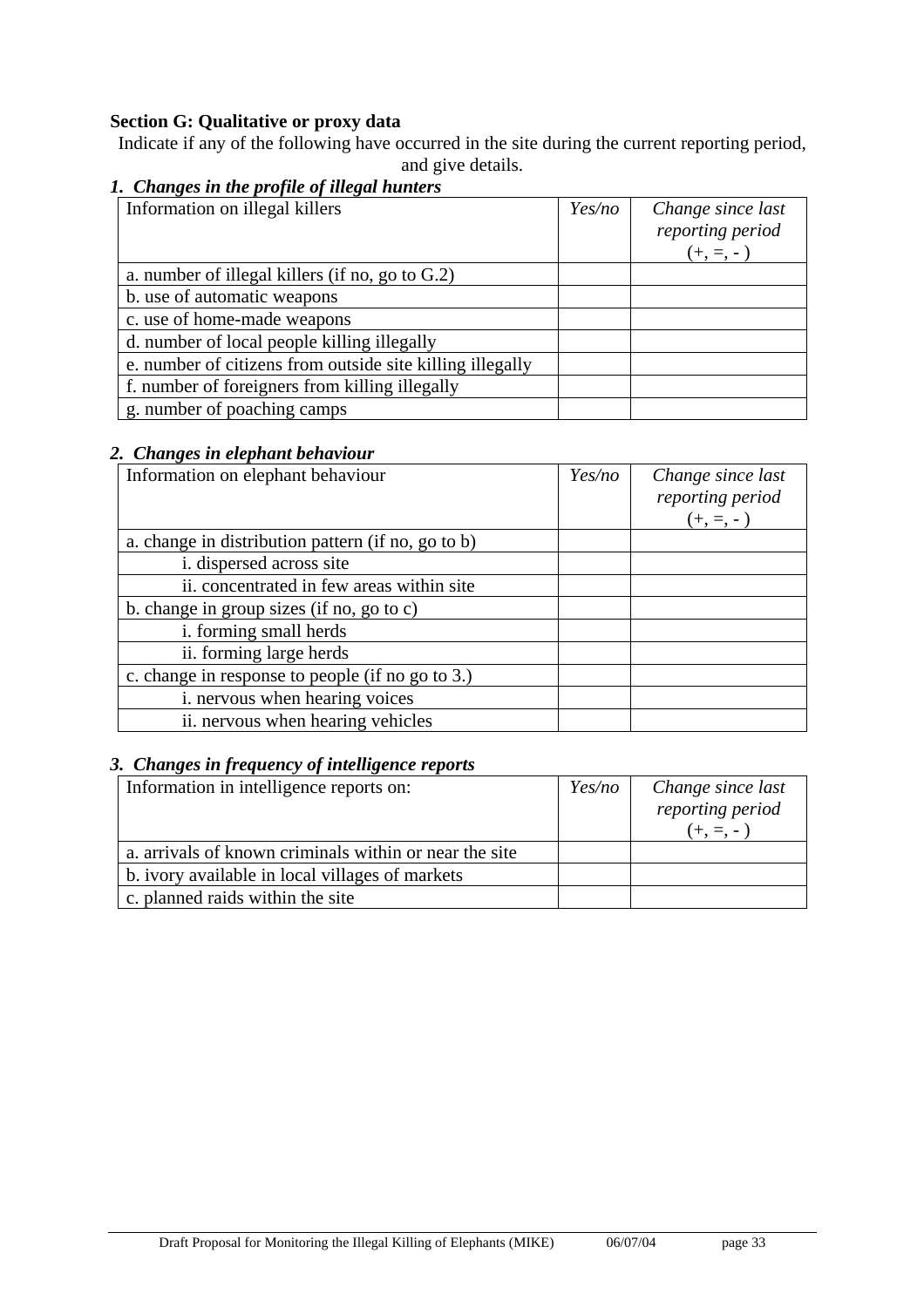**Section G: Qualitative or proxy data**

Indicate if any of the following have occurred in the site during the current reporting period, and give details.

***1. Changes in the profile of illegal hunters***

| Information on illegal killers | *Yes/no* | *Change since last reporting period (+, =, - )* |
|---|---|---|
| a. number of illegal killers (if no, go to G.2) | | |
| b. use of automatic weapons | | |
| c. use of home-made weapons | | |
| d. number of local people killing illegally | | |
| e. number of citizens from outside site killing illegally | | |
| f. number of foreigners from killing illegally | | |
| g. number of poaching camps | | |

***2. Changes in elephant behaviour***

| Information on elephant behaviour | *Yes/no* | *Change since last reporting period (+, =, - )* |
|---|---|---|
| a. change in distribution pattern (if no, go to b) | | |
| i. dispersed across site | | |
| ii. concentrated in few areas within site | | |
| b. change in group sizes (if no, go to c) | | |
| i. forming small herds | | |
| ii. forming large herds | | |
| c. change in response to people (if no go to 3.) | | |
| i. nervous when hearing voices | | |
| ii. nervous when hearing vehicles | | |

***3. Changes in frequency of intelligence reports***

| Information in intelligence reports on: | *Yes/no* | *Change since last reporting period (+, =, - )* |
|---|---|---|
| a. arrivals of known criminals within or near the site | | |
| b. ivory available in local villages of markets | | |
| c. planned raids within the site | | |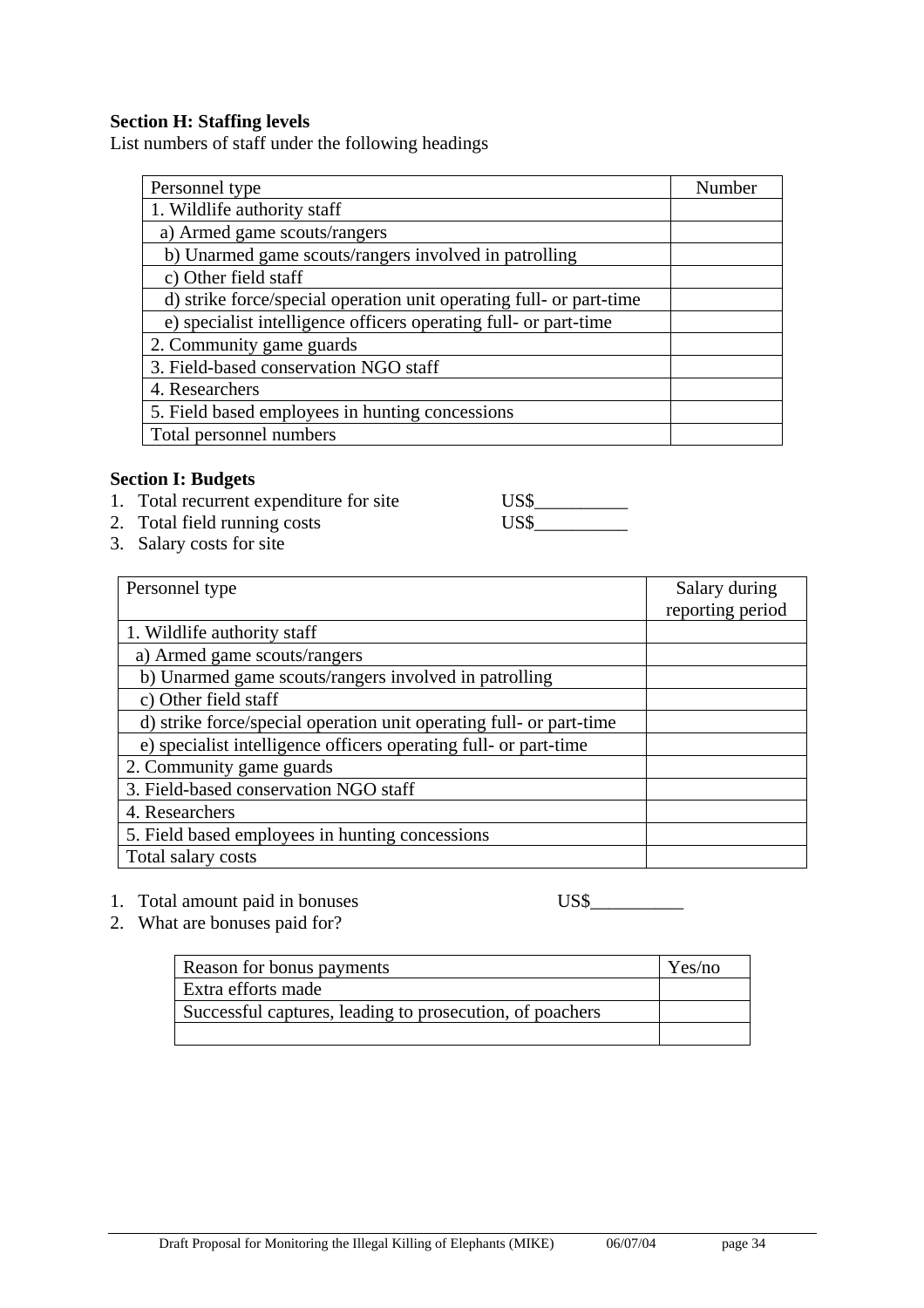**Section H: Staffing levels**

List numbers of staff under the following headings

| Personnel type | Number |
|---|---|
| 1. Wildlife authority staff | |
| a) Armed game scouts/rangers | |
| b) Unarmed game scouts/rangers involved in patrolling | |
| c) Other field staff | |
| d) strike force/special operation unit operating full- or part-time | |
| e) specialist intelligence officers operating full- or part-time | |
| 2. Community game guards | |
| 3. Field-based conservation NGO staff | |
| 4. Researchers | |
| 5. Field based employees in hunting concessions | |
| Total personnel numbers | |

**Section I: Budgets**

1. Total recurrent expenditure for site US$__________
2. Total field running costs US$__________
3. Salary costs for site

| Personnel type | Salary during reporting period |
|---|---|
| 1. Wildlife authority staff | |
| a) Armed game scouts/rangers | |
| b) Unarmed game scouts/rangers involved in patrolling | |
| c) Other field staff | |
| d) strike force/special operation unit operating full- or part-time | |
| e) specialist intelligence officers operating full- or part-time | |
| 2. Community game guards | |
| 3. Field-based conservation NGO staff | |
| 4. Researchers | |
| 5. Field based employees in hunting concessions | |
| Total salary costs | |

1. Total amount paid in bonuses US$__________
2. What are bonuses paid for?

| Reason for bonus payments | Yes/no |
|---|---|
| Extra efforts made | |
| Successful captures, leading to prosecution, of poachers | |
| | |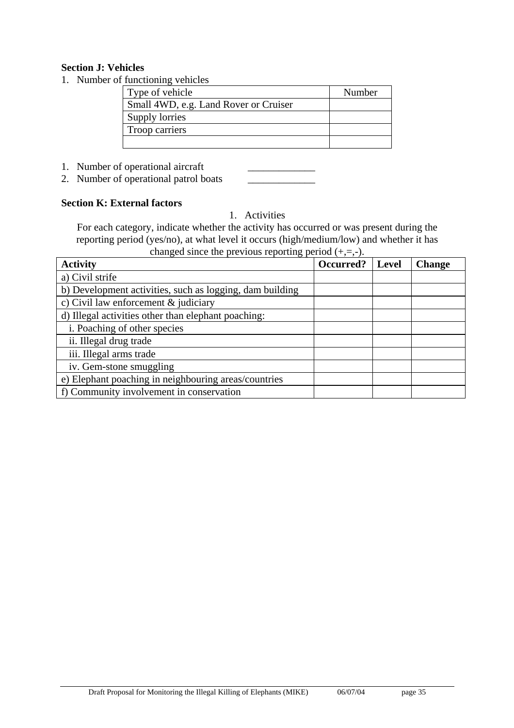**Section J: Vehicles**

1. Number of functioning vehicles

| Type of vehicle | Number |
|---|---|
| Small 4WD, e.g. Land Rover or Cruiser | |
| Supply lorries | |
| Troop carriers | |
| | |

1. Number of operational aircraft _____________
2. Number of operational patrol boats _____________

**Section K: External factors**

1. Activities

For each category, indicate whether the activity has occurred or was present during the reporting period (yes/no), at what level it occurs (high/medium/low) and whether it has changed since the previous reporting period (+,=,-).

| **Activity** | **Occurred?** | **Level** | **Change** |
|---|---|---|---|
| a) Civil strife | | | |
| b) Development activities, such as logging, dam building | | | |
| c) Civil law enforcement & judiciary | | | |
| d) Illegal activities other than elephant poaching: | | | |
| i. Poaching of other species | | | |
| ii. Illegal drug trade | | | |
| iii. Illegal arms trade | | | |
| iv. Gem-stone smuggling | | | |
| e) Elephant poaching in neighbouring areas/countries | | | |
| f) Community involvement in conservation | | | |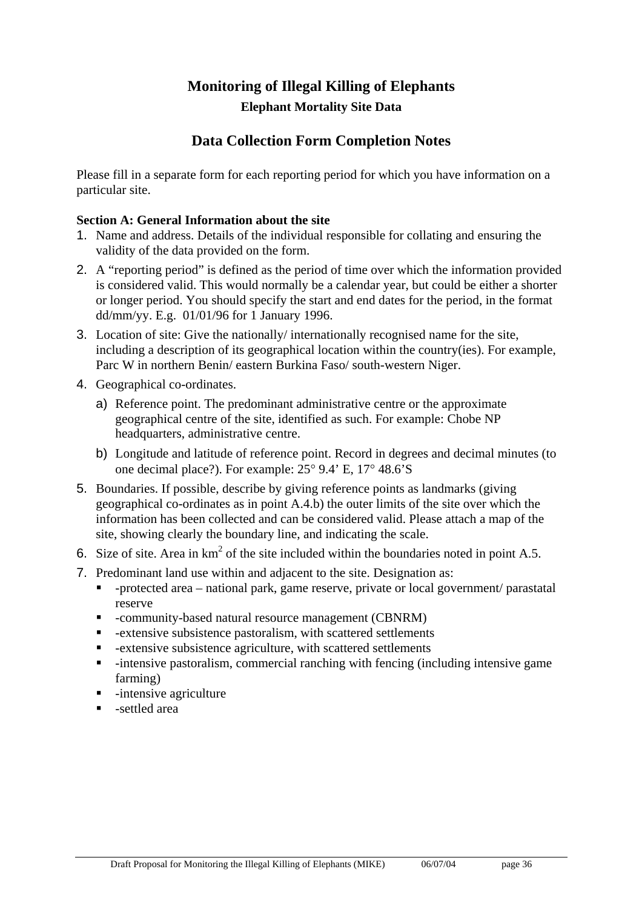# Monitoring of Illegal Killing of Elephants

### Elephant Mortality Site Data

## Data Collection Form Completion Notes

Please fill in a separate form for each reporting period for which you have information on a particular site.

**Section A: General Information about the site**

1. Name and address. Details of the individual responsible for collating and ensuring the validity of the data provided on the form.
2. A "reporting period" is defined as the period of time over which the information provided is considered valid. This would normally be a calendar year, but could be either a shorter or longer period. You should specify the start and end dates for the period, in the format dd/mm/yy. E.g. 01/01/96 for 1 January 1996.
3. Location of site: Give the nationally/ internationally recognised name for the site, including a description of its geographical location within the country(ies). For example, Parc W in northern Benin/ eastern Burkina Faso/ south-western Niger.
4. Geographical co-ordinates.
   a) Reference point. The predominant administrative centre or the approximate geographical centre of the site, identified as such. For example: Chobe NP headquarters, administrative centre.
   b) Longitude and latitude of reference point. Record in degrees and decimal minutes (to one decimal place?). For example: 25° 9.4' E, 17° 48.6'S
5. Boundaries. If possible, describe by giving reference points as landmarks (giving geographical co-ordinates as in point A.4.b) the outer limits of the site over which the information has been collected and can be considered valid. Please attach a map of the site, showing clearly the boundary line, and indicating the scale.
6. Size of site. Area in $km^2$ of the site included within the boundaries noted in point A.5.
7. Predominant land use within and adjacent to the site. Designation as:
   - -protected area – national park, game reserve, private or local government/ parastatal reserve
   - -community-based natural resource management (CBNRM)
   - -extensive subsistence pastoralism, with scattered settlements
   - -extensive subsistence agriculture, with scattered settlements
   - -intensive pastoralism, commercial ranching with fencing (including intensive game farming)
   - -intensive agriculture
   - -settled area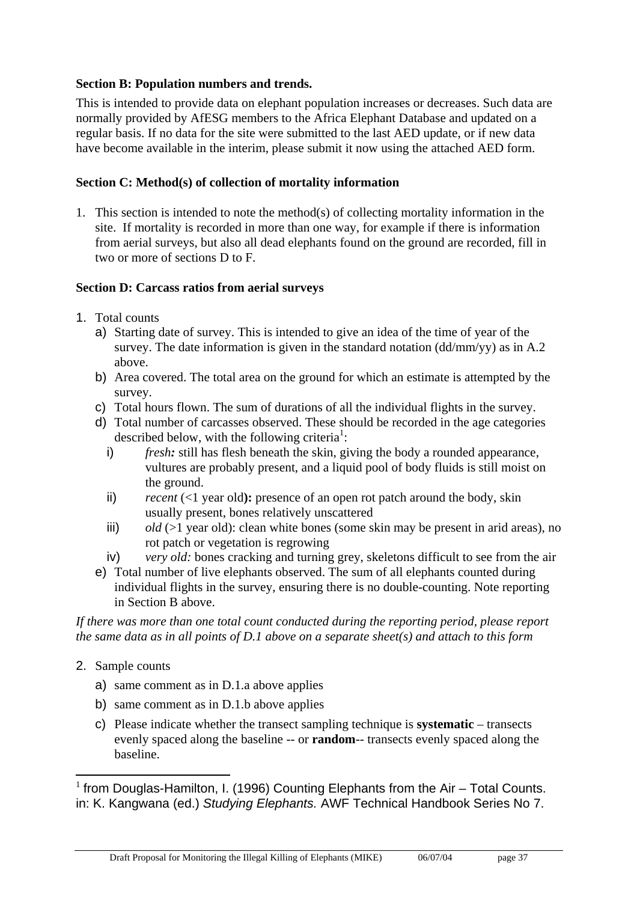**Section B: Population numbers and trends.**

This is intended to provide data on elephant population increases or decreases. Such data are normally provided by AfESG members to the Africa Elephant Database and updated on a regular basis. If no data for the site were submitted to the last AED update, or if new data have become available in the interim, please submit it now using the attached AED form.

**Section C: Method(s) of collection of mortality information**

1. This section is intended to note the method(s) of collecting mortality information in the site. If mortality is recorded in more than one way, for example if there is information from aerial surveys, but also all dead elephants found on the ground are recorded, fill in two or more of sections D to F.

**Section D: Carcass ratios from aerial surveys**

1. Total counts
   a) Starting date of survey. This is intended to give an idea of the time of year of the survey. The date information is given in the standard notation (dd/mm/yy) as in A.2 above.
   b) Area covered. The total area on the ground for which an estimate is attempted by the survey.
   c) Total hours flown. The sum of durations of all the individual flights in the survey.
   d) Total number of carcasses observed. These should be recorded in the age categories described below, with the following criteria[1]:
      i) *fresh:* still has flesh beneath the skin, giving the body a rounded appearance, vultures are probably present, and a liquid pool of body fluids is still moist on the ground.
      ii) *recent* (<1 year old**):** presence of an open rot patch around the body, skin usually present, bones relatively unscattered
      iii) *old* (>1 year old): clean white bones (some skin may be present in arid areas), no rot patch or vegetation is regrowing
      iv) *very old:* bones cracking and turning grey, skeletons difficult to see from the air
   e) Total number of live elephants observed. The sum of all elephants counted during individual flights in the survey, ensuring there is no double-counting. Note reporting in Section B above.

*If there was more than one total count conducted during the reporting period, please report the same data as in all points of D.1 above on a separate sheet(s) and attach to this form*

2. Sample counts
   a) same comment as in D.1.a above applies
   b) same comment as in D.1.b above applies
   c) Please indicate whether the transect sampling technique is **systematic** – transects evenly spaced along the baseline -- or **random**-- transects evenly spaced along the baseline.

[1] from Douglas-Hamilton, I. (1996) Counting Elephants from the Air – Total Counts. in: K. Kangwana (ed.) *Studying Elephants.* AWF Technical Handbook Series No 7.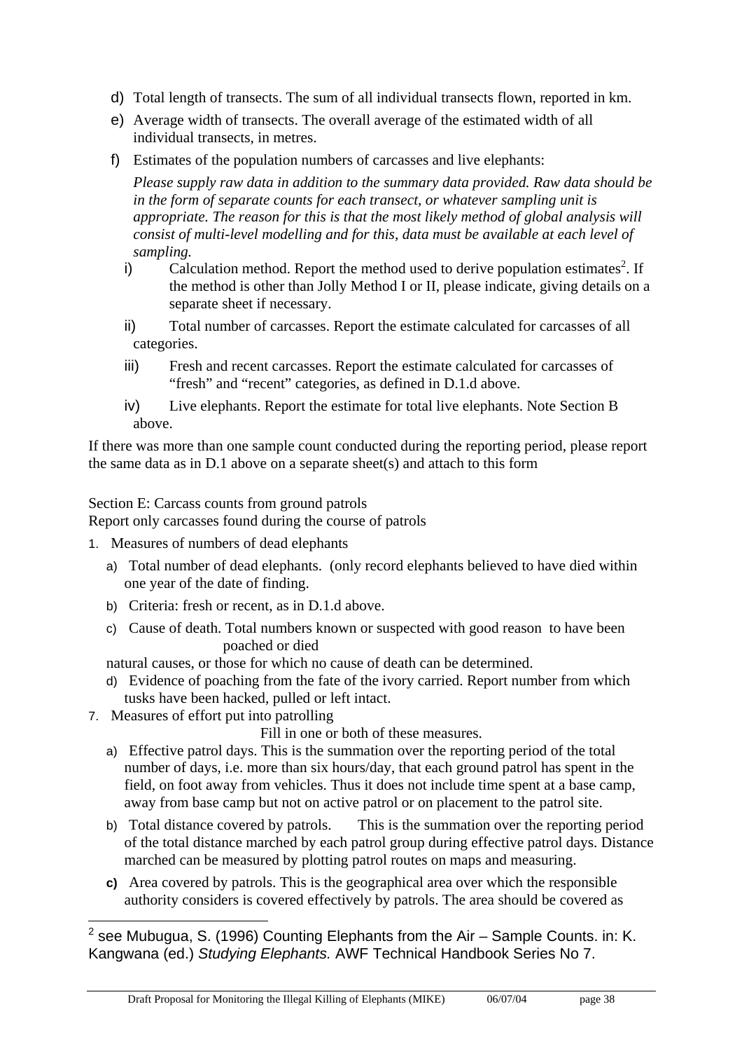d) Total length of transects. The sum of all individual transects flown, reported in km.

e) Average width of transects. The overall average of the estimated width of all individual transects, in metres.

f) Estimates of the population numbers of carcasses and live elephants:

   *Please supply raw data in addition to the summary data provided. Raw data should be in the form of separate counts for each transect, or whatever sampling unit is appropriate. The reason for this is that the most likely method of global analysis will consist of multi-level modelling and for this, data must be available at each level of sampling.*

   i) Calculation method. Report the method used to derive population estimates[2]. If the method is other than Jolly Method I or II, please indicate, giving details on a separate sheet if necessary.

   ii) Total number of carcasses. Report the estimate calculated for carcasses of all categories.

   iii) Fresh and recent carcasses. Report the estimate calculated for carcasses of "fresh" and "recent" categories, as defined in D.1.d above.

   iv) Live elephants. Report the estimate for total live elephants. Note Section B above.

If there was more than one sample count conducted during the reporting period, please report the same data as in D.1 above on a separate sheet(s) and attach to this form

Section E: Carcass counts from ground patrols
Report only carcasses found during the course of patrols

1. Measures of numbers of dead elephants
   a) Total number of dead elephants. (only record elephants believed to have died within one year of the date of finding.
   b) Criteria: fresh or recent, as in D.1.d above.
   c) Cause of death. Total numbers known or suspected with good reason to have been poached or died natural causes, or those for which no cause of death can be determined.
   d) Evidence of poaching from the fate of the ivory carried. Report number from which tusks have been hacked, pulled or left intact.
7. Measures of effort put into patrolling
   Fill in one or both of these measures.
   a) Effective patrol days. This is the summation over the reporting period of the total number of days, i.e. more than six hours/day, that each ground patrol has spent in the field, on foot away from vehicles. Thus it does not include time spent at a base camp, away from base camp but not on active patrol or on placement to the patrol site.
   b) Total distance covered by patrols. This is the summation over the reporting period of the total distance marched by each patrol group during effective patrol days. Distance marched can be measured by plotting patrol routes on maps and measuring.
   **c)** Area covered by patrols. This is the geographical area over which the responsible authority considers is covered effectively by patrols. The area should be covered as

[2] see Mubugua, S. (1996) Counting Elephants from the Air – Sample Counts. in: K. Kangwana (ed.) *Studying Elephants.* AWF Technical Handbook Series No 7.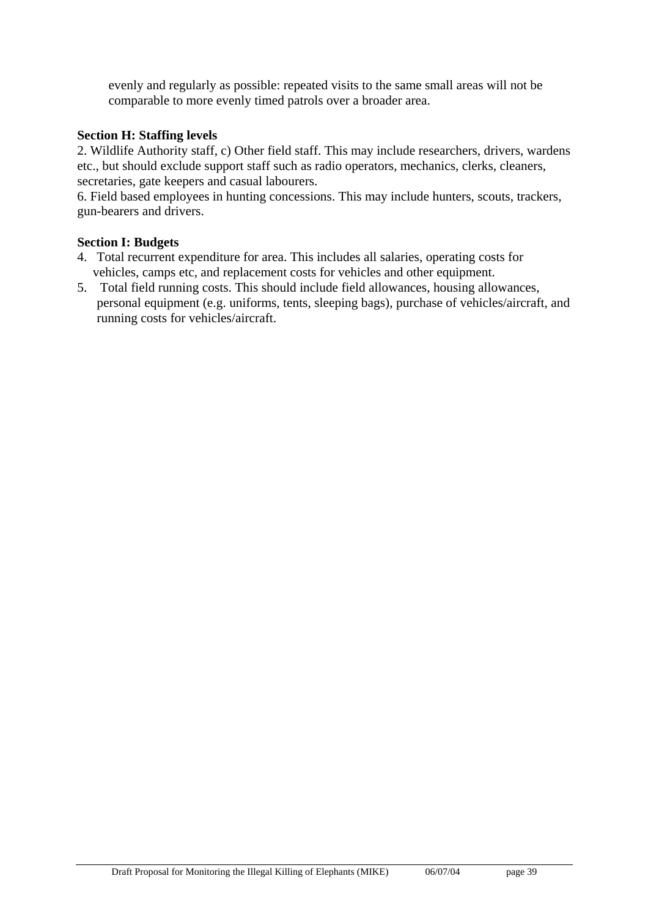evenly and regularly as possible: repeated visits to the same small areas will not be comparable to more evenly timed patrols over a broader area.

**Section H: Staffing levels**

2. Wildlife Authority staff, c) Other field staff. This may include researchers, drivers, wardens etc., but should exclude support staff such as radio operators, mechanics, clerks, cleaners, secretaries, gate keepers and casual labourers.

6. Field based employees in hunting concessions. This may include hunters, scouts, trackers, gun-bearers and drivers.

**Section I: Budgets**

4. Total recurrent expenditure for area. This includes all salaries, operating costs for vehicles, camps etc, and replacement costs for vehicles and other equipment.
5. Total field running costs. This should include field allowances, housing allowances, personal equipment (e.g. uniforms, tents, sleeping bags), purchase of vehicles/aircraft, and running costs for vehicles/aircraft.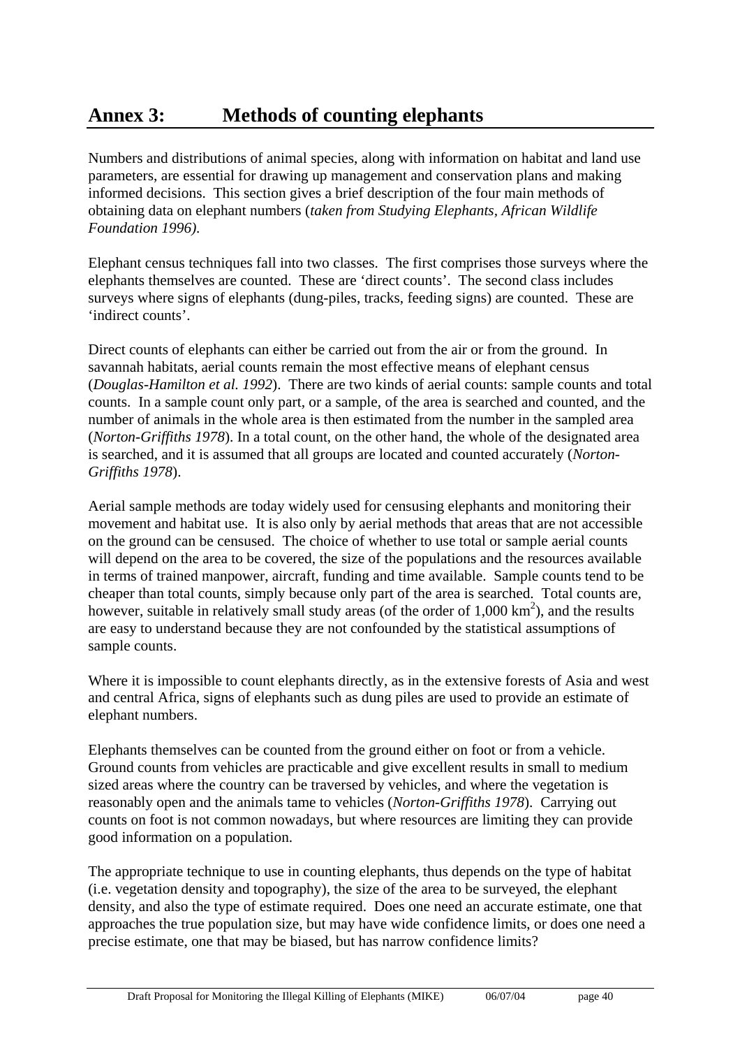# Annex 3: Methods of counting elephants

Numbers and distributions of animal species, along with information on habitat and land use parameters, are essential for drawing up management and conservation plans and making informed decisions. This section gives a brief description of the four main methods of obtaining data on elephant numbers (*taken from Studying Elephants, African Wildlife Foundation 1996).*

Elephant census techniques fall into two classes. The first comprises those surveys where the elephants themselves are counted. These are 'direct counts'. The second class includes surveys where signs of elephants (dung-piles, tracks, feeding signs) are counted. These are 'indirect counts'.

Direct counts of elephants can either be carried out from the air or from the ground. In savannah habitats, aerial counts remain the most effective means of elephant census (*Douglas-Hamilton et al. 1992*). There are two kinds of aerial counts: sample counts and total counts. In a sample count only part, or a sample, of the area is searched and counted, and the number of animals in the whole area is then estimated from the number in the sampled area (*Norton-Griffiths 1978*). In a total count, on the other hand, the whole of the designated area is searched, and it is assumed that all groups are located and counted accurately (*Norton-Griffiths 1978*).

Aerial sample methods are today widely used for censusing elephants and monitoring their movement and habitat use. It is also only by aerial methods that areas that are not accessible on the ground can be censused. The choice of whether to use total or sample aerial counts will depend on the area to be covered, the size of the populations and the resources available in terms of trained manpower, aircraft, funding and time available. Sample counts tend to be cheaper than total counts, simply because only part of the area is searched. Total counts are, however, suitable in relatively small study areas (of the order of 1,000 km$^2$), and the results are easy to understand because they are not confounded by the statistical assumptions of sample counts.

Where it is impossible to count elephants directly, as in the extensive forests of Asia and west and central Africa, signs of elephants such as dung piles are used to provide an estimate of elephant numbers.

Elephants themselves can be counted from the ground either on foot or from a vehicle. Ground counts from vehicles are practicable and give excellent results in small to medium sized areas where the country can be traversed by vehicles, and where the vegetation is reasonably open and the animals tame to vehicles (*Norton-Griffiths 1978*). Carrying out counts on foot is not common nowadays, but where resources are limiting they can provide good information on a population.

The appropriate technique to use in counting elephants, thus depends on the type of habitat (i.e. vegetation density and topography), the size of the area to be surveyed, the elephant density, and also the type of estimate required. Does one need an accurate estimate, one that approaches the true population size, but may have wide confidence limits, or does one need a precise estimate, one that may be biased, but has narrow confidence limits?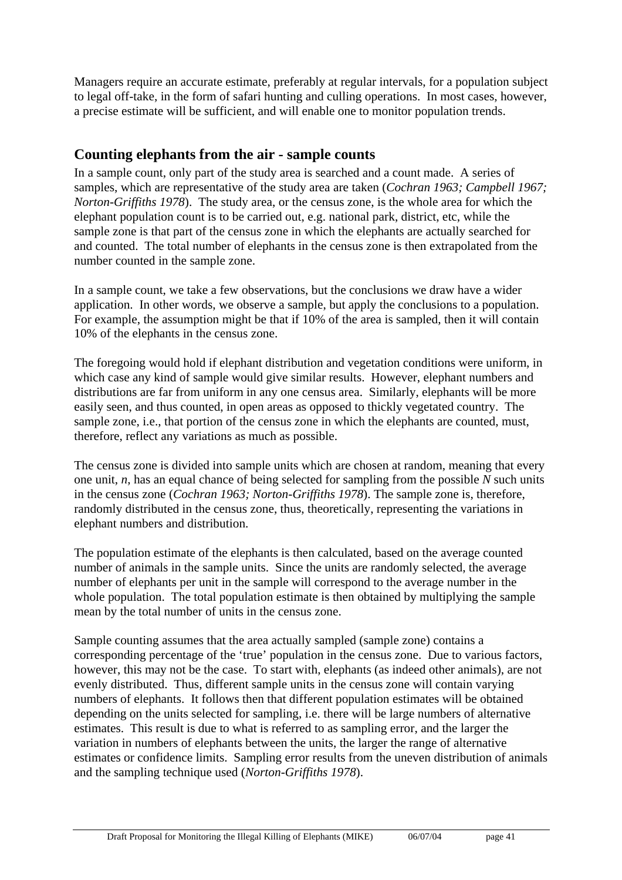Managers require an accurate estimate, preferably at regular intervals, for a population subject to legal off-take, in the form of safari hunting and culling operations. In most cases, however, a precise estimate will be sufficient, and will enable one to monitor population trends.

## Counting elephants from the air - sample counts

In a sample count, only part of the study area is searched and a count made. A series of samples, which are representative of the study area are taken (*Cochran 1963; Campbell 1967; Norton-Griffiths 1978*). The study area, or the census zone, is the whole area for which the elephant population count is to be carried out, e.g. national park, district, etc, while the sample zone is that part of the census zone in which the elephants are actually searched for and counted. The total number of elephants in the census zone is then extrapolated from the number counted in the sample zone.

In a sample count, we take a few observations, but the conclusions we draw have a wider application. In other words, we observe a sample, but apply the conclusions to a population. For example, the assumption might be that if 10% of the area is sampled, then it will contain 10% of the elephants in the census zone.

The foregoing would hold if elephant distribution and vegetation conditions were uniform, in which case any kind of sample would give similar results. However, elephant numbers and distributions are far from uniform in any one census area. Similarly, elephants will be more easily seen, and thus counted, in open areas as opposed to thickly vegetated country. The sample zone, i.e., that portion of the census zone in which the elephants are counted, must, therefore, reflect any variations as much as possible.

The census zone is divided into sample units which are chosen at random, meaning that every one unit, $n$, has an equal chance of being selected for sampling from the possible $N$ such units in the census zone (*Cochran 1963; Norton-Griffiths 1978*). The sample zone is, therefore, randomly distributed in the census zone, thus, theoretically, representing the variations in elephant numbers and distribution.

The population estimate of the elephants is then calculated, based on the average counted number of animals in the sample units. Since the units are randomly selected, the average number of elephants per unit in the sample will correspond to the average number in the whole population. The total population estimate is then obtained by multiplying the sample mean by the total number of units in the census zone.

Sample counting assumes that the area actually sampled (sample zone) contains a corresponding percentage of the 'true' population in the census zone. Due to various factors, however, this may not be the case. To start with, elephants (as indeed other animals), are not evenly distributed. Thus, different sample units in the census zone will contain varying numbers of elephants. It follows then that different population estimates will be obtained depending on the units selected for sampling, i.e. there will be large numbers of alternative estimates. This result is due to what is referred to as sampling error, and the larger the variation in numbers of elephants between the units, the larger the range of alternative estimates or confidence limits. Sampling error results from the uneven distribution of animals and the sampling technique used (*Norton-Griffiths 1978*).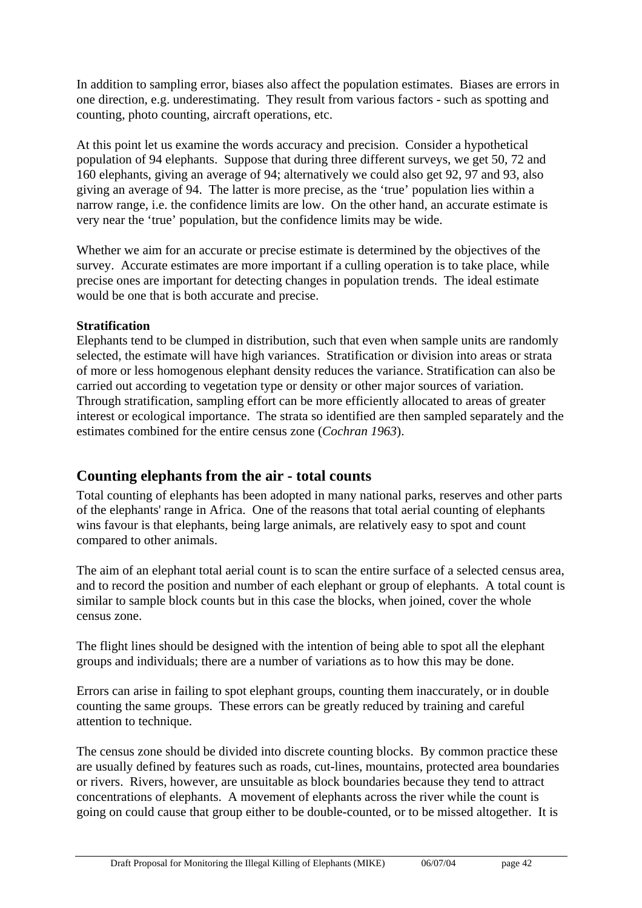In addition to sampling error, biases also affect the population estimates. Biases are errors in one direction, e.g. underestimating. They result from various factors - such as spotting and counting, photo counting, aircraft operations, etc.

At this point let us examine the words accuracy and precision. Consider a hypothetical population of 94 elephants. Suppose that during three different surveys, we get 50, 72 and 160 elephants, giving an average of 94; alternatively we could also get 92, 97 and 93, also giving an average of 94. The latter is more precise, as the 'true' population lies within a narrow range, i.e. the confidence limits are low. On the other hand, an accurate estimate is very near the 'true' population, but the confidence limits may be wide.

Whether we aim for an accurate or precise estimate is determined by the objectives of the survey. Accurate estimates are more important if a culling operation is to take place, while precise ones are important for detecting changes in population trends. The ideal estimate would be one that is both accurate and precise.

**Stratification**

Elephants tend to be clumped in distribution, such that even when sample units are randomly selected, the estimate will have high variances. Stratification or division into areas or strata of more or less homogenous elephant density reduces the variance. Stratification can also be carried out according to vegetation type or density or other major sources of variation. Through stratification, sampling effort can be more efficiently allocated to areas of greater interest or ecological importance. The strata so identified are then sampled separately and the estimates combined for the entire census zone (*Cochran 1963*).

## Counting elephants from the air - total counts

Total counting of elephants has been adopted in many national parks, reserves and other parts of the elephants' range in Africa. One of the reasons that total aerial counting of elephants wins favour is that elephants, being large animals, are relatively easy to spot and count compared to other animals.

The aim of an elephant total aerial count is to scan the entire surface of a selected census area, and to record the position and number of each elephant or group of elephants. A total count is similar to sample block counts but in this case the blocks, when joined, cover the whole census zone.

The flight lines should be designed with the intention of being able to spot all the elephant groups and individuals; there are a number of variations as to how this may be done.

Errors can arise in failing to spot elephant groups, counting them inaccurately, or in double counting the same groups. These errors can be greatly reduced by training and careful attention to technique.

The census zone should be divided into discrete counting blocks. By common practice these are usually defined by features such as roads, cut-lines, mountains, protected area boundaries or rivers. Rivers, however, are unsuitable as block boundaries because they tend to attract concentrations of elephants. A movement of elephants across the river while the count is going on could cause that group either to be double-counted, or to be missed altogether. It is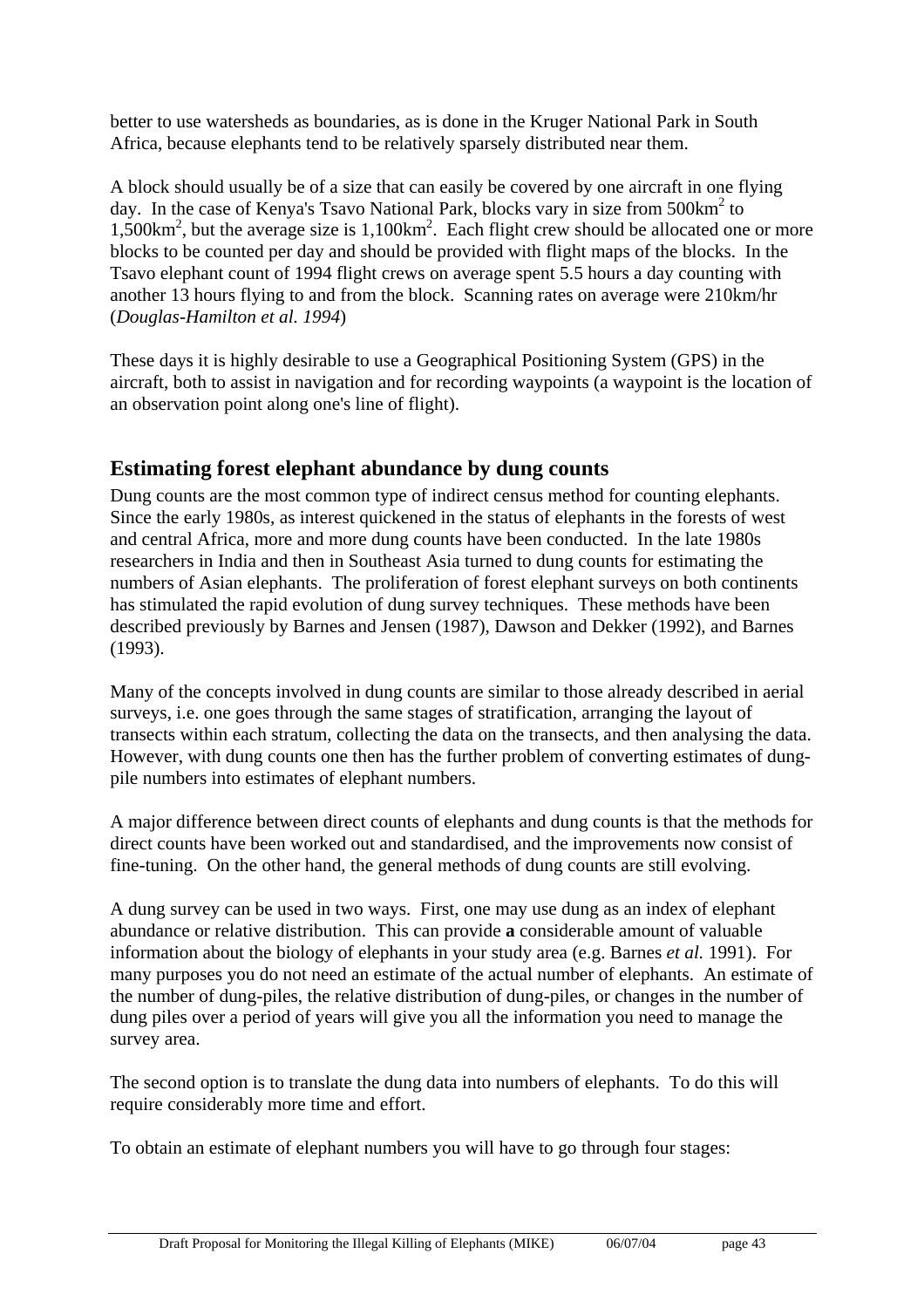better to use watersheds as boundaries, as is done in the Kruger National Park in South Africa, because elephants tend to be relatively sparsely distributed near them.

A block should usually be of a size that can easily be covered by one aircraft in one flying day. In the case of Kenya's Tsavo National Park, blocks vary in size from 500km$^2$ to 1,500km$^2$, but the average size is 1,100km$^2$. Each flight crew should be allocated one or more blocks to be counted per day and should be provided with flight maps of the blocks. In the Tsavo elephant count of 1994 flight crews on average spent 5.5 hours a day counting with another 13 hours flying to and from the block. Scanning rates on average were 210km/hr (*Douglas-Hamilton et al. 1994*)

These days it is highly desirable to use a Geographical Positioning System (GPS) in the aircraft, both to assist in navigation and for recording waypoints (a waypoint is the location of an observation point along one's line of flight).

## Estimating forest elephant abundance by dung counts

Dung counts are the most common type of indirect census method for counting elephants. Since the early 1980s, as interest quickened in the status of elephants in the forests of west and central Africa, more and more dung counts have been conducted. In the late 1980s researchers in India and then in Southeast Asia turned to dung counts for estimating the numbers of Asian elephants. The proliferation of forest elephant surveys on both continents has stimulated the rapid evolution of dung survey techniques. These methods have been described previously by Barnes and Jensen (1987), Dawson and Dekker (1992), and Barnes (1993).

Many of the concepts involved in dung counts are similar to those already described in aerial surveys, i.e. one goes through the same stages of stratification, arranging the layout of transects within each stratum, collecting the data on the transects, and then analysing the data. However, with dung counts one then has the further problem of converting estimates of dung-pile numbers into estimates of elephant numbers.

A major difference between direct counts of elephants and dung counts is that the methods for direct counts have been worked out and standardised, and the improvements now consist of fine-tuning. On the other hand, the general methods of dung counts are still evolving.

A dung survey can be used in two ways. First, one may use dung as an index of elephant abundance or relative distribution. This can provide **a** considerable amount of valuable information about the biology of elephants in your study area (e.g. Barnes *et al.* 1991). For many purposes you do not need an estimate of the actual number of elephants. An estimate of the number of dung-piles, the relative distribution of dung-piles, or changes in the number of dung piles over a period of years will give you all the information you need to manage the survey area.

The second option is to translate the dung data into numbers of elephants. To do this will require considerably more time and effort.

To obtain an estimate of elephant numbers you will have to go through four stages: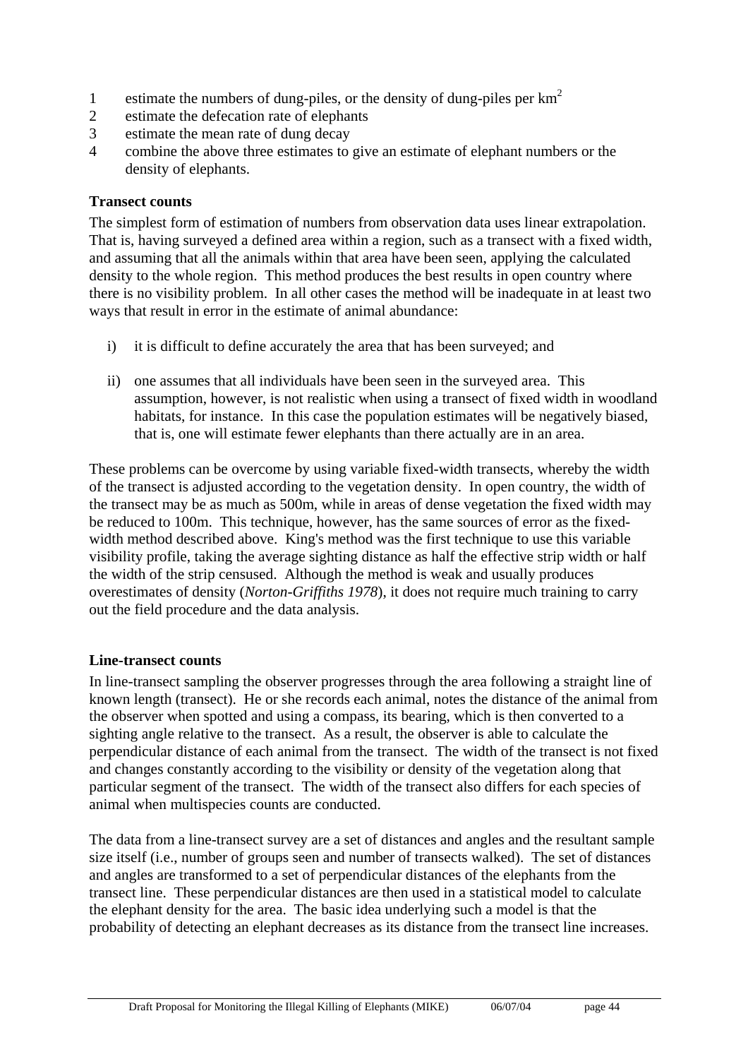1. estimate the numbers of dung-piles, or the density of dung-piles per $km^2$
2. estimate the defecation rate of elephants
3. estimate the mean rate of dung decay
4. combine the above three estimates to give an estimate of elephant numbers or the density of elephants.

**Transect counts**

The simplest form of estimation of numbers from observation data uses linear extrapolation. That is, having surveyed a defined area within a region, such as a transect with a fixed width, and assuming that all the animals within that area have been seen, applying the calculated density to the whole region. This method produces the best results in open country where there is no visibility problem. In all other cases the method will be inadequate in at least two ways that result in error in the estimate of animal abundance:

i) it is difficult to define accurately the area that has been surveyed; and

ii) one assumes that all individuals have been seen in the surveyed area. This assumption, however, is not realistic when using a transect of fixed width in woodland habitats, for instance. In this case the population estimates will be negatively biased, that is, one will estimate fewer elephants than there actually are in an area.

These problems can be overcome by using variable fixed-width transects, whereby the width of the transect is adjusted according to the vegetation density. In open country, the width of the transect may be as much as 500m, while in areas of dense vegetation the fixed width may be reduced to 100m. This technique, however, has the same sources of error as the fixed-width method described above. King's method was the first technique to use this variable visibility profile, taking the average sighting distance as half the effective strip width or half the width of the strip censused. Although the method is weak and usually produces overestimates of density (*Norton-Griffiths 1978*), it does not require much training to carry out the field procedure and the data analysis.

**Line-transect counts**

In line-transect sampling the observer progresses through the area following a straight line of known length (transect). He or she records each animal, notes the distance of the animal from the observer when spotted and using a compass, its bearing, which is then converted to a sighting angle relative to the transect. As a result, the observer is able to calculate the perpendicular distance of each animal from the transect. The width of the transect is not fixed and changes constantly according to the visibility or density of the vegetation along that particular segment of the transect. The width of the transect also differs for each species of animal when multispecies counts are conducted.

The data from a line-transect survey are a set of distances and angles and the resultant sample size itself (i.e., number of groups seen and number of transects walked). The set of distances and angles are transformed to a set of perpendicular distances of the elephants from the transect line. These perpendicular distances are then used in a statistical model to calculate the elephant density for the area. The basic idea underlying such a model is that the probability of detecting an elephant decreases as its distance from the transect line increases.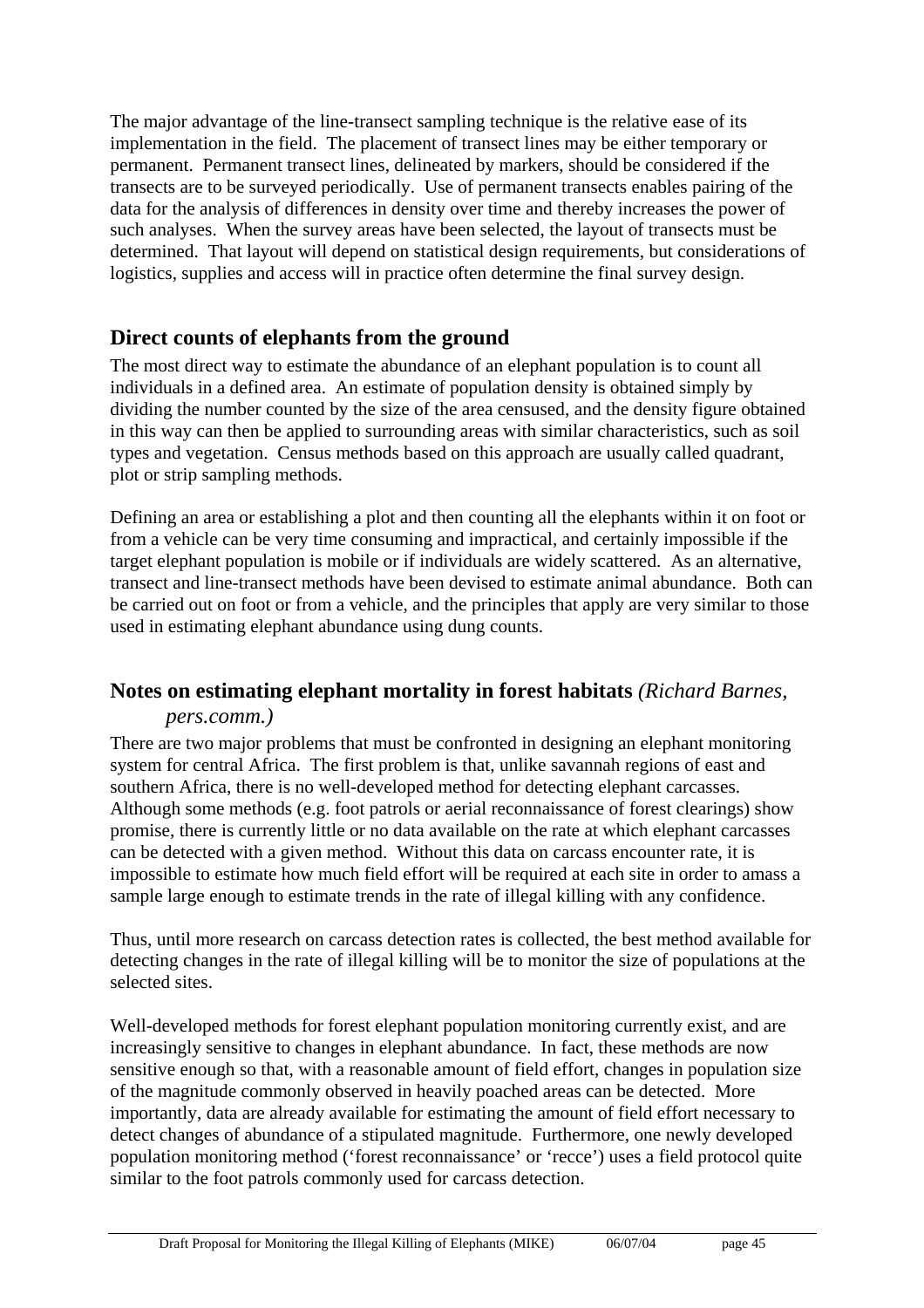The major advantage of the line-transect sampling technique is the relative ease of its implementation in the field. The placement of transect lines may be either temporary or permanent. Permanent transect lines, delineated by markers, should be considered if the transects are to be surveyed periodically. Use of permanent transects enables pairing of the data for the analysis of differences in density over time and thereby increases the power of such analyses. When the survey areas have been selected, the layout of transects must be determined. That layout will depend on statistical design requirements, but considerations of logistics, supplies and access will in practice often determine the final survey design.

## Direct counts of elephants from the ground

The most direct way to estimate the abundance of an elephant population is to count all individuals in a defined area. An estimate of population density is obtained simply by dividing the number counted by the size of the area censused, and the density figure obtained in this way can then be applied to surrounding areas with similar characteristics, such as soil types and vegetation. Census methods based on this approach are usually called quadrant, plot or strip sampling methods.

Defining an area or establishing a plot and then counting all the elephants within it on foot or from a vehicle can be very time consuming and impractical, and certainly impossible if the target elephant population is mobile or if individuals are widely scattered. As an alternative, transect and line-transect methods have been devised to estimate animal abundance. Both can be carried out on foot or from a vehicle, and the principles that apply are very similar to those used in estimating elephant abundance using dung counts.

## Notes on estimating elephant mortality in forest habitats *(Richard Barnes, pers.comm.)*

There are two major problems that must be confronted in designing an elephant monitoring system for central Africa. The first problem is that, unlike savannah regions of east and southern Africa, there is no well-developed method for detecting elephant carcasses. Although some methods (e.g. foot patrols or aerial reconnaissance of forest clearings) show promise, there is currently little or no data available on the rate at which elephant carcasses can be detected with a given method. Without this data on carcass encounter rate, it is impossible to estimate how much field effort will be required at each site in order to amass a sample large enough to estimate trends in the rate of illegal killing with any confidence.

Thus, until more research on carcass detection rates is collected, the best method available for detecting changes in the rate of illegal killing will be to monitor the size of populations at the selected sites.

Well-developed methods for forest elephant population monitoring currently exist, and are increasingly sensitive to changes in elephant abundance. In fact, these methods are now sensitive enough so that, with a reasonable amount of field effort, changes in population size of the magnitude commonly observed in heavily poached areas can be detected. More importantly, data are already available for estimating the amount of field effort necessary to detect changes of abundance of a stipulated magnitude. Furthermore, one newly developed population monitoring method ('forest reconnaissance' or 'recce') uses a field protocol quite similar to the foot patrols commonly used for carcass detection.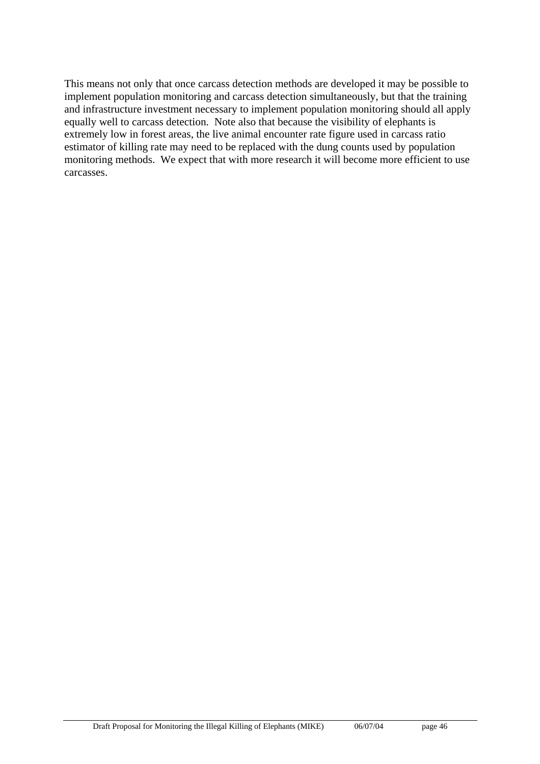This means not only that once carcass detection methods are developed it may be possible to implement population monitoring and carcass detection simultaneously, but that the training and infrastructure investment necessary to implement population monitoring should all apply equally well to carcass detection. Note also that because the visibility of elephants is extremely low in forest areas, the live animal encounter rate figure used in carcass ratio estimator of killing rate may need to be replaced with the dung counts used by population monitoring methods. We expect that with more research it will become more efficient to use carcasses.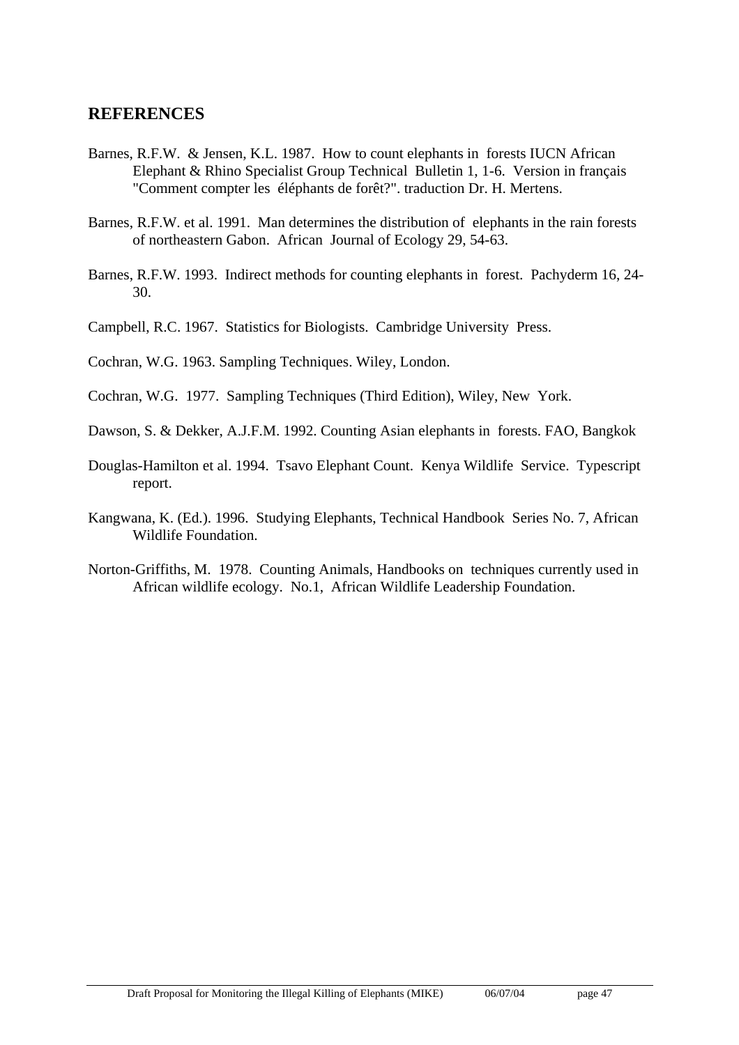## REFERENCES

Barnes, R.F.W. & Jensen, K.L. 1987. How to count elephants in forests IUCN African Elephant & Rhino Specialist Group Technical Bulletin 1, 1-6. Version in français "Comment compter les éléphants de forêt?". traduction Dr. H. Mertens.

Barnes, R.F.W. et al. 1991. Man determines the distribution of elephants in the rain forests of northeastern Gabon. African Journal of Ecology 29, 54-63.

Barnes, R.F.W. 1993. Indirect methods for counting elephants in forest. Pachyderm 16, 24-30.

Campbell, R.C. 1967. Statistics for Biologists. Cambridge University Press.

Cochran, W.G. 1963. Sampling Techniques. Wiley, London.

Cochran, W.G. 1977. Sampling Techniques (Third Edition), Wiley, New York.

Dawson, S. & Dekker, A.J.F.M. 1992. Counting Asian elephants in forests. FAO, Bangkok

Douglas-Hamilton et al. 1994. Tsavo Elephant Count. Kenya Wildlife Service. Typescript report.

Kangwana, K. (Ed.). 1996. Studying Elephants, Technical Handbook Series No. 7, African Wildlife Foundation.

Norton-Griffiths, M. 1978. Counting Animals, Handbooks on techniques currently used in African wildlife ecology. No.1, African Wildlife Leadership Foundation.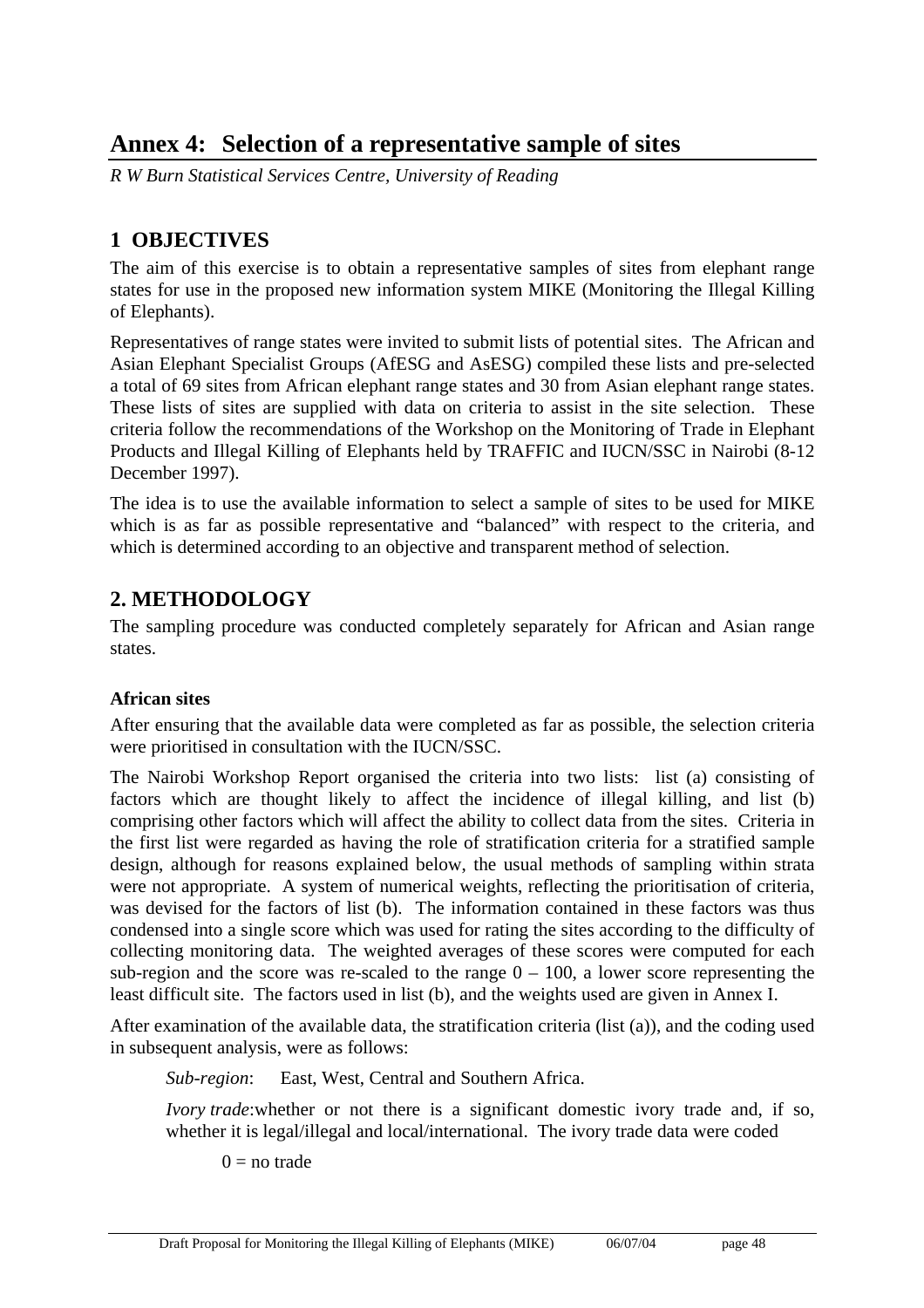# Annex 4: Selection of a representative sample of sites

*R W Burn Statistical Services Centre, University of Reading*

## 1 OBJECTIVES

The aim of this exercise is to obtain a representative samples of sites from elephant range states for use in the proposed new information system MIKE (Monitoring the Illegal Killing of Elephants).

Representatives of range states were invited to submit lists of potential sites. The African and Asian Elephant Specialist Groups (AfESG and AsESG) compiled these lists and pre-selected a total of 69 sites from African elephant range states and 30 from Asian elephant range states. These lists of sites are supplied with data on criteria to assist in the site selection. These criteria follow the recommendations of the Workshop on the Monitoring of Trade in Elephant Products and Illegal Killing of Elephants held by TRAFFIC and IUCN/SSC in Nairobi (8-12 December 1997).

The idea is to use the available information to select a sample of sites to be used for MIKE which is as far as possible representative and "balanced" with respect to the criteria, and which is determined according to an objective and transparent method of selection.

## 2. METHODOLOGY

The sampling procedure was conducted completely separately for African and Asian range states.

### African sites

After ensuring that the available data were completed as far as possible, the selection criteria were prioritised in consultation with the IUCN/SSC.

The Nairobi Workshop Report organised the criteria into two lists: list (a) consisting of factors which are thought likely to affect the incidence of illegal killing, and list (b) comprising other factors which will affect the ability to collect data from the sites. Criteria in the first list were regarded as having the role of stratification criteria for a stratified sample design, although for reasons explained below, the usual methods of sampling within strata were not appropriate. A system of numerical weights, reflecting the prioritisation of criteria, was devised for the factors of list (b). The information contained in these factors was thus condensed into a single score which was used for rating the sites according to the difficulty of collecting monitoring data. The weighted averages of these scores were computed for each sub-region and the score was re-scaled to the range 0 – 100, a lower score representing the least difficult site. The factors used in list (b), and the weights used are given in Annex I.

After examination of the available data, the stratification criteria (list (a)), and the coding used in subsequent analysis, were as follows:

*Sub-region*: East, West, Central and Southern Africa.

*Ivory trade*: whether or not there is a significant domestic ivory trade and, if so, whether it is legal/illegal and local/international. The ivory trade data were coded

0 = no trade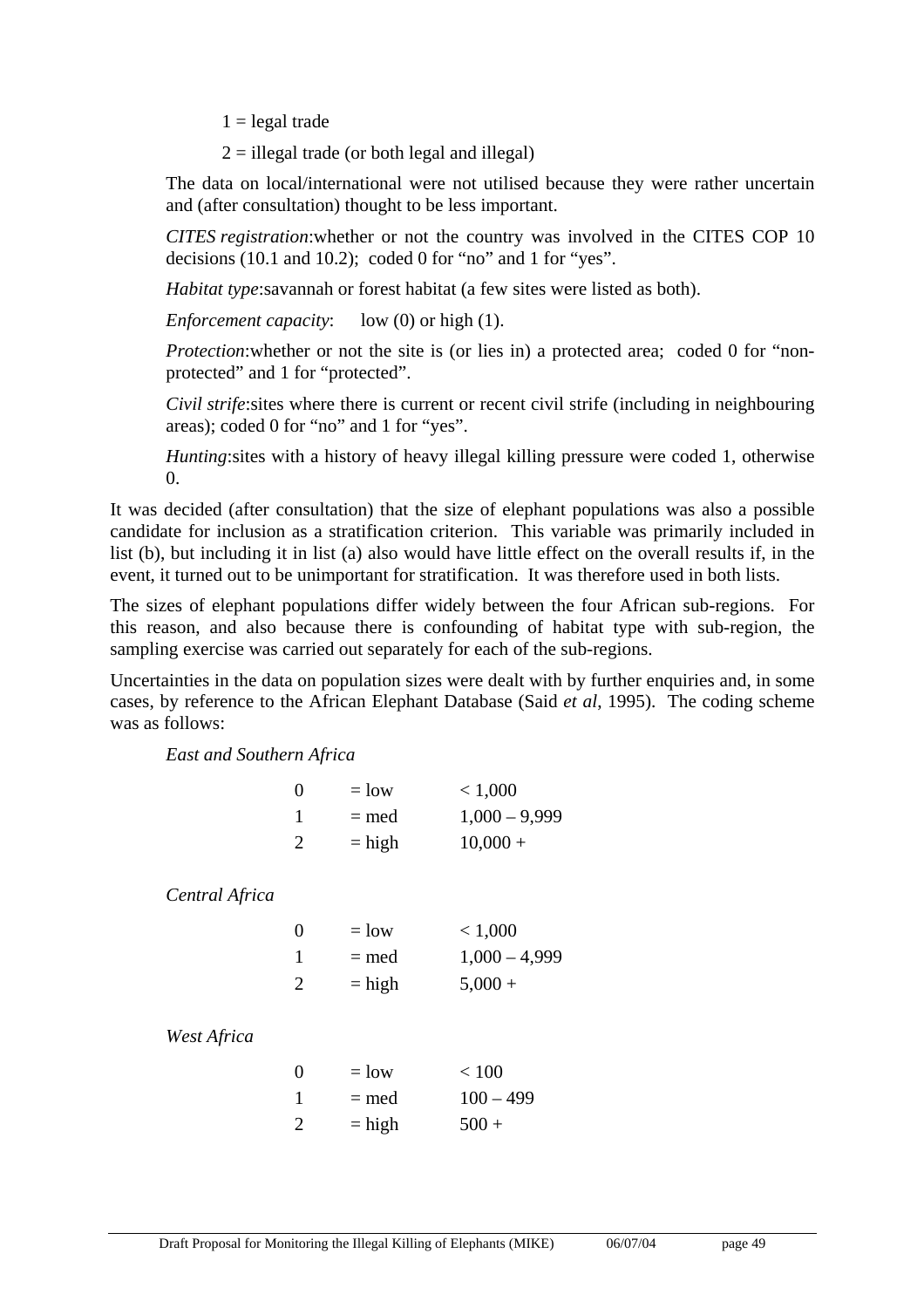1 = legal trade

2 = illegal trade (or both legal and illegal)

The data on local/international were not utilised because they were rather uncertain and (after consultation) thought to be less important.

*CITES registration*:whether or not the country was involved in the CITES COP 10 decisions (10.1 and 10.2); coded 0 for "no" and 1 for "yes".

*Habitat type*:savannah or forest habitat (a few sites were listed as both).

*Enforcement capacity*: low (0) or high (1).

*Protection*:whether or not the site is (or lies in) a protected area; coded 0 for "non-protected" and 1 for "protected".

*Civil strife*:sites where there is current or recent civil strife (including in neighbouring areas); coded 0 for "no" and 1 for "yes".

*Hunting*:sites with a history of heavy illegal killing pressure were coded 1, otherwise 0.

It was decided (after consultation) that the size of elephant populations was also a possible candidate for inclusion as a stratification criterion. This variable was primarily included in list (b), but including it in list (a) also would have little effect on the overall results if, in the event, it turned out to be unimportant for stratification. It was therefore used in both lists.

The sizes of elephant populations differ widely between the four African sub-regions. For this reason, and also because there is confounding of habitat type with sub-region, the sampling exercise was carried out separately for each of the sub-regions.

Uncertainties in the data on population sizes were dealt with by further enquiries and, in some cases, by reference to the African Elephant Database (Said *et al*, 1995). The coding scheme was as follows:

*East and Southern Africa*

| | | |
|---|---|---|
| 0 | = low | < 1,000 |
| 1 | = med | 1,000 – 9,999 |
| 2 | = high | 10,000 + |

*Central Africa*

| | | |
|---|---|---|
| 0 | = low | < 1,000 |
| 1 | = med | 1,000 – 4,999 |
| 2 | = high | 5,000 + |

*West Africa*

| | | |
|---|---|---|
| 0 | = low | < 100 |
| 1 | = med | 100 – 499 |
| 2 | = high | 500 + |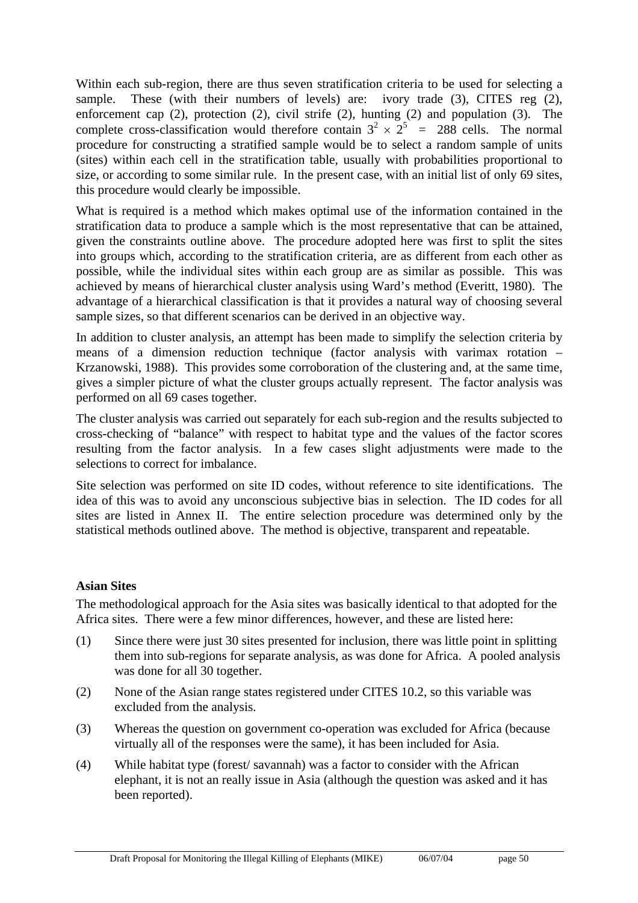Within each sub-region, there are thus seven stratification criteria to be used for selecting a sample. These (with their numbers of levels) are: ivory trade (3), CITES reg (2), enforcement cap (2), protection (2), civil strife (2), hunting (2) and population (3). The complete cross-classification would therefore contain $3^2 \times 2^5 = 288$ cells. The normal procedure for constructing a stratified sample would be to select a random sample of units (sites) within each cell in the stratification table, usually with probabilities proportional to size, or according to some similar rule. In the present case, with an initial list of only 69 sites, this procedure would clearly be impossible.

What is required is a method which makes optimal use of the information contained in the stratification data to produce a sample which is the most representative that can be attained, given the constraints outline above. The procedure adopted here was first to split the sites into groups which, according to the stratification criteria, are as different from each other as possible, while the individual sites within each group are as similar as possible. This was achieved by means of hierarchical cluster analysis using Ward's method (Everitt, 1980). The advantage of a hierarchical classification is that it provides a natural way of choosing several sample sizes, so that different scenarios can be derived in an objective way.

In addition to cluster analysis, an attempt has been made to simplify the selection criteria by means of a dimension reduction technique (factor analysis with varimax rotation – Krzanowski, 1988). This provides some corroboration of the clustering and, at the same time, gives a simpler picture of what the cluster groups actually represent. The factor analysis was performed on all 69 cases together.

The cluster analysis was carried out separately for each sub-region and the results subjected to cross-checking of "balance" with respect to habitat type and the values of the factor scores resulting from the factor analysis. In a few cases slight adjustments were made to the selections to correct for imbalance.

Site selection was performed on site ID codes, without reference to site identifications. The idea of this was to avoid any unconscious subjective bias in selection. The ID codes for all sites are listed in Annex II. The entire selection procedure was determined only by the statistical methods outlined above. The method is objective, transparent and repeatable.

**Asian Sites**

The methodological approach for the Asia sites was basically identical to that adopted for the Africa sites. There were a few minor differences, however, and these are listed here:

(1) Since there were just 30 sites presented for inclusion, there was little point in splitting them into sub-regions for separate analysis, as was done for Africa. A pooled analysis was done for all 30 together.

(2) None of the Asian range states registered under CITES 10.2, so this variable was excluded from the analysis.

(3) Whereas the question on government co-operation was excluded for Africa (because virtually all of the responses were the same), it has been included for Asia.

(4) While habitat type (forest/ savannah) was a factor to consider with the African elephant, it is not an really issue in Asia (although the question was asked and it has been reported).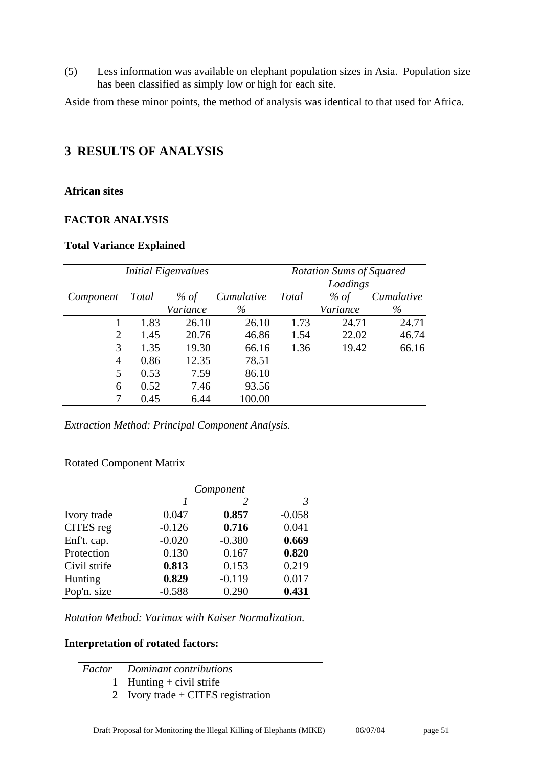(5) Less information was available on elephant population sizes in Asia. Population size has been classified as simply low or high for each site.

Aside from these minor points, the method of analysis was identical to that used for Africa.

## 3 RESULTS OF ANALYSIS

**African sites**

**FACTOR ANALYSIS**

**Total Variance Explained**

| | *Initial Eigenvalues* | | | *Rotation Sums of Squared Loadings* | | |
|---|---|---|---|---|---|---|
| *Component* | *Total* | *% of Variance* | *Cumulative %* | *Total* | *% of Variance* | *Cumulative %* |
| 1 | 1.83 | 26.10 | 26.10 | 1.73 | 24.71 | 24.71 |
| 2 | 1.45 | 20.76 | 46.86 | 1.54 | 22.02 | 46.74 |
| 3 | 1.35 | 19.30 | 66.16 | 1.36 | 19.42 | 66.16 |
| 4 | 0.86 | 12.35 | 78.51 | | | |
| 5 | 0.53 | 7.59 | 86.10 | | | |
| 6 | 0.52 | 7.46 | 93.56 | | | |
| 7 | 0.45 | 6.44 | 100.00 | | | |

*Extraction Method: Principal Component Analysis.*

Rotated Component Matrix

| | *Component* | | |
|---|---|---|---|
| | *1* | *2* | *3* |
| Ivory trade | 0.047 | **0.857** | -0.058 |
| CITES reg | -0.126 | **0.716** | 0.041 |
| Enf't. cap. | -0.020 | -0.380 | **0.669** |
| Protection | 0.130 | 0.167 | **0.820** |
| Civil strife | **0.813** | 0.153 | 0.219 |
| Hunting | **0.829** | -0.119 | 0.017 |
| Pop'n. size | -0.588 | 0.290 | **0.431** |

*Rotation Method: Varimax with Kaiser Normalization.*

**Interpretation of rotated factors:**

| *Factor* | *Dominant contributions* |
|---|---|
| 1 | Hunting + civil strife |
| 2 | Ivory trade + CITES registration |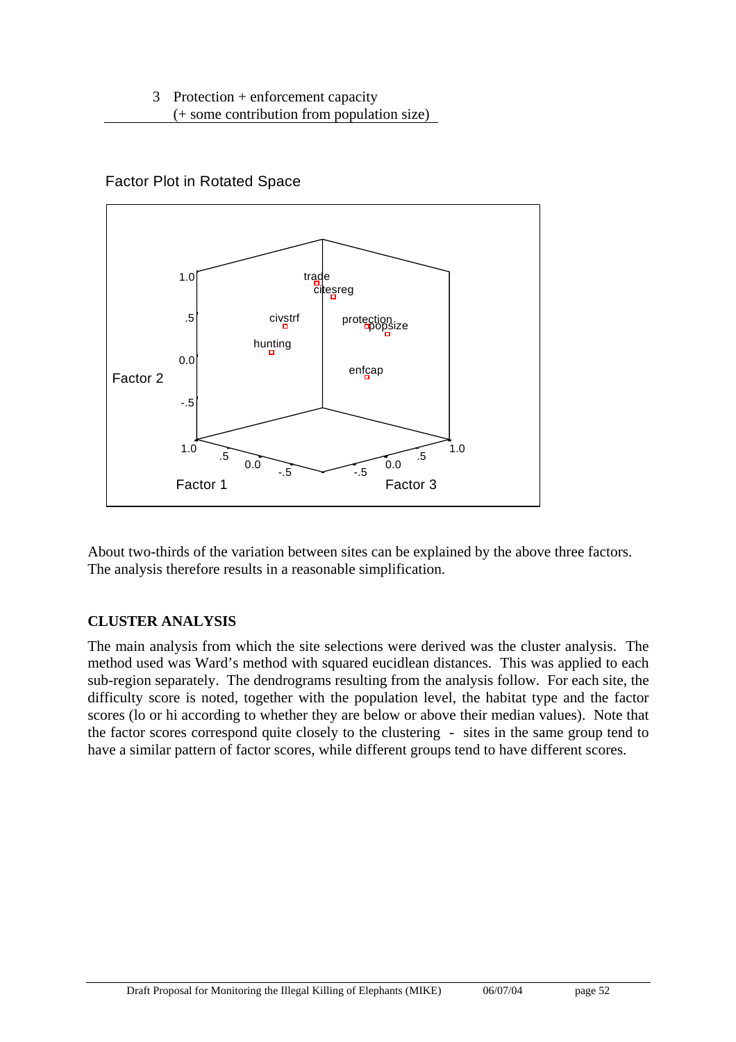3 Protection + enforcement capacity
(+ some contribution from population size)

Factor Plot in Rotated Space

About two-thirds of the variation between sites can be explained by the above three factors. The analysis therefore results in a reasonable simplification.

**CLUSTER ANALYSIS**

The main analysis from which the site selections were derived was the cluster analysis. The method used was Ward's method with squared eucidlean distances. This was applied to each sub-region separately. The dendrograms resulting from the analysis follow. For each site, the difficulty score is noted, together with the population level, the habitat type and the factor scores (lo or hi according to whether they are below or above their median values). Note that the factor scores correspond quite closely to the clustering - sites in the same group tend to have a similar pattern of factor scores, while different groups tend to have different scores.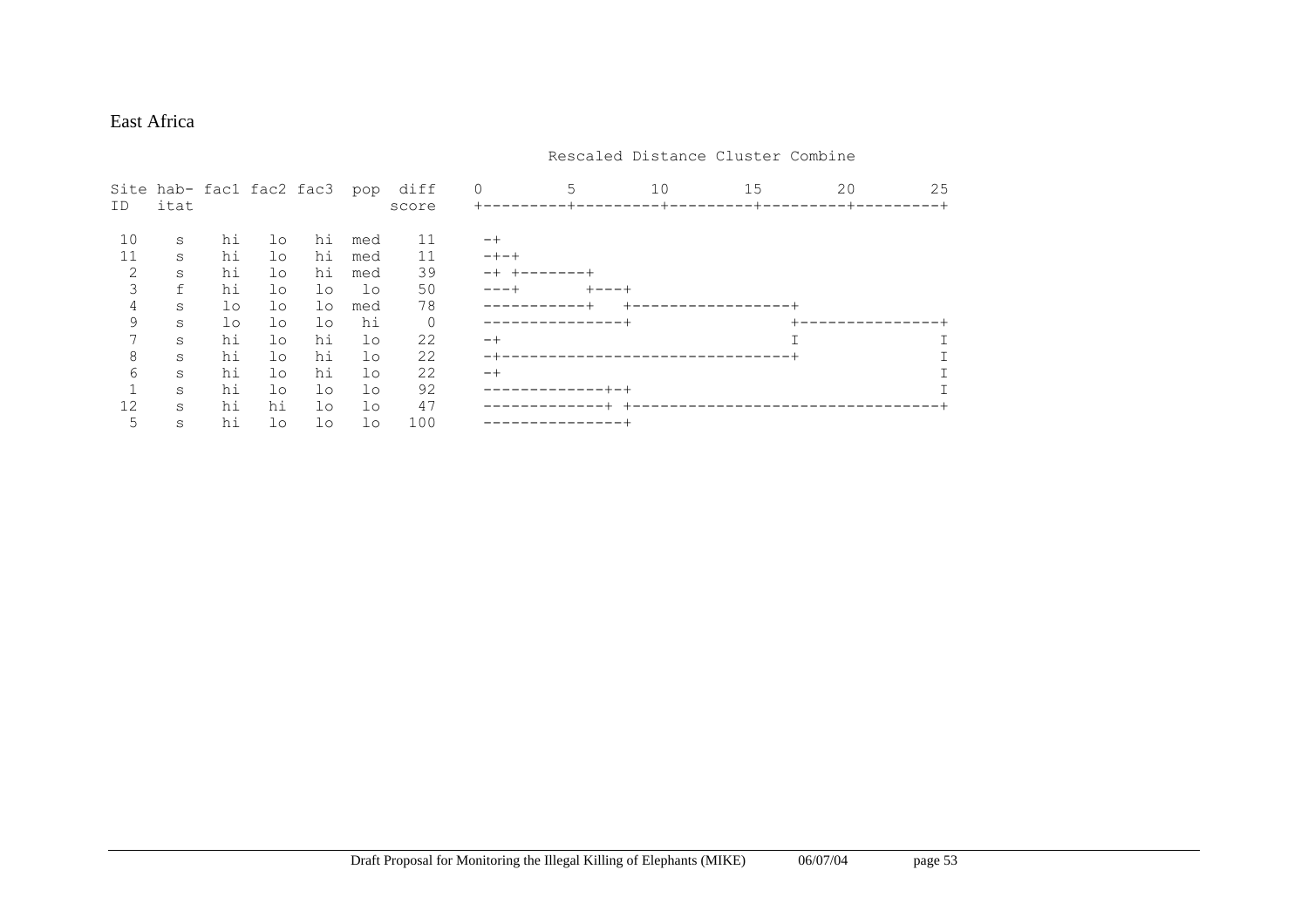East Africa

```
                                               Rescaled Distance Cluster Combine

Site hab- fac1 fac2 fac3  pop  diff    0         5        10        15        20        25
ID   itat                      score   +---------+---------+---------+---------+---------+

 10   s    hi   lo   hi   med   11     -+
 11   s    hi   lo   hi   med   11     -+-+
  2   s    hi   lo   hi   med   39     -+ +-------+
  3   f    hi   lo   lo   lo    50     ---+       +---+
  4   s    lo   lo   lo   med   78     -----------+   +-----------------+
  9   s    lo   lo   lo   hi     0     ---------------+                 +---------------+
  7   s    hi   lo   hi   lo    22     -+                                I               I
  8   s    hi   lo   hi   lo    22     -+-------------------------------+               I
  6   s    hi   lo   hi   lo    22     -+                                                I
  1   s    hi   lo   lo   lo    92     -------------+-+                                  I
 12   s    hi   hi   lo   lo    47     -------------+ +---------------------------------+
  5   s    hi   lo   lo   lo   100     ---------------+
```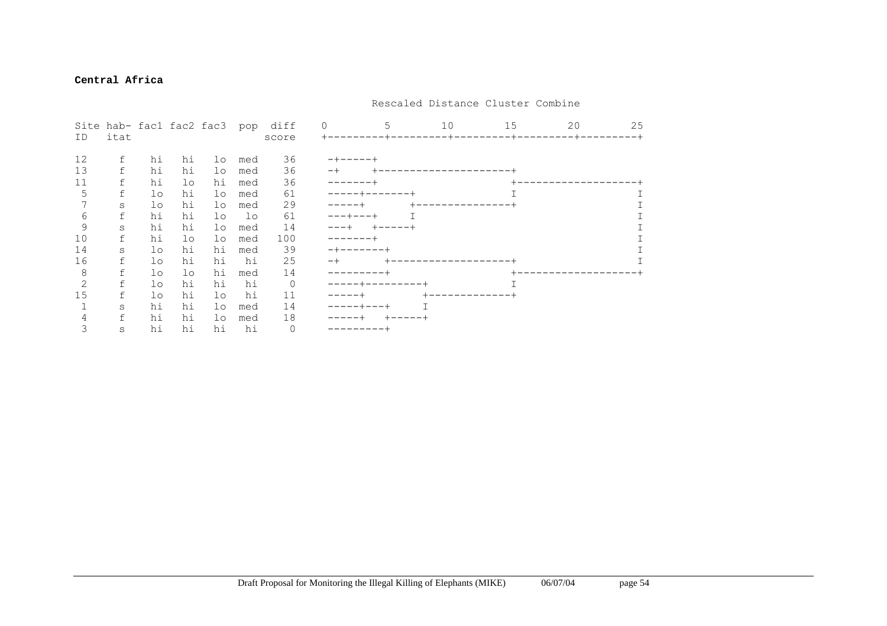**Central Africa**

```
                                                       Rescaled Distance Cluster Combine

Site hab- fac1 fac2 fac3  pop  diff     0         5        10        15        20        25
ID   itat                      score    +---------+---------+---------+---------+---------+

12     f    hi   hi   lo  med    36      -+-----+
13     f    hi   hi   lo  med    36      -+     +---------------------+
11     f    hi   lo   hi  med    36      -------+                     +-------------------+
 5     f    lo   hi   lo  med    61      -----+-------+               I                   I
 7     s    lo   hi   lo  med    29      -----+       +---------------+                   I
 6     f    hi   hi   lo   lo    61      ---+---+     I                                   I
 9     s    hi   hi   lo  med    14      ---+   +-----+                                   I
10     f    hi   lo   lo  med   100      -------+                                         I
14     s    lo   hi   hi  med    39      -+-------+                                       I
16     f    lo   hi   hi   hi    25      -+       +-------------------+                   I
 8     f    lo   lo   hi  med    14      ---------+                   +-------------------+
 2     f    lo   hi   hi   hi     0      -----+---------+             I
15     f    lo   hi   lo   hi    11      -----+         +-------------+
 1     s    hi   hi   lo  med    14      -----+---+     I
 4     f    hi   hi   lo  med    18      -----+   +-----+
 3     s    hi   hi   hi   hi     0      ---------+
```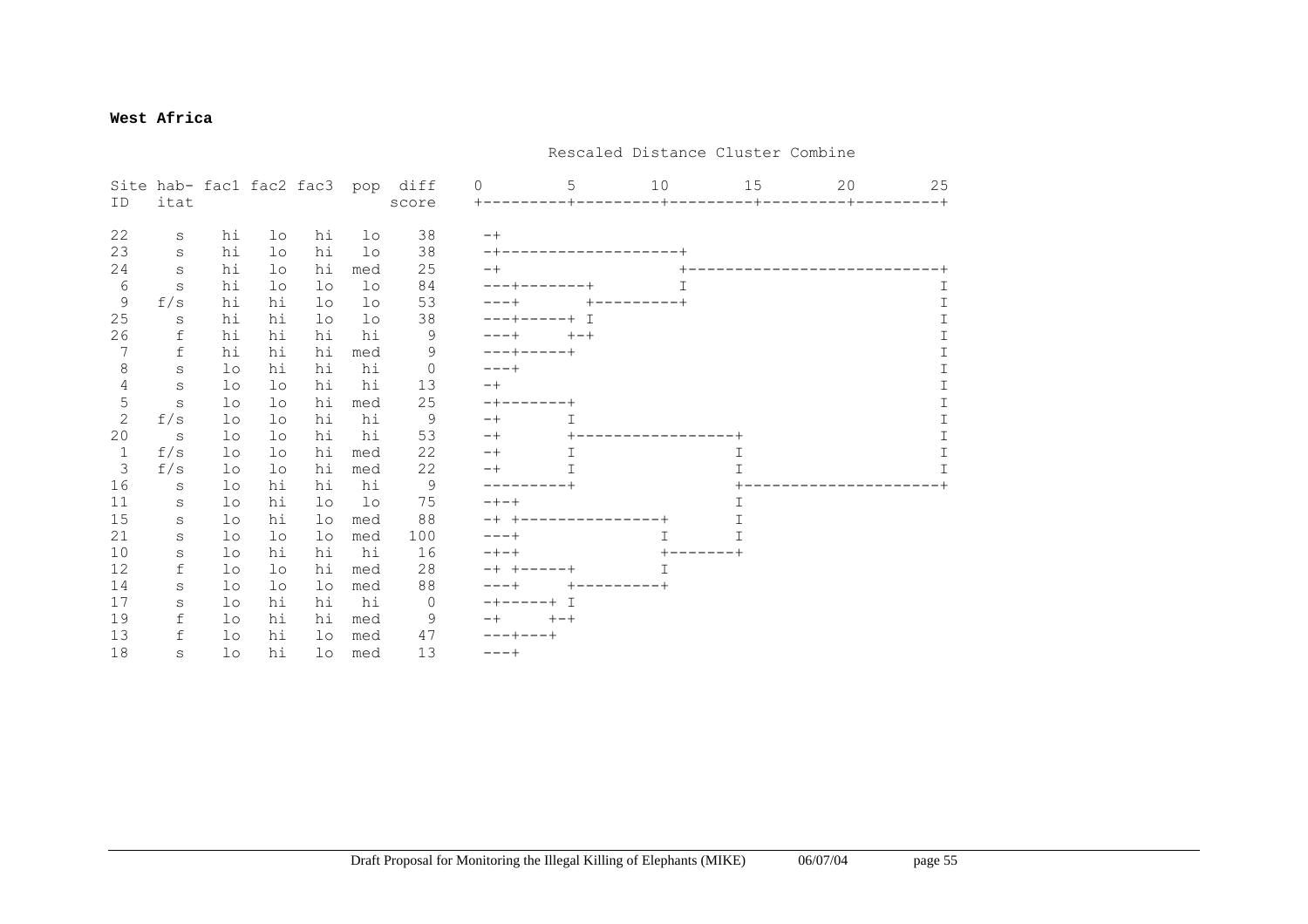**West Africa**

```
                                                Rescaled Distance Cluster Combine

Site hab- fac1 fac2 fac3  pop  diff     0         5        10        15        20        25
ID   itat                      score    +---------+---------+---------+---------+---------+

22    s    hi   lo   hi   lo    38      -+
23    s    hi   lo   hi   lo    38      -+-------------------+
24    s    hi   lo   hi  med    25      -+                   +---------------------------+
 6    s    hi   lo   lo   lo    84      ---+-------+         I                           I
 9   f/s   hi   hi   lo   lo    53      ---+       +---------+                           I
25    s    hi   hi   lo   lo    38      ---+-----+ I                                     I
26    f    hi   hi   hi   hi     9      ---+     +-+                                     I
 7    f    hi   hi   hi  med     9      ---+-----+                                       I
 8    s    lo   hi   hi   hi     0      ---+                                             I
 4    s    lo   lo   hi   hi    13      -+                                               I
 5    s    lo   lo   hi  med    25      -+-------+                                       I
 2   f/s   lo   lo   hi   hi     9      -+       I                                       I
20    s    lo   lo   hi   hi    53      -+       +-----------------+                     I
 1   f/s   lo   lo   hi  med    22      -+       I                 I                     I
 3   f/s   lo   lo   hi  med    22      -+       I                 I                     I
16    s    lo   hi   hi   hi     9      ---------+                 +---------------------+
11    s    lo   hi   lo   lo    75      -+-+                       I
15    s    lo   hi   lo  med    88      -+ +---------------+       I
21    s    lo   lo   lo  med   100      ---+               I       I
10    s    lo   hi   hi   hi    16      -+-+               +-------+
12    f    lo   lo   hi  med    28      -+ +-----+         I
14    s    lo   lo   lo  med    88      ---+     +---------+
17    s    lo   hi   hi   hi     0      -+-----+ I
19    f    lo   hi   hi  med     9      -+     +-+
13    f    lo   hi   lo  med    47      ---+---+
18    s    lo   hi   lo  med    13      ---+
```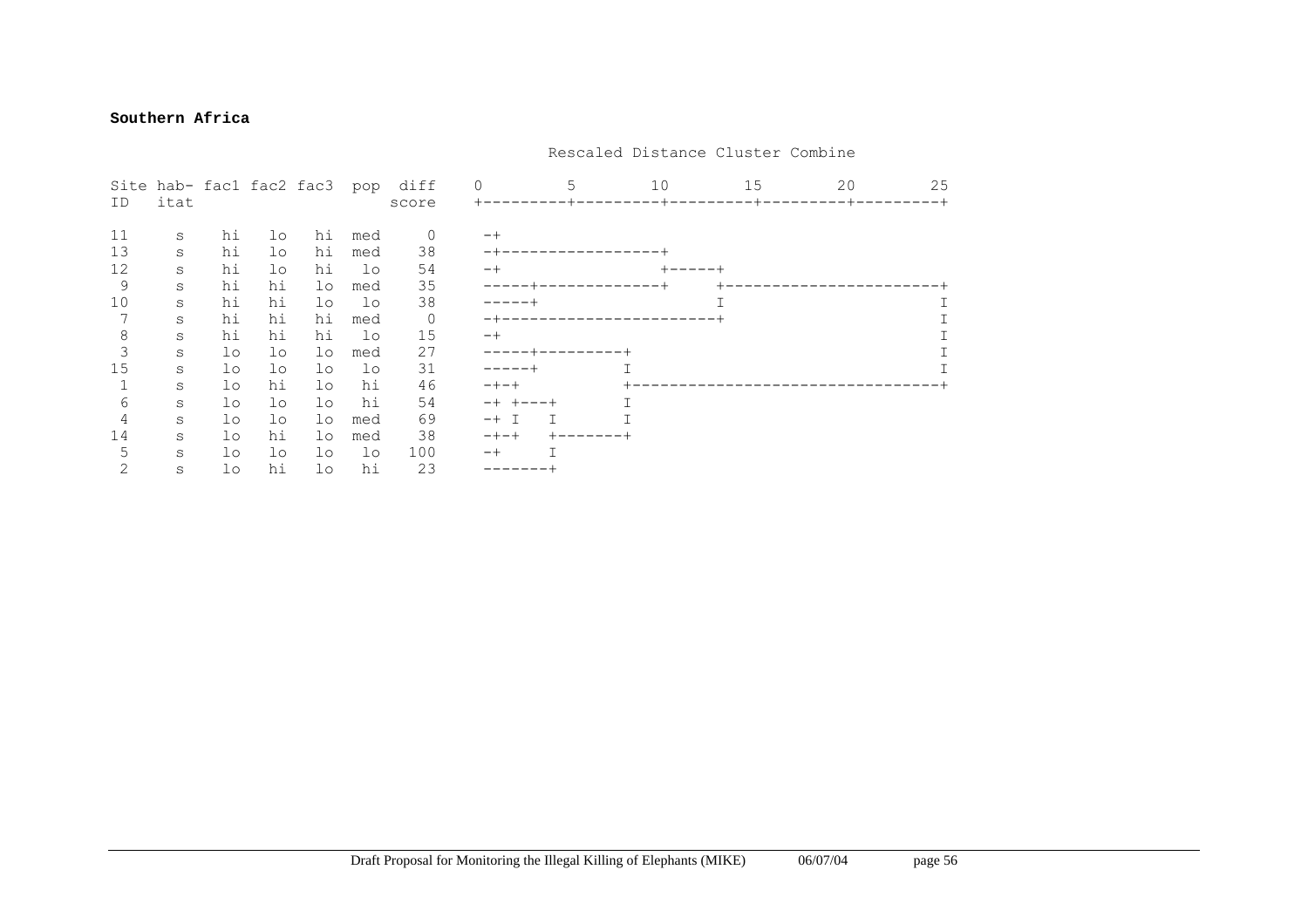**Southern Africa**

```
                                               Rescaled Distance Cluster Combine

Site hab- fac1 fac2 fac3  pop  diff      0         5        10        15        20        25
ID   itat                      score     +---------+---------+---------+---------+---------+

11    s    hi   lo   hi  med    0        -+
13    s    hi   lo   hi  med   38        -+------------------+
12    s    hi   lo   hi   lo   54        -+                  +-----+
 9    s    hi   hi   lo  med   35        -----+-------------+     +-----------------------+
10    s    hi   hi   lo   lo   38        -----+                    I                       I
 7    s    hi   hi   hi  med    0        -+-----------------------+                       I
 8    s    hi   hi   hi   lo   15        -+                                                I
 3    s    lo   lo   lo  med   27        -----+---------+                                  I
15    s    lo   lo   lo   lo   31        -----+         I                                  I
 1    s    lo   hi   lo   hi   46        -+-+           +----------------------------------+
 6    s    lo   lo   lo   hi   54        -+ +---+       I
 4    s    lo   lo   lo  med   69        -+ I   I       I
14    s    lo   hi   lo  med   38        -+-+   +-------+
 5    s    lo   lo   lo   lo  100        -+     I
 2    s    lo   hi   lo   hi   23        -------+
```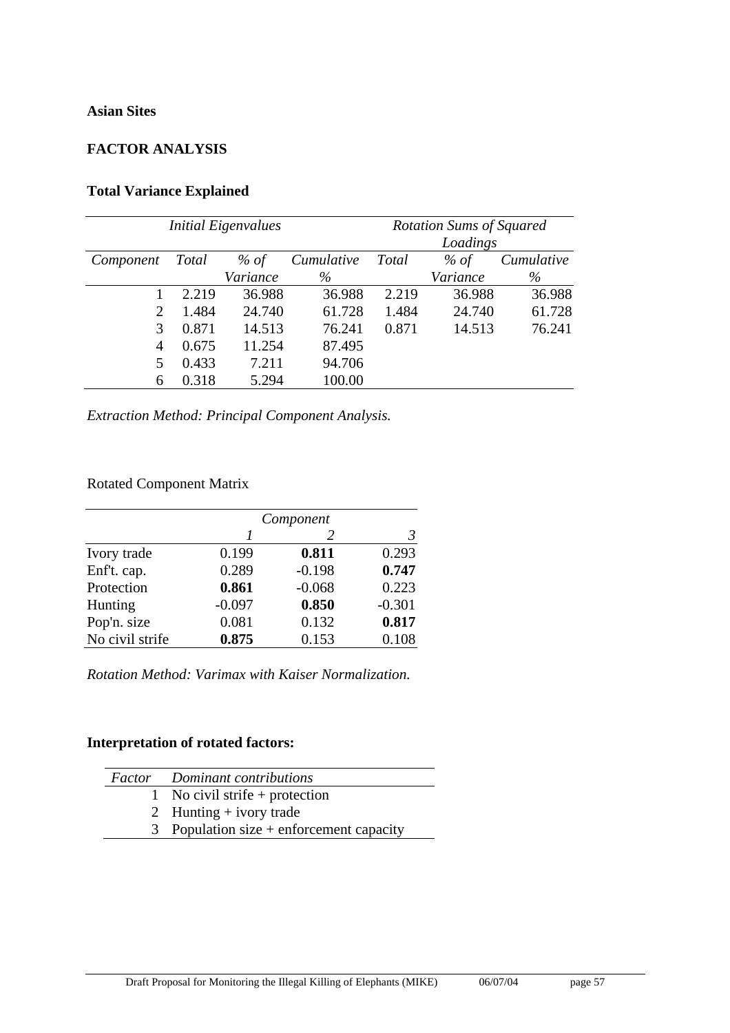**Asian Sites**

**FACTOR ANALYSIS**

**Total Variance Explained**

| | *Initial Eigenvalues* | | | *Rotation Sums of Squared Loadings* | | |
|---|---|---|---|---|---|---|
| *Component* | *Total* | *% of Variance* | *Cumulative %* | *Total* | *% of Variance* | *Cumulative %* |
| 1 | 2.219 | 36.988 | 36.988 | 2.219 | 36.988 | 36.988 |
| 2 | 1.484 | 24.740 | 61.728 | 1.484 | 24.740 | 61.728 |
| 3 | 0.871 | 14.513 | 76.241 | 0.871 | 14.513 | 76.241 |
| 4 | 0.675 | 11.254 | 87.495 | | | |
| 5 | 0.433 | 7.211 | 94.706 | | | |
| 6 | 0.318 | 5.294 | 100.00 | | | |

*Extraction Method: Principal Component Analysis.*

Rotated Component Matrix

| | *Component* | | |
|---|---|---|---|
| | *1* | *2* | *3* |
| Ivory trade | 0.199 | **0.811** | 0.293 |
| Enf't. cap. | 0.289 | -0.198 | **0.747** |
| Protection | **0.861** | -0.068 | 0.223 |
| Hunting | -0.097 | **0.850** | -0.301 |
| Pop'n. size | 0.081 | 0.132 | **0.817** |
| No civil strife | **0.875** | 0.153 | 0.108 |

*Rotation Method: Varimax with Kaiser Normalization.*

**Interpretation of rotated factors:**

| *Factor* | *Dominant contributions* |
|---|---|
| 1 | No civil strife + protection |
| 2 | Hunting + ivory trade |
| 3 | Population size + enforcement capacity |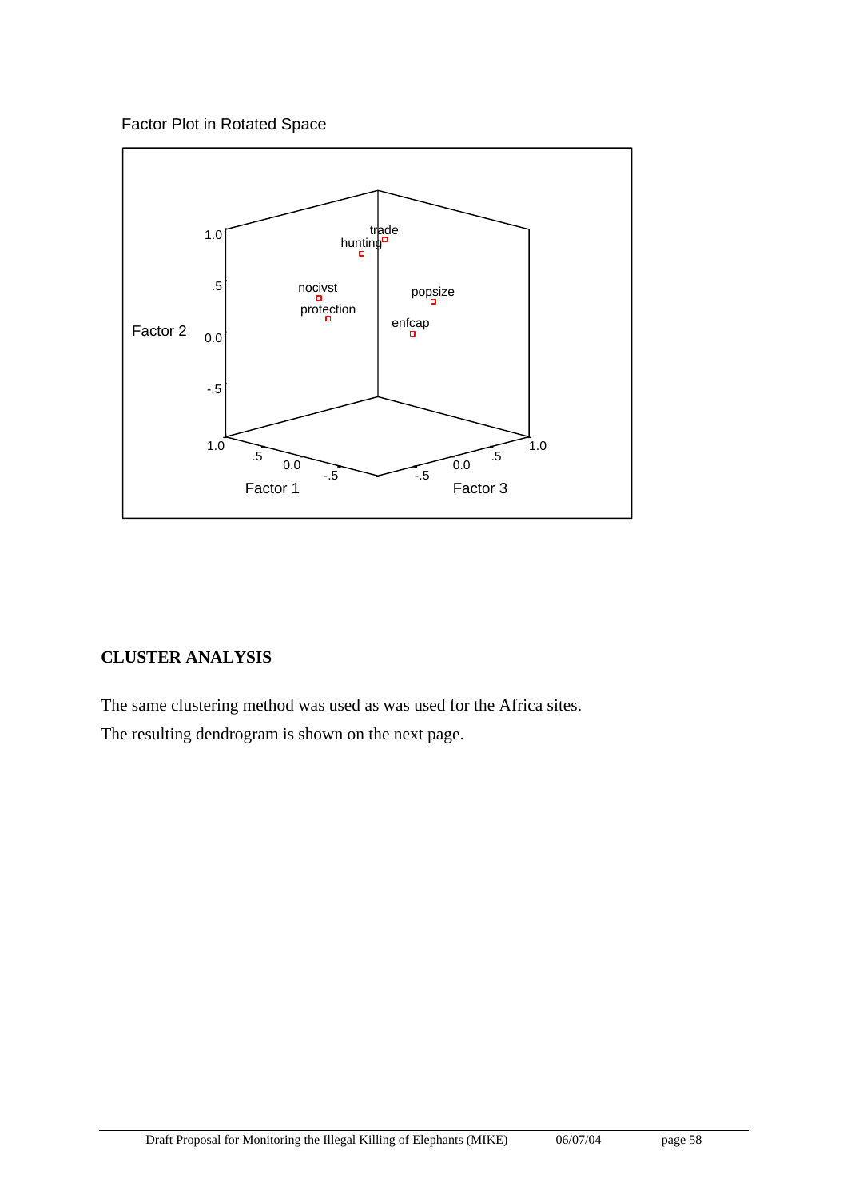Factor Plot in Rotated Space

Factor 2

1.0

.5

0.0

-.5

trade

hunting

nocivst

protection

popsize

enfcap

1.0 .5 0.0 -.5

Factor 1

-.5 0.0 .5 1.0

Factor 3

## CLUSTER ANALYSIS

The same clustering method was used as was used for the Africa sites.

The resulting dendrogram is shown on the next page.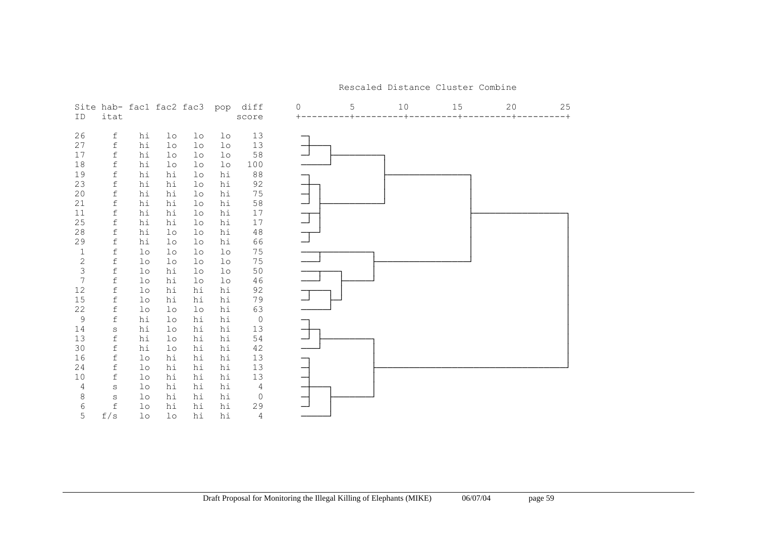Rescaled Distance Cluster Combine

| Site ID | habitat | fac1 | fac2 | fac3 | pop | diff score |
|---|---|---|---|---|---|---|
| 26 | f | hi | lo | lo | lo | 13 |
| 27 | f | hi | lo | lo | lo | 13 |
| 17 | f | hi | lo | lo | lo | 58 |
| 18 | f | hi | lo | lo | lo | 100 |
| 19 | f | hi | hi | lo | hi | 88 |
| 23 | f | hi | hi | lo | hi | 92 |
| 20 | f | hi | hi | lo | hi | 75 |
| 21 | f | hi | hi | lo | hi | 58 |
| 11 | f | hi | hi | lo | hi | 17 |
| 25 | f | hi | hi | lo | hi | 17 |
| 28 | f | hi | lo | lo | hi | 48 |
| 29 | f | hi | lo | lo | hi | 66 |
| 1 | f | lo | lo | lo | lo | 75 |
| 2 | f | lo | lo | lo | lo | 75 |
| 3 | f | lo | hi | lo | lo | 50 |
| 7 | f | lo | hi | lo | lo | 46 |
| 12 | f | lo | hi | hi | hi | 92 |
| 15 | f | lo | hi | hi | hi | 79 |
| 22 | f | lo | lo | lo | hi | 63 |
| 9 | f | hi | lo | hi | hi | 0 |
| 14 | s | hi | lo | hi | hi | 13 |
| 13 | f | hi | lo | hi | hi | 54 |
| 30 | f | hi | lo | hi | hi | 42 |
| 16 | f | lo | hi | hi | hi | 13 |
| 24 | f | lo | hi | hi | hi | 13 |
| 10 | f | lo | hi | hi | hi | 13 |
| 4 | s | lo | hi | hi | hi | 4 |
| 8 | s | lo | hi | hi | hi | 0 |
| 6 | f | lo | hi | hi | hi | 29 |
| 5 | f/s | lo | lo | hi | hi | 4 |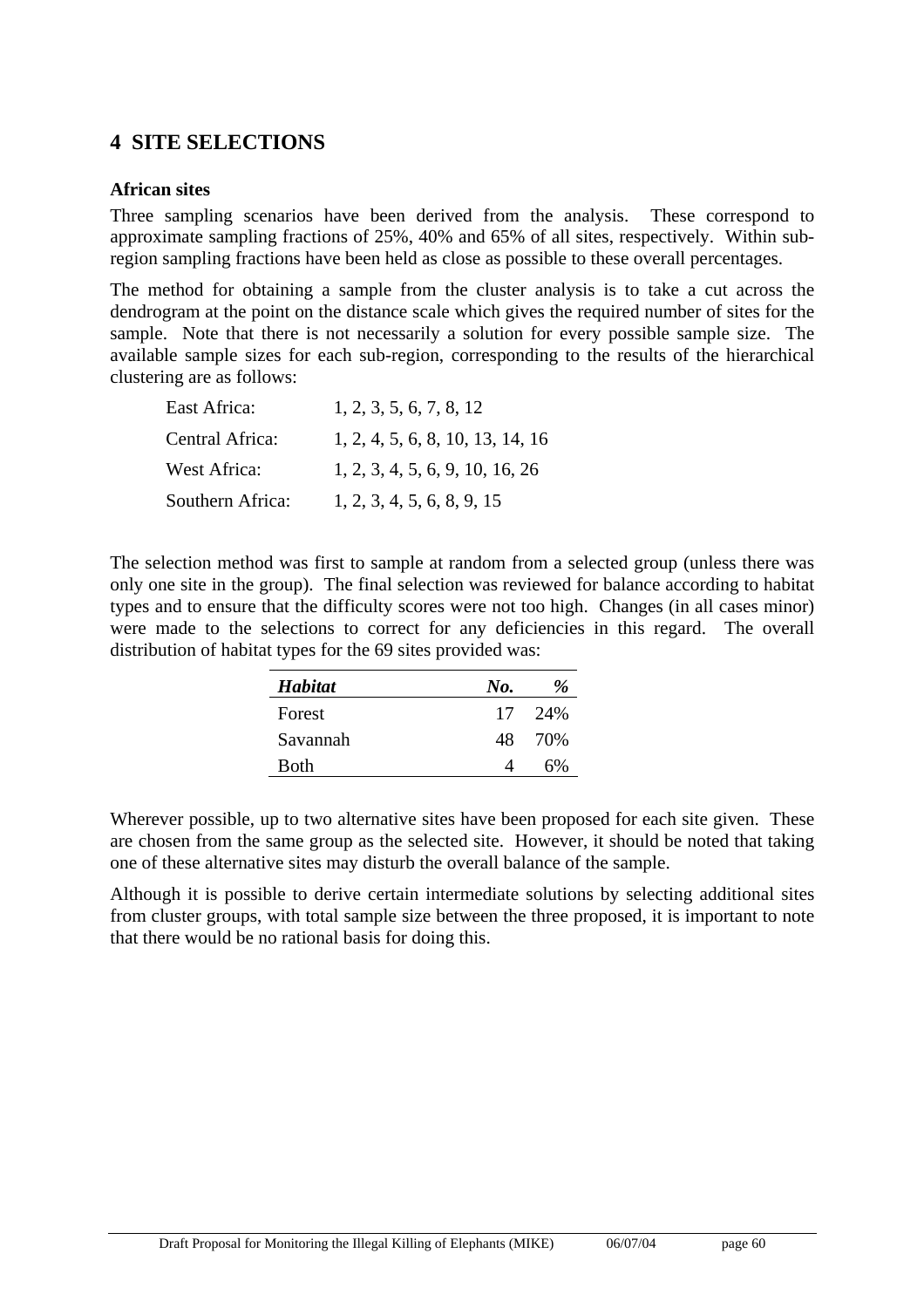# 4 SITE SELECTIONS

**African sites**

Three sampling scenarios have been derived from the analysis. These correspond to approximate sampling fractions of 25%, 40% and 65% of all sites, respectively. Within sub-region sampling fractions have been held as close as possible to these overall percentages.

The method for obtaining a sample from the cluster analysis is to take a cut across the dendrogram at the point on the distance scale which gives the required number of sites for the sample. Note that there is not necessarily a solution for every possible sample size. The available sample sizes for each sub-region, corresponding to the results of the hierarchical clustering are as follows:

| | |
|---|---|
| East Africa: | 1, 2, 3, 5, 6, 7, 8, 12 |
| Central Africa: | 1, 2, 4, 5, 6, 8, 10, 13, 14, 16 |
| West Africa: | 1, 2, 3, 4, 5, 6, 9, 10, 16, 26 |
| Southern Africa: | 1, 2, 3, 4, 5, 6, 8, 9, 15 |

The selection method was first to sample at random from a selected group (unless there was only one site in the group). The final selection was reviewed for balance according to habitat types and to ensure that the difficulty scores were not too high. Changes (in all cases minor) were made to the selections to correct for any deficiencies in this regard. The overall distribution of habitat types for the 69 sites provided was:

| *Habitat* | *No.* | *%* |
|---|---|---|
| Forest | 17 | 24% |
| Savannah | 48 | 70% |
| Both | 4 | 6% |

Wherever possible, up to two alternative sites have been proposed for each site given. These are chosen from the same group as the selected site. However, it should be noted that taking one of these alternative sites may disturb the overall balance of the sample.

Although it is possible to derive certain intermediate solutions by selecting additional sites from cluster groups, with total sample size between the three proposed, it is important to note that there would be no rational basis for doing this.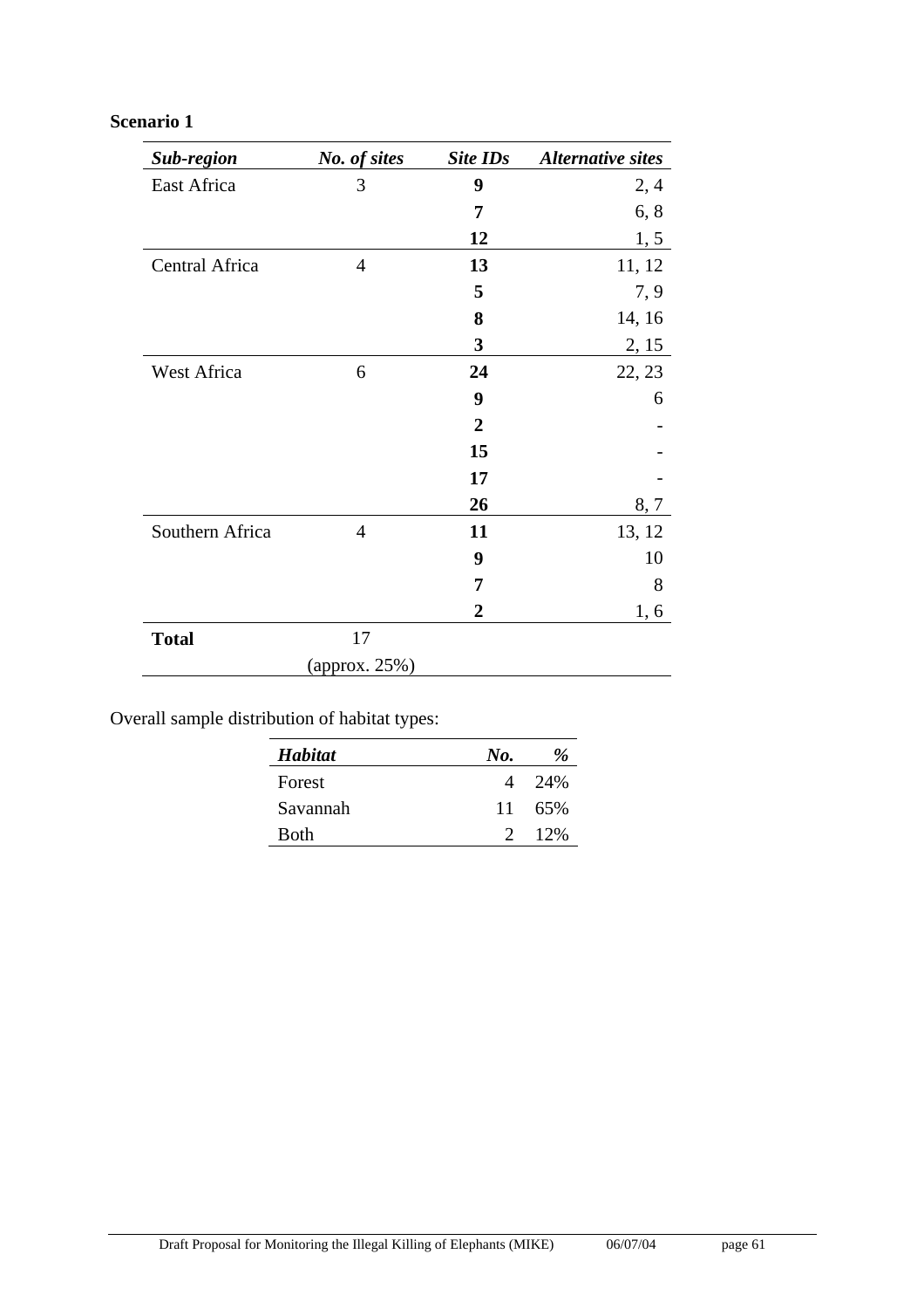**Scenario 1**

| *Sub-region* | *No. of sites* | *Site IDs* | *Alternative sites* |
|---|---|---|---|
| East Africa | 3 | **9** | 2, 4 |
| | | **7** | 6, 8 |
| | | **12** | 1, 5 |
| Central Africa | 4 | **13** | 11, 12 |
| | | **5** | 7, 9 |
| | | **8** | 14, 16 |
| | | **3** | 2, 15 |
| West Africa | 6 | **24** | 22, 23 |
| | | **9** | 6 |
| | | **2** | - |
| | | **15** | - |
| | | **17** | - |
| | | **26** | 8, 7 |
| Southern Africa | 4 | **11** | 13, 12 |
| | | **9** | 10 |
| | | **7** | 8 |
| | | **2** | 1, 6 |
| **Total** | 17 (approx. 25%) | | |

Overall sample distribution of habitat types:

| *Habitat* | *No.* | *%* |
|---|---|---|
| Forest | 4 | 24% |
| Savannah | 11 | 65% |
| Both | 2 | 12% |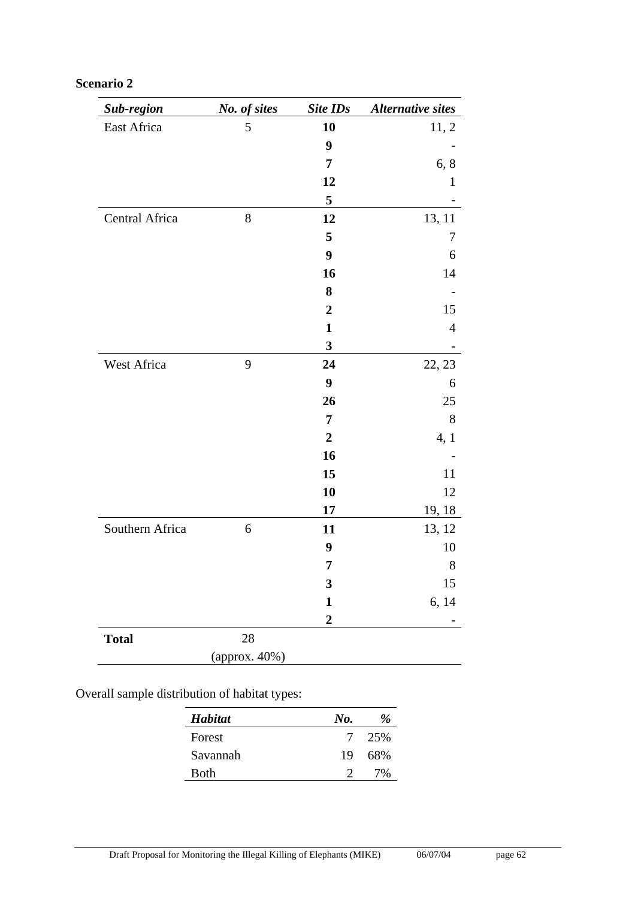**Scenario 2**

| *Sub-region* | *No. of sites* | *Site IDs* | *Alternative sites* |
|---|---|---|---|
| East Africa | 5 | **10** | 11, 2 |
| | | **9** | - |
| | | **7** | 6, 8 |
| | | **12** | 1 |
| | | **5** | - |
| Central Africa | 8 | **12** | 13, 11 |
| | | **5** | 7 |
| | | **9** | 6 |
| | | **16** | 14 |
| | | **8** | - |
| | | **2** | 15 |
| | | **1** | 4 |
| | | **3** | - |
| West Africa | 9 | **24** | 22, 23 |
| | | **9** | 6 |
| | | **26** | 25 |
| | | **7** | 8 |
| | | **2** | 4, 1 |
| | | **16** | - |
| | | **15** | 11 |
| | | **10** | 12 |
| | | **17** | 19, 18 |
| Southern Africa | 6 | **11** | 13, 12 |
| | | **9** | 10 |
| | | **7** | 8 |
| | | **3** | 15 |
| | | **1** | 6, 14 |
| | | **2** | - |
| **Total** | 28 (approx. 40%) | | |

Overall sample distribution of habitat types:

| *Habitat* | *No.* | *%* |
|---|---|---|
| Forest | 7 | 25% |
| Savannah | 19 | 68% |
| Both | 2 | 7% |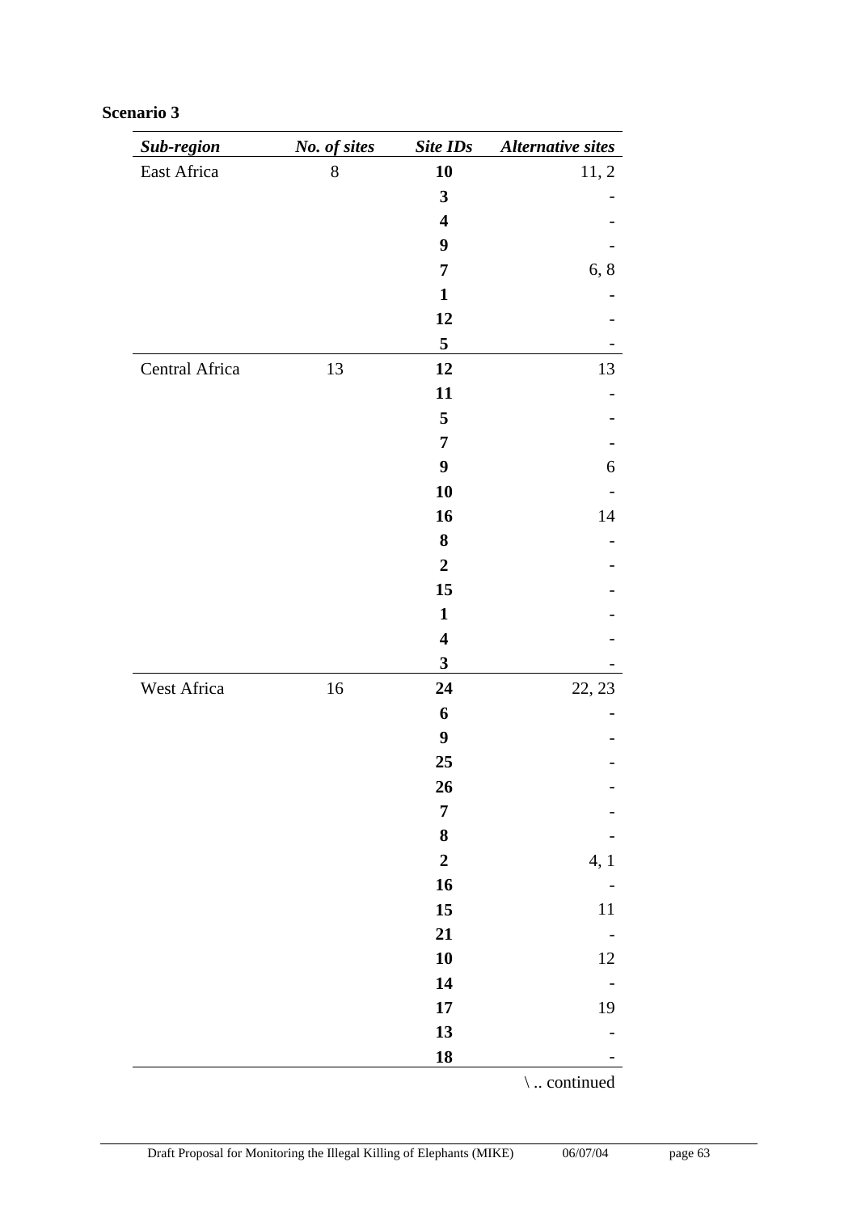**Scenario 3**

| *Sub-region* | *No. of sites* | *Site IDs* | *Alternative sites* |
|---|---|---|---|
| East Africa | 8 | **10** | 11, 2 |
| | | **3** | - |
| | | **4** | - |
| | | **9** | - |
| | | **7** | 6, 8 |
| | | **1** | - |
| | | **12** | - |
| | | **5** | - |
| Central Africa | 13 | **12** | 13 |
| | | **11** | - |
| | | **5** | - |
| | | **7** | - |
| | | **9** | 6 |
| | | **10** | - |
| | | **16** | 14 |
| | | **8** | - |
| | | **2** | - |
| | | **15** | - |
| | | **1** | - |
| | | **4** | - |
| | | **3** | - |
| West Africa | 16 | **24** | 22, 23 |
| | | **6** | - |
| | | **9** | - |
| | | **25** | - |
| | | **26** | - |
| | | **7** | - |
| | | **8** | - |
| | | **2** | 4, 1 |
| | | **16** | - |
| | | **15** | 11 |
| | | **21** | - |
| | | **10** | 12 |
| | | **14** | - |
| | | **17** | 19 |
| | | **13** | - |
| | | **18** | - |

\ .. continued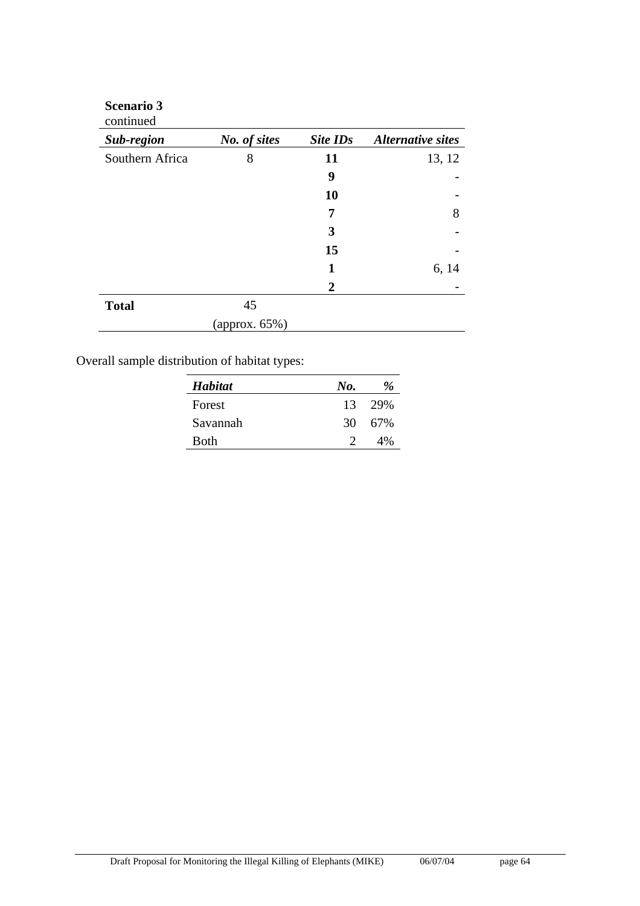**Scenario 3**
continued

| *Sub-region* | *No. of sites* | *Site IDs* | *Alternative sites* |
|---|---|---|---|
| Southern Africa | 8 | **11** | 13, 12 |
| | | **9** | - |
| | | **10** | - |
| | | **7** | 8 |
| | | **3** | - |
| | | **15** | - |
| | | **1** | 6, 14 |
| | | **2** | - |
| **Total** | 45 (approx. 65%) | | |

Overall sample distribution of habitat types:

| *Habitat* | *No.* | *%* |
|---|---|---|
| Forest | 13 | 29% |
| Savannah | 30 | 67% |
| Both | 2 | 4% |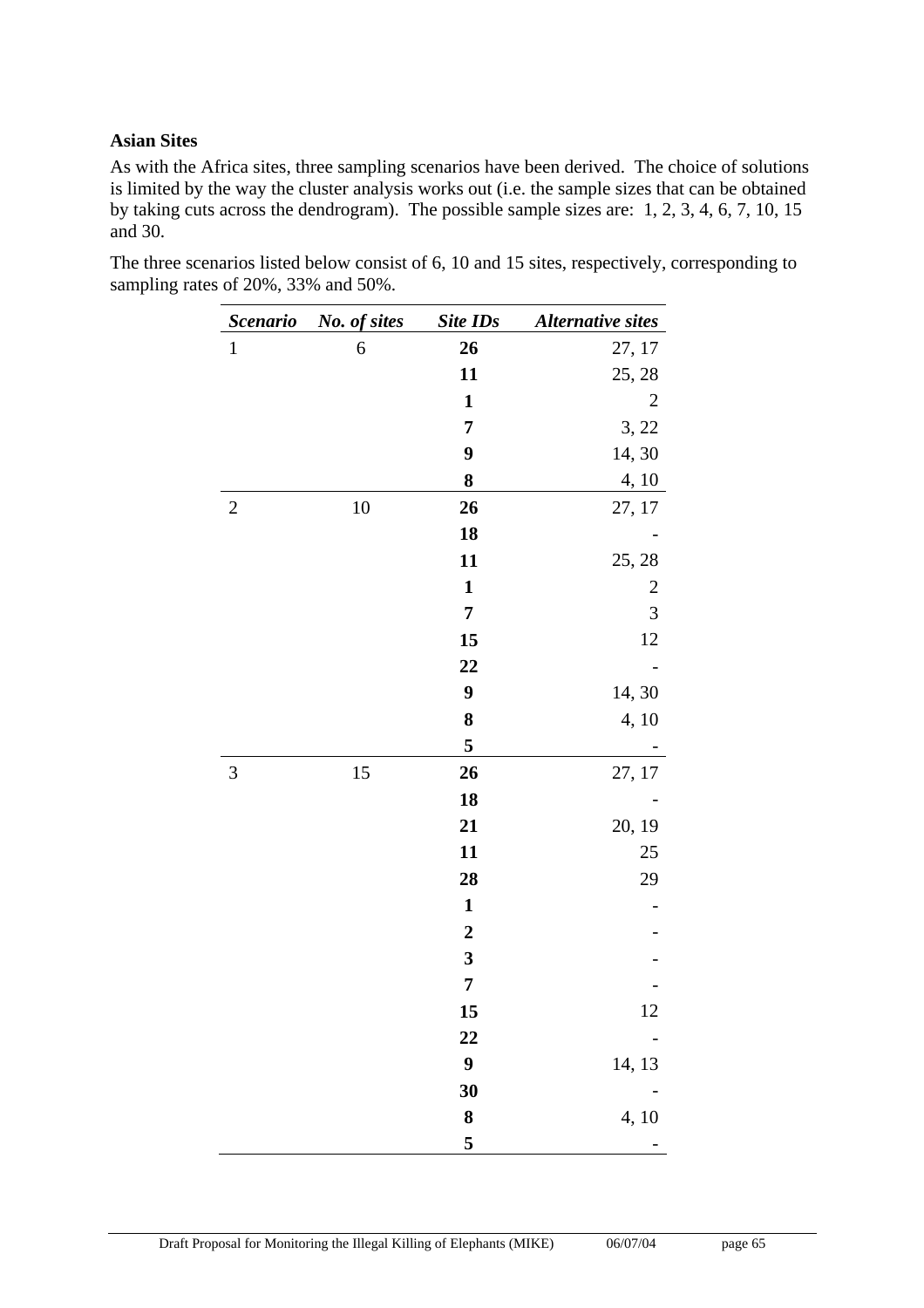**Asian Sites**

As with the Africa sites, three sampling scenarios have been derived. The choice of solutions is limited by the way the cluster analysis works out (i.e. the sample sizes that can be obtained by taking cuts across the dendrogram). The possible sample sizes are: 1, 2, 3, 4, 6, 7, 10, 15 and 30.

The three scenarios listed below consist of 6, 10 and 15 sites, respectively, corresponding to sampling rates of 20%, 33% and 50%.

| *Scenario* | *No. of sites* | *Site IDs* | *Alternative sites* |
|---|---|---|---|
| 1 | 6 | **26** | 27, 17 |
| | | **11** | 25, 28 |
| | | **1** | 2 |
| | | **7** | 3, 22 |
| | | **9** | 14, 30 |
| | | **8** | 4, 10 |
| 2 | 10 | **26** | 27, 17 |
| | | **18** | - |
| | | **11** | 25, 28 |
| | | **1** | 2 |
| | | **7** | 3 |
| | | **15** | 12 |
| | | **22** | - |
| | | **9** | 14, 30 |
| | | **8** | 4, 10 |
| | | **5** | - |
| 3 | 15 | **26** | 27, 17 |
| | | **18** | - |
| | | **21** | 20, 19 |
| | | **11** | 25 |
| | | **28** | 29 |
| | | **1** | - |
| | | **2** | - |
| | | **3** | - |
| | | **7** | - |
| | | **15** | 12 |
| | | **22** | - |
| | | **9** | 14, 13 |
| | | **30** | - |
| | | **8** | 4, 10 |
| | | **5** | - |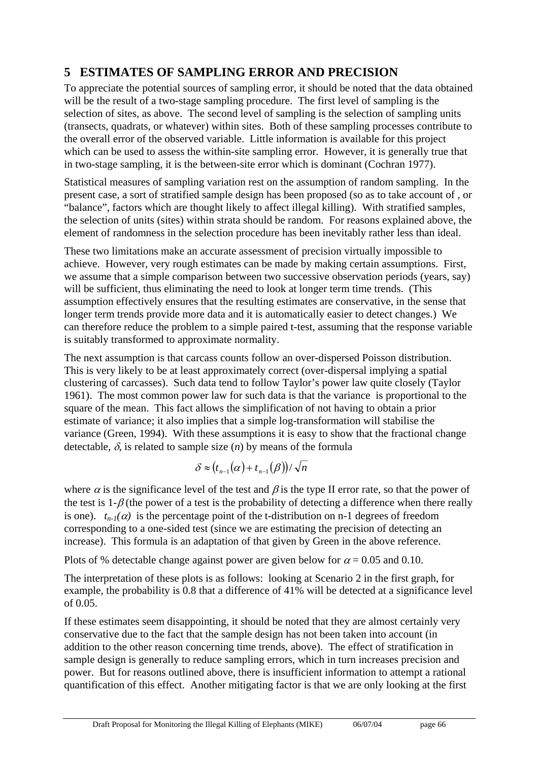## 5 ESTIMATES OF SAMPLING ERROR AND PRECISION

To appreciate the potential sources of sampling error, it should be noted that the data obtained will be the result of a two-stage sampling procedure. The first level of sampling is the selection of sites, as above. The second level of sampling is the selection of sampling units (transects, quadrats, or whatever) within sites. Both of these sampling processes contribute to the overall error of the observed variable. Little information is available for this project which can be used to assess the within-site sampling error. However, it is generally true that in two-stage sampling, it is the between-site error which is dominant (Cochran 1977).

Statistical measures of sampling variation rest on the assumption of random sampling. In the present case, a sort of stratified sample design has been proposed (so as to take account of , or "balance", factors which are thought likely to affect illegal killing). With stratified samples, the selection of units (sites) within strata should be random. For reasons explained above, the element of randomness in the selection procedure has been inevitably rather less than ideal.

These two limitations make an accurate assessment of precision virtually impossible to achieve. However, very rough estimates can be made by making certain assumptions. First, we assume that a simple comparison between two successive observation periods (years, say) will be sufficient, thus eliminating the need to look at longer term time trends. (This assumption effectively ensures that the resulting estimates are conservative, in the sense that longer term trends provide more data and it is automatically easier to detect changes.) We can therefore reduce the problem to a simple paired t-test, assuming that the response variable is suitably transformed to approximate normality.

The next assumption is that carcass counts follow an over-dispersed Poisson distribution. This is very likely to be at least approximately correct (over-dispersal implying a spatial clustering of carcasses). Such data tend to follow Taylor's power law quite closely (Taylor 1961). The most common power law for such data is that the variance is proportional to the square of the mean. This fact allows the simplification of not having to obtain a prior estimate of variance; it also implies that a simple log-transformation will stabilise the variance (Green, 1994). With these assumptions it is easy to show that the fractional change detectable, $\delta$, is related to sample size ($n$) by means of the formula

$$\delta \approx \left(t_{n-1}(\alpha) + t_{n-1}(\beta)\right) / \sqrt{n}$$

where $\alpha$ is the significance level of the test and $\beta$ is the type II error rate, so that the power of the test is $1-\beta$ (the power of a test is the probability of detecting a difference when there really is one). $t_{n-1}(\alpha)$ is the percentage point of the t-distribution on n-1 degrees of freedom corresponding to a one-sided test (since we are estimating the precision of detecting an increase). This formula is an adaptation of that given by Green in the above reference.

Plots of % detectable change against power are given below for $\alpha = 0.05$ and 0.10.

The interpretation of these plots is as follows: looking at Scenario 2 in the first graph, for example, the probability is 0.8 that a difference of 41% will be detected at a significance level of 0.05.

If these estimates seem disappointing, it should be noted that they are almost certainly very conservative due to the fact that the sample design has not been taken into account (in addition to the other reason concerning time trends, above). The effect of stratification in sample design is generally to reduce sampling errors, which in turn increases precision and power. But for reasons outlined above, there is insufficient information to attempt a rational quantification of this effect. Another mitigating factor is that we are only looking at the first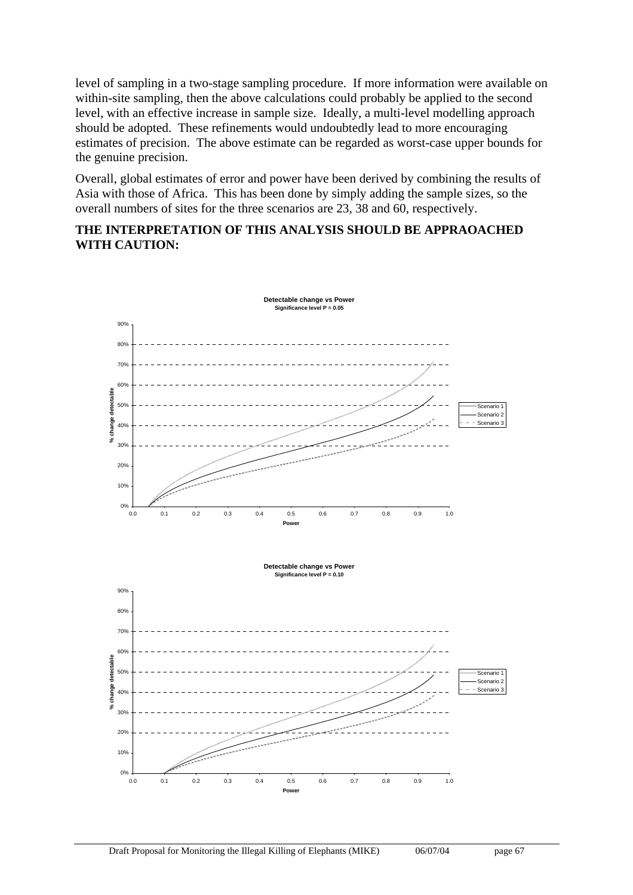level of sampling in a two-stage sampling procedure. If more information were available on within-site sampling, then the above calculations could probably be applied to the second level, with an effective increase in sample size. Ideally, a multi-level modelling approach should be adopted. These refinements would undoubtedly lead to more encouraging estimates of precision. The above estimate can be regarded as worst-case upper bounds for the genuine precision.

Overall, global estimates of error and power have been derived by combining the results of Asia with those of Africa. This has been done by simply adding the sample sizes, so the overall numbers of sites for the three scenarios are 23, 38 and 60, respectively.

**THE INTERPRETATION OF THIS ANALYSIS SHOULD BE APPRAOACHED WITH CAUTION:**

**Detectable change vs Power**
**Significance level P = 0.05**

**Detectable change vs Power**
**Significance level P = 0.10**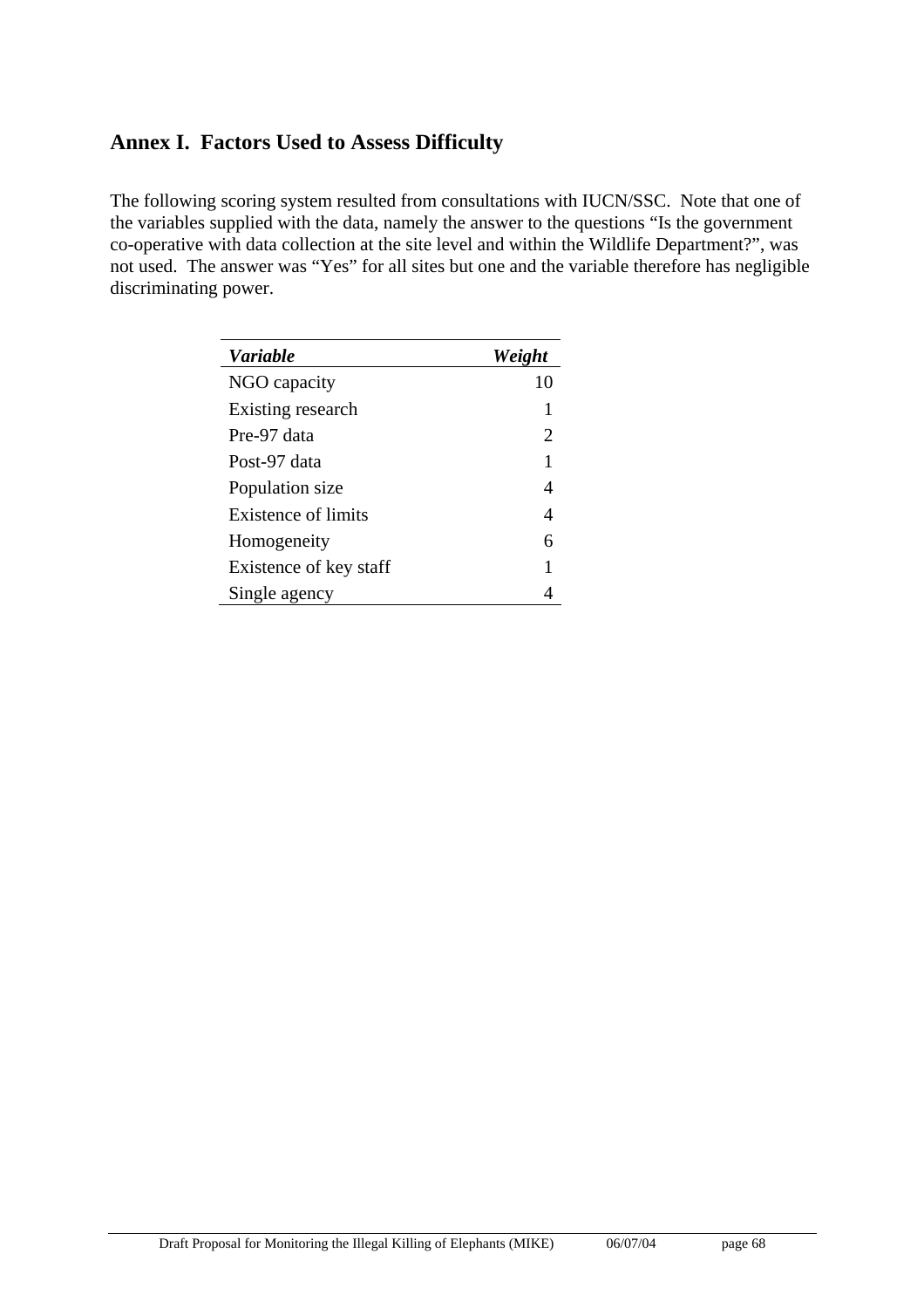## Annex I. Factors Used to Assess Difficulty

The following scoring system resulted from consultations with IUCN/SSC. Note that one of the variables supplied with the data, namely the answer to the questions "Is the government co-operative with data collection at the site level and within the Wildlife Department?", was not used. The answer was "Yes" for all sites but one and the variable therefore has negligible discriminating power.

| ***Variable*** | ***Weight*** |
|---|---:|
| NGO capacity | 10 |
| Existing research | 1 |
| Pre-97 data | 2 |
| Post-97 data | 1 |
| Population size | 4 |
| Existence of limits | 4 |
| Homogeneity | 6 |
| Existence of key staff | 1 |
| Single agency | 4 |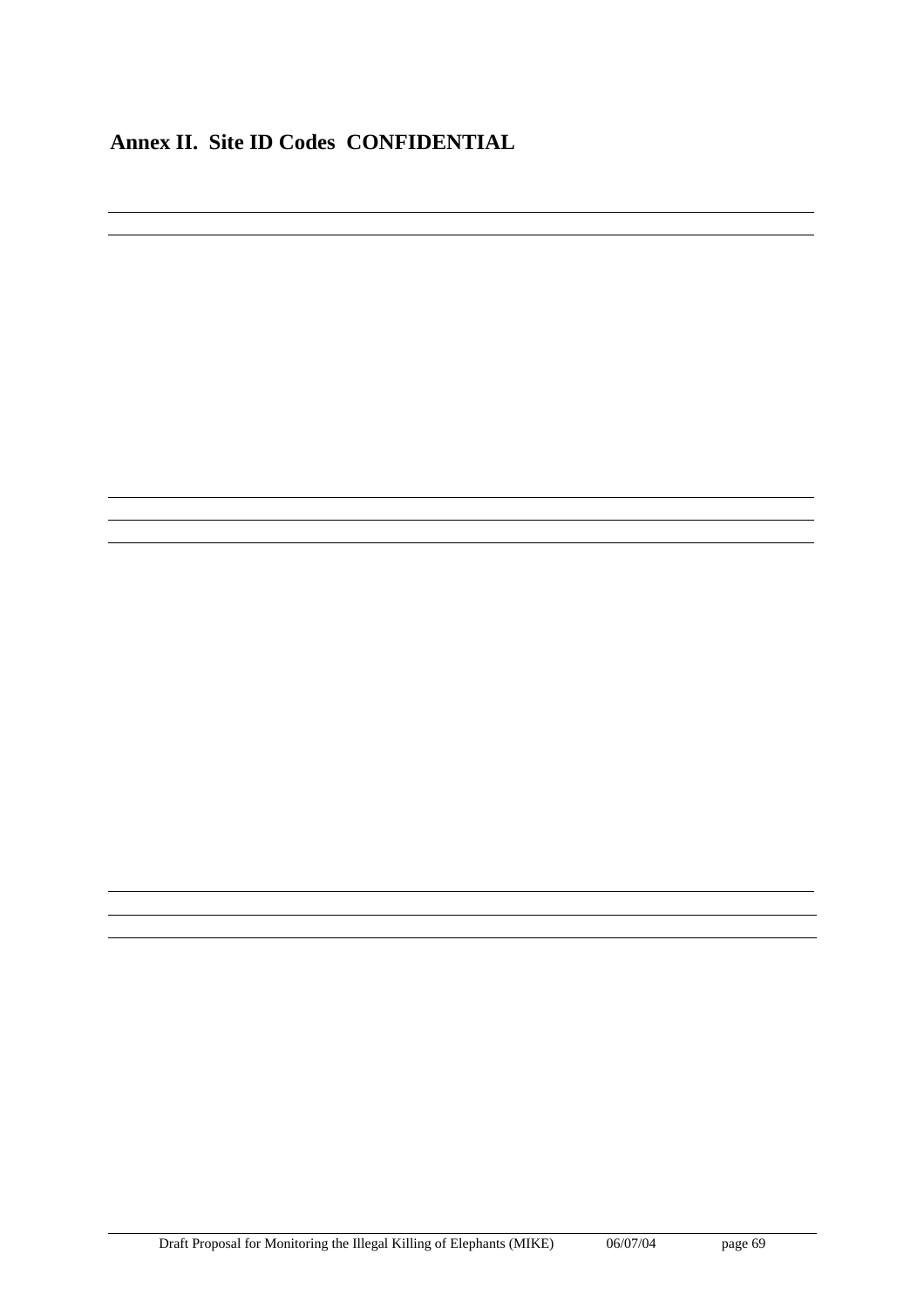## Annex II. Site ID Codes CONFIDENTIAL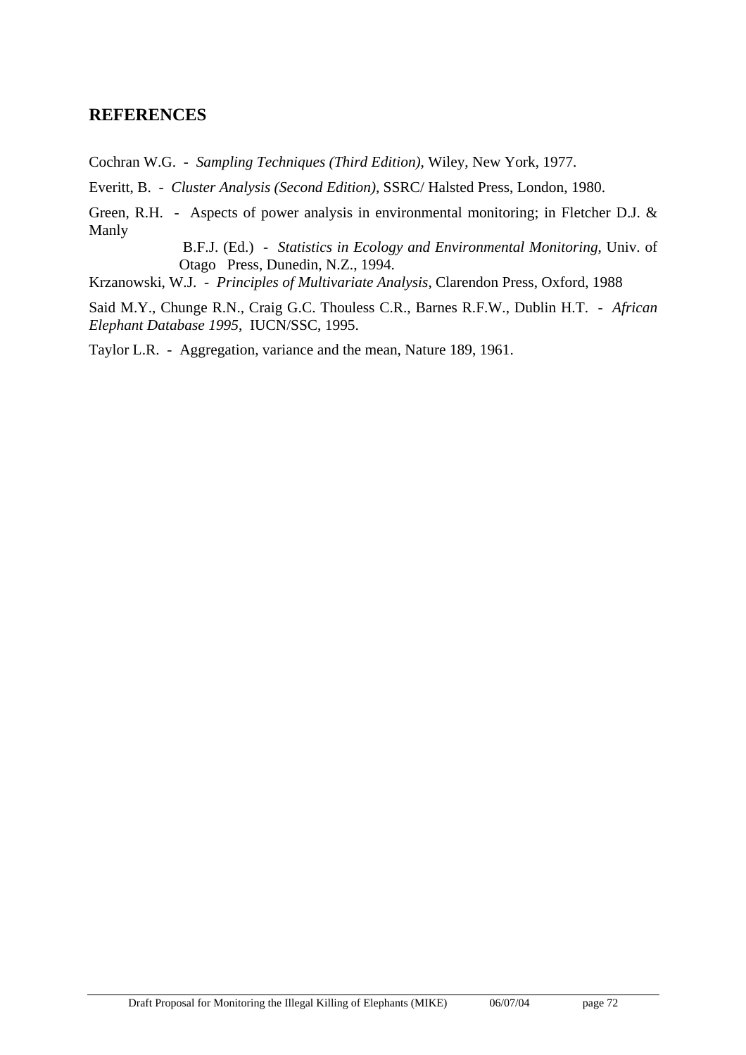## REFERENCES

Cochran W.G. - *Sampling Techniques (Third Edition)*, Wiley, New York, 1977.

Everitt, B. - *Cluster Analysis (Second Edition)*, SSRC/ Halsted Press, London, 1980.

Green, R.H. - Aspects of power analysis in environmental monitoring; in Fletcher D.J. & Manly B.F.J. (Ed.) - *Statistics in Ecology and Environmental Monitoring*, Univ. of Otago Press, Dunedin, N.Z., 1994.

Krzanowski, W.J. - *Principles of Multivariate Analysis*, Clarendon Press, Oxford, 1988

Said M.Y., Chunge R.N., Craig G.C. Thouless C.R., Barnes R.F.W., Dublin H.T. - *African Elephant Database 1995*, IUCN/SSC, 1995.

Taylor L.R. - Aggregation, variance and the mean, Nature 189, 1961.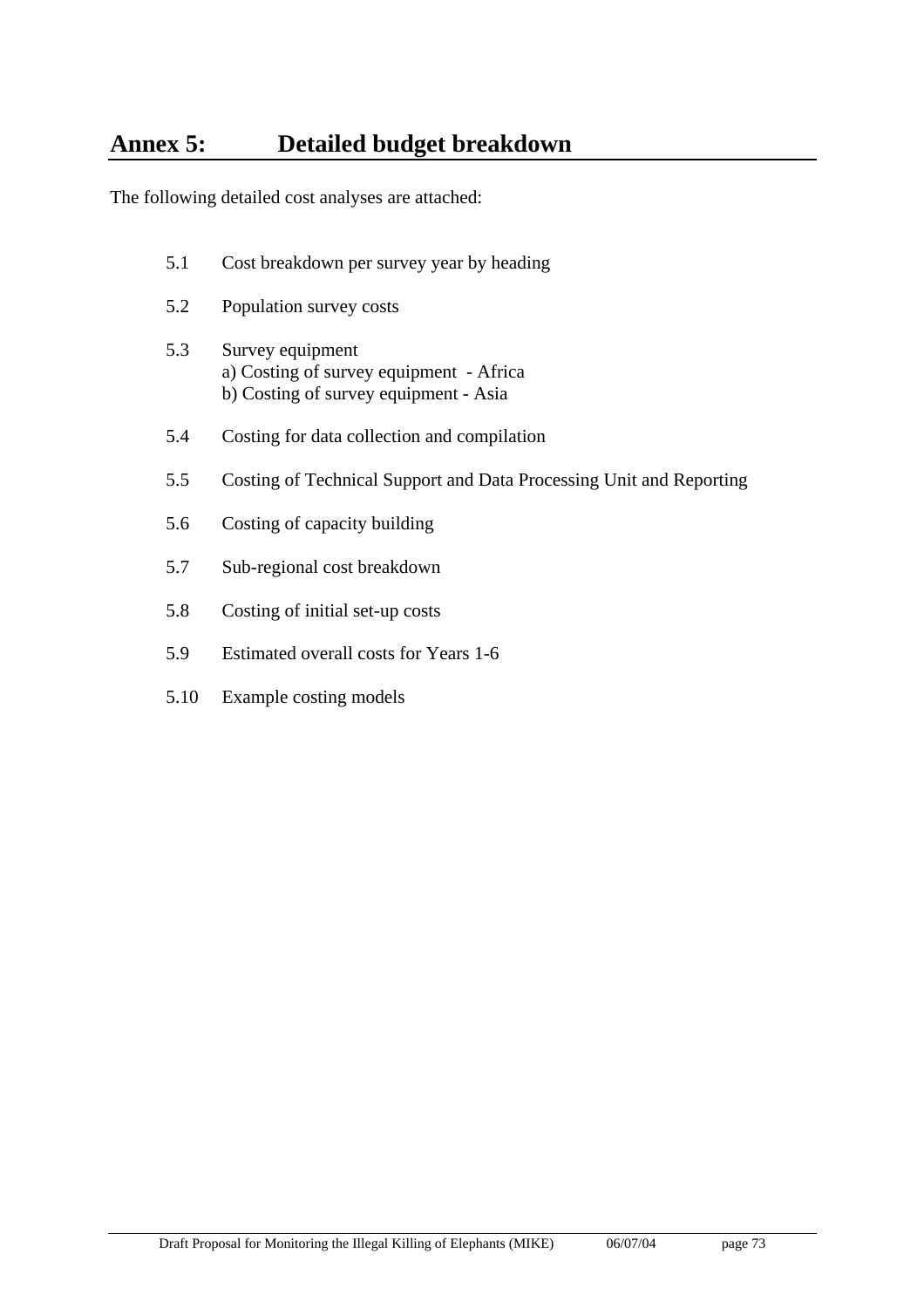# Annex 5: Detailed budget breakdown

The following detailed cost analyses are attached:

5.1 Cost breakdown per survey year by heading

5.2 Population survey costs

5.3 Survey equipment
a) Costing of survey equipment - Africa
b) Costing of survey equipment - Asia

5.4 Costing for data collection and compilation

5.5 Costing of Technical Support and Data Processing Unit and Reporting

5.6 Costing of capacity building

5.7 Sub-regional cost breakdown

5.8 Costing of initial set-up costs

5.9 Estimated overall costs for Years 1-6

5.10 Example costing models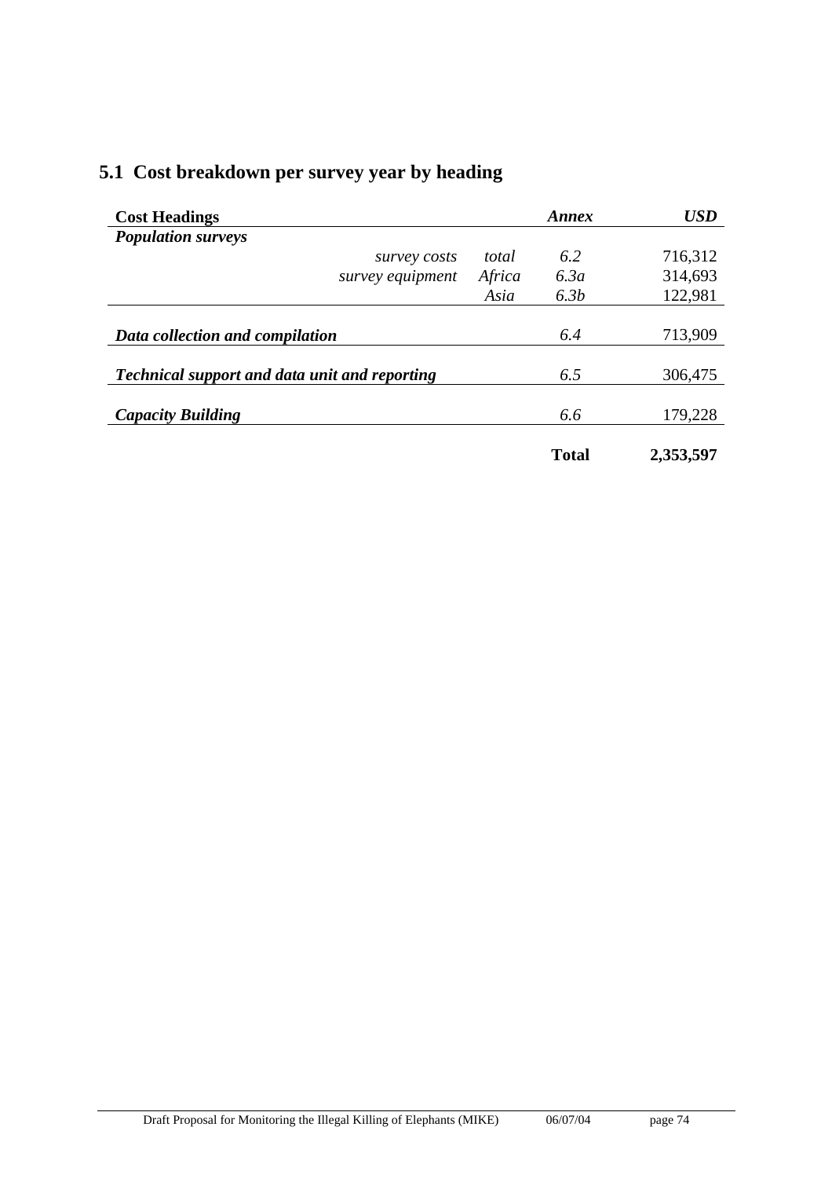## 5.1 Cost breakdown per survey year by heading

| **Cost Headings** | | | ***Annex*** | ***USD*** |
|---|---|---|---|---|
| ***Population surveys*** | | | | |
| | *survey costs* | *total* | *6.2* | 716,312 |
| | *survey equipment* | *Africa* | *6.3a* | 314,693 |
| | | *Asia* | *6.3b* | 122,981 |
| ***Data collection and compilation*** | | | *6.4* | 713,909 |
| ***Technical support and data unit and reporting*** | | | *6.5* | 306,475 |
| ***Capacity Building*** | | | *6.6* | 179,228 |
| | | | **Total** | **2,353,597** |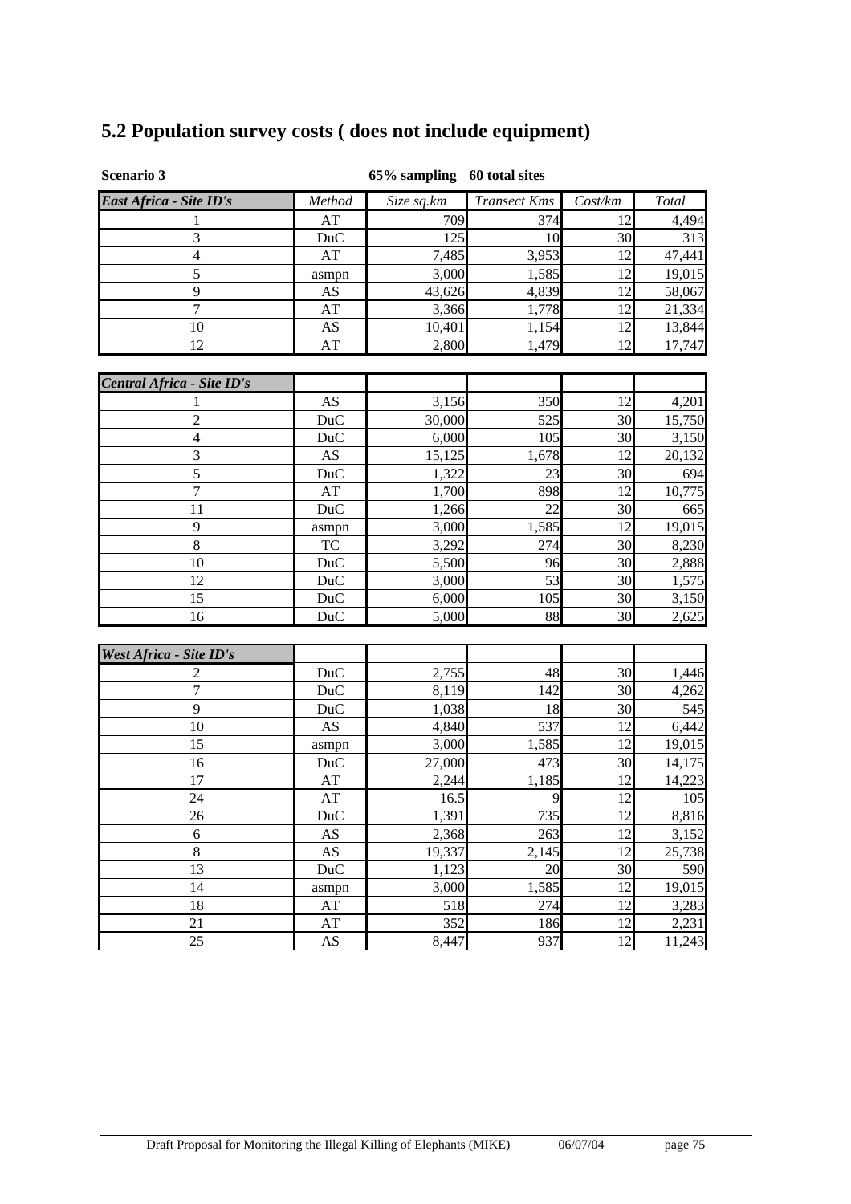## 5.2 Population survey costs ( does not include equipment)

**Scenario 3** **65% sampling 60 total sites**

| *East Africa - Site ID's* | *Method* | *Size sq.km* | *Transect Kms* | *Cost/km* | *Total* |
|---|---|---|---|---|---|
| 1 | AT | 709 | 374 | 12 | 4,494 |
| 3 | DuC | 125 | 10 | 30 | 313 |
| 4 | AT | 7,485 | 3,953 | 12 | 47,441 |
| 5 | asmpn | 3,000 | 1,585 | 12 | 19,015 |
| 9 | AS | 43,626 | 4,839 | 12 | 58,067 |
| 7 | AT | 3,366 | 1,778 | 12 | 21,334 |
| 10 | AS | 10,401 | 1,154 | 12 | 13,844 |
| 12 | AT | 2,800 | 1,479 | 12 | 17,747 |

| *Central Africa - Site ID's* | | | | | |
|---|---|---|---|---|---|
| 1 | AS | 3,156 | 350 | 12 | 4,201 |
| 2 | DuC | 30,000 | 525 | 30 | 15,750 |
| 4 | DuC | 6,000 | 105 | 30 | 3,150 |
| 3 | AS | 15,125 | 1,678 | 12 | 20,132 |
| 5 | DuC | 1,322 | 23 | 30 | 694 |
| 7 | AT | 1,700 | 898 | 12 | 10,775 |
| 11 | DuC | 1,266 | 22 | 30 | 665 |
| 9 | asmpn | 3,000 | 1,585 | 12 | 19,015 |
| 8 | TC | 3,292 | 274 | 30 | 8,230 |
| 10 | DuC | 5,500 | 96 | 30 | 2,888 |
| 12 | DuC | 3,000 | 53 | 30 | 1,575 |
| 15 | DuC | 6,000 | 105 | 30 | 3,150 |
| 16 | DuC | 5,000 | 88 | 30 | 2,625 |

| *West Africa - Site ID's* | | | | | |
|---|---|---|---|---|---|
| 2 | DuC | 2,755 | 48 | 30 | 1,446 |
| 7 | DuC | 8,119 | 142 | 30 | 4,262 |
| 9 | DuC | 1,038 | 18 | 30 | 545 |
| 10 | AS | 4,840 | 537 | 12 | 6,442 |
| 15 | asmpn | 3,000 | 1,585 | 12 | 19,015 |
| 16 | DuC | 27,000 | 473 | 30 | 14,175 |
| 17 | AT | 2,244 | 1,185 | 12 | 14,223 |
| 24 | AT | 16.5 | 9 | 12 | 105 |
| 26 | DuC | 1,391 | 735 | 12 | 8,816 |
| 6 | AS | 2,368 | 263 | 12 | 3,152 |
| 8 | AS | 19,337 | 2,145 | 12 | 25,738 |
| 13 | DuC | 1,123 | 20 | 30 | 590 |
| 14 | asmpn | 3,000 | 1,585 | 12 | 19,015 |
| 18 | AT | 518 | 274 | 12 | 3,283 |
| 21 | AT | 352 | 186 | 12 | 2,231 |
| 25 | AS | 8,447 | 937 | 12 | 11,243 |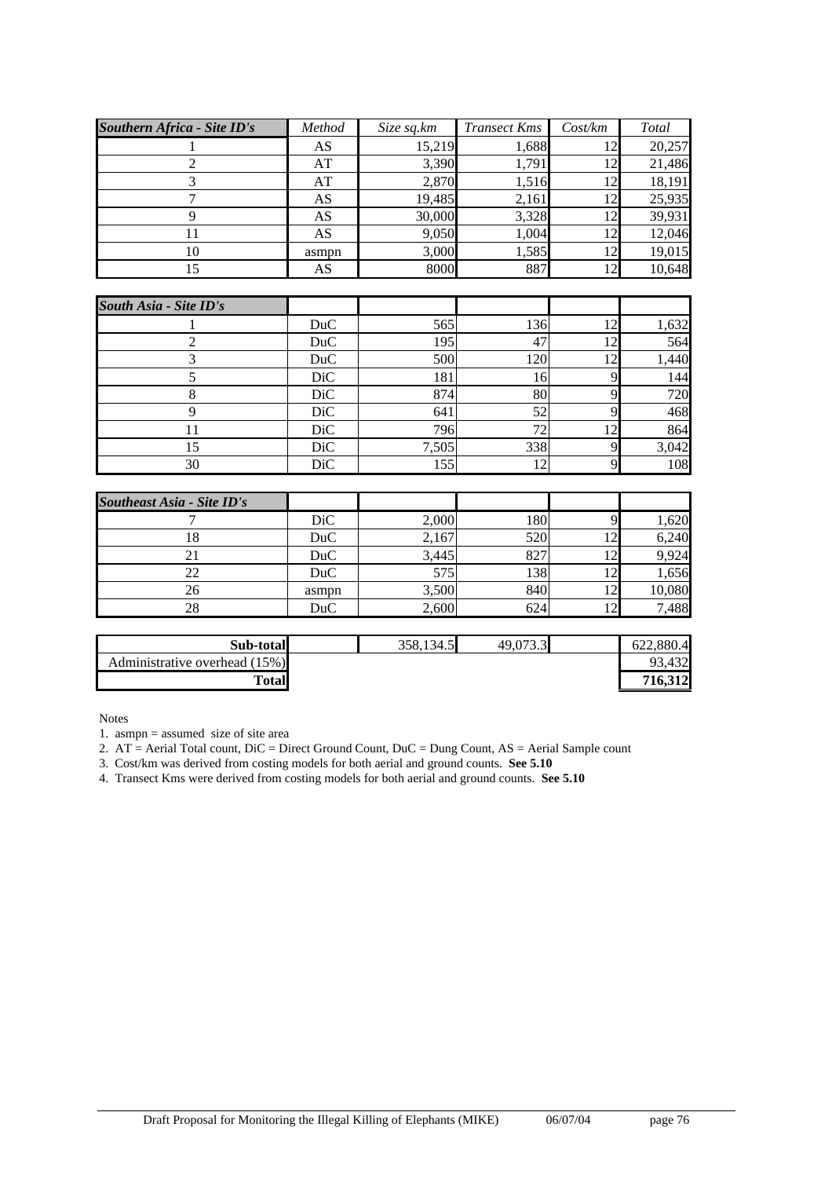| *Southern Africa - Site ID's* | *Method* | *Size sq.km* | *Transect Kms* | *Cost/km* | *Total* |
|---|---|---|---|---|---|
| 1 | AS | 15,219 | 1,688 | 12 | 20,257 |
| 2 | AT | 3,390 | 1,791 | 12 | 21,486 |
| 3 | AT | 2,870 | 1,516 | 12 | 18,191 |
| 7 | AS | 19,485 | 2,161 | 12 | 25,935 |
| 9 | AS | 30,000 | 3,328 | 12 | 39,931 |
| 11 | AS | 9,050 | 1,004 | 12 | 12,046 |
| 10 | asmpn | 3,000 | 1,585 | 12 | 19,015 |
| 15 | AS | 8000 | 887 | 12 | 10,648 |
| *South Asia - Site ID's* | | | | | |
| 1 | DuC | 565 | 136 | 12 | 1,632 |
| 2 | DuC | 195 | 47 | 12 | 564 |
| 3 | DuC | 500 | 120 | 12 | 1,440 |
| 5 | DiC | 181 | 16 | 9 | 144 |
| 8 | DiC | 874 | 80 | 9 | 720 |
| 9 | DiC | 641 | 52 | 9 | 468 |
| 11 | DiC | 796 | 72 | 12 | 864 |
| 15 | DiC | 7,505 | 338 | 9 | 3,042 |
| 30 | DiC | 155 | 12 | 9 | 108 |
| *Southeast Asia - Site ID's* | | | | | |
| 7 | DiC | 2,000 | 180 | 9 | 1,620 |
| 18 | DuC | 2,167 | 520 | 12 | 6,240 |
| 21 | DuC | 3,445 | 827 | 12 | 9,924 |
| 22 | DuC | 575 | 138 | 12 | 1,656 |
| 26 | asmpn | 3,500 | 840 | 12 | 10,080 |
| 28 | DuC | 2,600 | 624 | 12 | 7,488 |
| **Sub-total** | | 358,134.5 | 49,073.3 | | 622,880.4 |
| Administrative overhead (15%) | | | | | 93,432 |
| **Total** | | | | | **716,312** |

Notes

1. asmpn = assumed size of site area
2. AT = Aerial Total count, DiC = Direct Ground Count, DuC = Dung Count, AS = Aerial Sample count
3. Cost/km was derived from costing models for both aerial and ground counts. **See 5.10**
4. Transect Kms were derived from costing models for both aerial and ground counts. **See 5.10**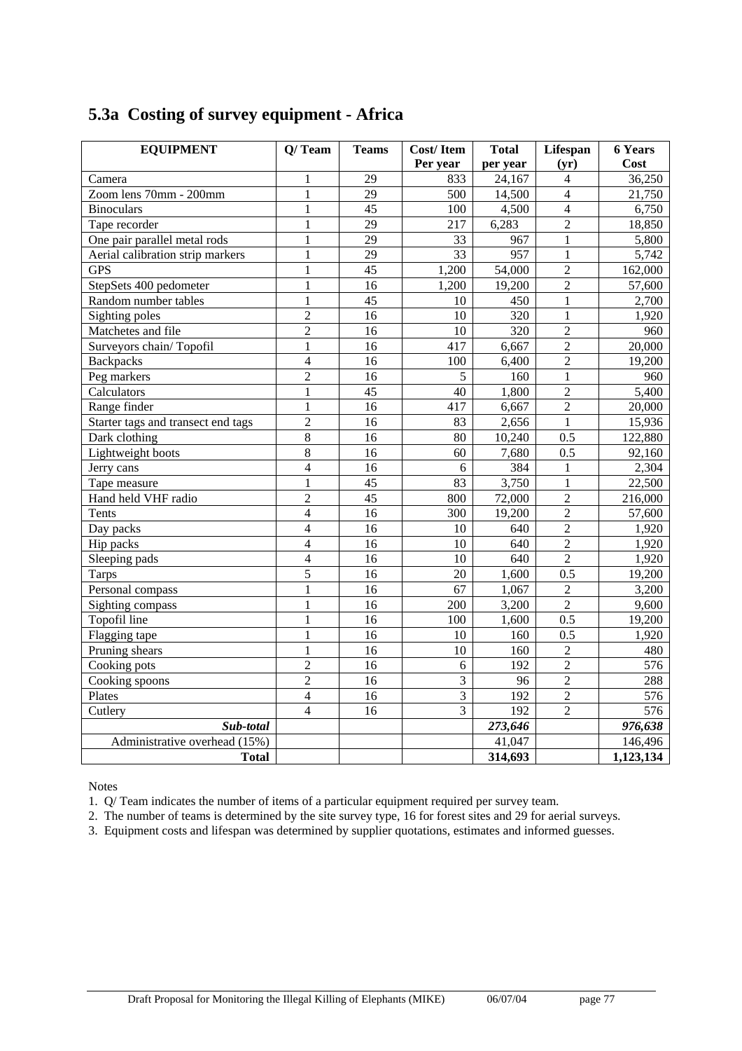## 5.3a Costing of survey equipment - Africa

| EQUIPMENT | Q/ Team | Teams | Cost/ Item Per year | Total per year | Lifespan (yr) | 6 Years Cost |
|---|---|---|---|---|---|---|
| Camera | 1 | 29 | 833 | 24,167 | 4 | 36,250 |
| Zoom lens 70mm - 200mm | 1 | 29 | 500 | 14,500 | 4 | 21,750 |
| Binoculars | 1 | 45 | 100 | 4,500 | 4 | 6,750 |
| Tape recorder | 1 | 29 | 217 | 6,283 | 2 | 18,850 |
| One pair parallel metal rods | 1 | 29 | 33 | 967 | 1 | 5,800 |
| Aerial calibration strip markers | 1 | 29 | 33 | 957 | 1 | 5,742 |
| GPS | 1 | 45 | 1,200 | 54,000 | 2 | 162,000 |
| StepSets 400 pedometer | 1 | 16 | 1,200 | 19,200 | 2 | 57,600 |
| Random number tables | 1 | 45 | 10 | 450 | 1 | 2,700 |
| Sighting poles | 2 | 16 | 10 | 320 | 1 | 1,920 |
| Matchetes and file | 2 | 16 | 10 | 320 | 2 | 960 |
| Surveyors chain/ Topofil | 1 | 16 | 417 | 6,667 | 2 | 20,000 |
| Backpacks | 4 | 16 | 100 | 6,400 | 2 | 19,200 |
| Peg markers | 2 | 16 | 5 | 160 | 1 | 960 |
| Calculators | 1 | 45 | 40 | 1,800 | 2 | 5,400 |
| Range finder | 1 | 16 | 417 | 6,667 | 2 | 20,000 |
| Starter tags and transect end tags | 2 | 16 | 83 | 2,656 | 1 | 15,936 |
| Dark clothing | 8 | 16 | 80 | 10,240 | 0.5 | 122,880 |
| Lightweight boots | 8 | 16 | 60 | 7,680 | 0.5 | 92,160 |
| Jerry cans | 4 | 16 | 6 | 384 | 1 | 2,304 |
| Tape measure | 1 | 45 | 83 | 3,750 | 1 | 22,500 |
| Hand held VHF radio | 2 | 45 | 800 | 72,000 | 2 | 216,000 |
| Tents | 4 | 16 | 300 | 19,200 | 2 | 57,600 |
| Day packs | 4 | 16 | 10 | 640 | 2 | 1,920 |
| Hip packs | 4 | 16 | 10 | 640 | 2 | 1,920 |
| Sleeping pads | 4 | 16 | 10 | 640 | 2 | 1,920 |
| Tarps | 5 | 16 | 20 | 1,600 | 0.5 | 19,200 |
| Personal compass | 1 | 16 | 67 | 1,067 | 2 | 3,200 |
| Sighting compass | 1 | 16 | 200 | 3,200 | 2 | 9,600 |
| Topofil line | 1 | 16 | 100 | 1,600 | 0.5 | 19,200 |
| Flagging tape | 1 | 16 | 10 | 160 | 0.5 | 1,920 |
| Pruning shears | 1 | 16 | 10 | 160 | 2 | 480 |
| Cooking pots | 2 | 16 | 6 | 192 | 2 | 576 |
| Cooking spoons | 2 | 16 | 3 | 96 | 2 | 288 |
| Plates | 4 | 16 | 3 | 192 | 2 | 576 |
| Cutlery | 4 | 16 | 3 | 192 | 2 | 576 |
| ***Sub-total*** | | | | ***273,646*** | | ***976,638*** |
| Administrative overhead (15%) | | | | 41,047 | | 146,496 |
| **Total** | | | | **314,693** | | **1,123,134** |

Notes

1. Q/ Team indicates the number of items of a particular equipment required per survey team.
2. The number of teams is determined by the site survey type, 16 for forest sites and 29 for aerial surveys.
3. Equipment costs and lifespan was determined by supplier quotations, estimates and informed guesses.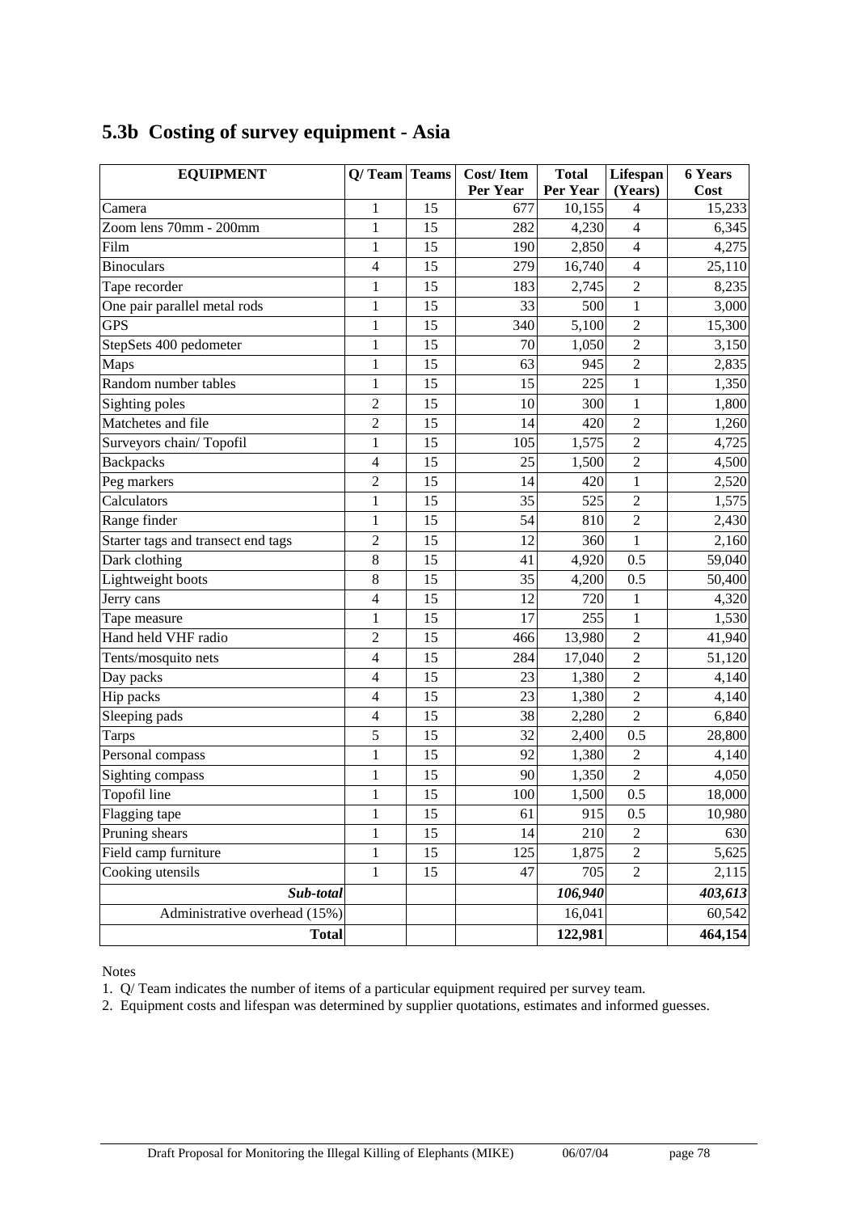## 5.3b Costing of survey equipment - Asia

| EQUIPMENT | Q/ Team | Teams | Cost/ Item Per Year | Total Per Year | Lifespan (Years) | 6 Years Cost |
|---|---|---|---|---|---|---|
| Camera | 1 | 15 | 677 | 10,155 | 4 | 15,233 |
| Zoom lens 70mm - 200mm | 1 | 15 | 282 | 4,230 | 4 | 6,345 |
| Film | 1 | 15 | 190 | 2,850 | 4 | 4,275 |
| Binoculars | 4 | 15 | 279 | 16,740 | 4 | 25,110 |
| Tape recorder | 1 | 15 | 183 | 2,745 | 2 | 8,235 |
| One pair parallel metal rods | 1 | 15 | 33 | 500 | 1 | 3,000 |
| GPS | 1 | 15 | 340 | 5,100 | 2 | 15,300 |
| StepSets 400 pedometer | 1 | 15 | 70 | 1,050 | 2 | 3,150 |
| Maps | 1 | 15 | 63 | 945 | 2 | 2,835 |
| Random number tables | 1 | 15 | 15 | 225 | 1 | 1,350 |
| Sighting poles | 2 | 15 | 10 | 300 | 1 | 1,800 |
| Matchetes and file | 2 | 15 | 14 | 420 | 2 | 1,260 |
| Surveyors chain/ Topofil | 1 | 15 | 105 | 1,575 | 2 | 4,725 |
| Backpacks | 4 | 15 | 25 | 1,500 | 2 | 4,500 |
| Peg markers | 2 | 15 | 14 | 420 | 1 | 2,520 |
| Calculators | 1 | 15 | 35 | 525 | 2 | 1,575 |
| Range finder | 1 | 15 | 54 | 810 | 2 | 2,430 |
| Starter tags and transect end tags | 2 | 15 | 12 | 360 | 1 | 2,160 |
| Dark clothing | 8 | 15 | 41 | 4,920 | 0.5 | 59,040 |
| Lightweight boots | 8 | 15 | 35 | 4,200 | 0.5 | 50,400 |
| Jerry cans | 4 | 15 | 12 | 720 | 1 | 4,320 |
| Tape measure | 1 | 15 | 17 | 255 | 1 | 1,530 |
| Hand held VHF radio | 2 | 15 | 466 | 13,980 | 2 | 41,940 |
| Tents/mosquito nets | 4 | 15 | 284 | 17,040 | 2 | 51,120 |
| Day packs | 4 | 15 | 23 | 1,380 | 2 | 4,140 |
| Hip packs | 4 | 15 | 23 | 1,380 | 2 | 4,140 |
| Sleeping pads | 4 | 15 | 38 | 2,280 | 2 | 6,840 |
| Tarps | 5 | 15 | 32 | 2,400 | 0.5 | 28,800 |
| Personal compass | 1 | 15 | 92 | 1,380 | 2 | 4,140 |
| Sighting compass | 1 | 15 | 90 | 1,350 | 2 | 4,050 |
| Topofil line | 1 | 15 | 100 | 1,500 | 0.5 | 18,000 |
| Flagging tape | 1 | 15 | 61 | 915 | 0.5 | 10,980 |
| Pruning shears | 1 | 15 | 14 | 210 | 2 | 630 |
| Field camp furniture | 1 | 15 | 125 | 1,875 | 2 | 5,625 |
| Cooking utensils | 1 | 15 | 47 | 705 | 2 | 2,115 |
| ***Sub-total*** | | | | ***106,940*** | | ***403,613*** |
| Administrative overhead (15%) | | | | 16,041 | | 60,542 |
| **Total** | | | | **122,981** | | **464,154** |

Notes

1. Q/ Team indicates the number of items of a particular equipment required per survey team.
2. Equipment costs and lifespan was determined by supplier quotations, estimates and informed guesses.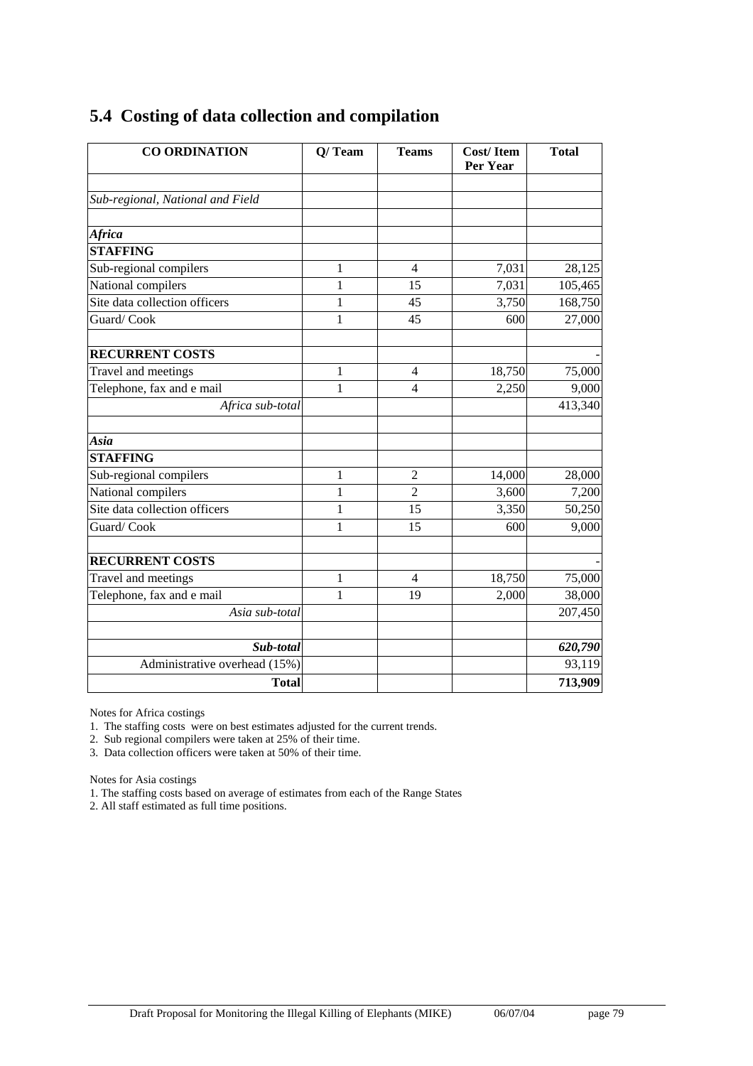## 5.4 Costing of data collection and compilation

| CO ORDINATION | Q/ Team | Teams | Cost/ Item Per Year | Total |
|---|---|---|---|---|
| | | | | |
| *Sub-regional, National and Field* | | | | |
| | | | | |
| ***Africa*** | | | | |
| **STAFFING** | | | | |
| Sub-regional compilers | 1 | 4 | 7,031 | 28,125 |
| National compilers | 1 | 15 | 7,031 | 105,465 |
| Site data collection officers | 1 | 45 | 3,750 | 168,750 |
| Guard/ Cook | 1 | 45 | 600 | 27,000 |
| | | | | |
| **RECURRENT COSTS** | | | | - |
| Travel and meetings | 1 | 4 | 18,750 | 75,000 |
| Telephone, fax and e mail | 1 | 4 | 2,250 | 9,000 |
| *Africa sub-total* | | | | 413,340 |
| | | | | |
| ***Asia*** | | | | |
| **STAFFING** | | | | |
| Sub-regional compilers | 1 | 2 | 14,000 | 28,000 |
| National compilers | 1 | 2 | 3,600 | 7,200 |
| Site data collection officers | 1 | 15 | 3,350 | 50,250 |
| Guard/ Cook | 1 | 15 | 600 | 9,000 |
| | | | | |
| **RECURRENT COSTS** | | | | - |
| Travel and meetings | 1 | 4 | 18,750 | 75,000 |
| Telephone, fax and e mail | 1 | 19 | 2,000 | 38,000 |
| *Asia sub-total* | | | | 207,450 |
| | | | | |
| ***Sub-total*** | | | | ***620,790*** |
| Administrative overhead (15%) | | | | 93,119 |
| **Total** | | | | **713,909** |

Notes for Africa costings

1. The staffing costs were on best estimates adjusted for the current trends.
2. Sub regional compilers were taken at 25% of their time.
3. Data collection officers were taken at 50% of their time.

Notes for Asia costings

1. The staffing costs based on average of estimates from each of the Range States
2. All staff estimated as full time positions.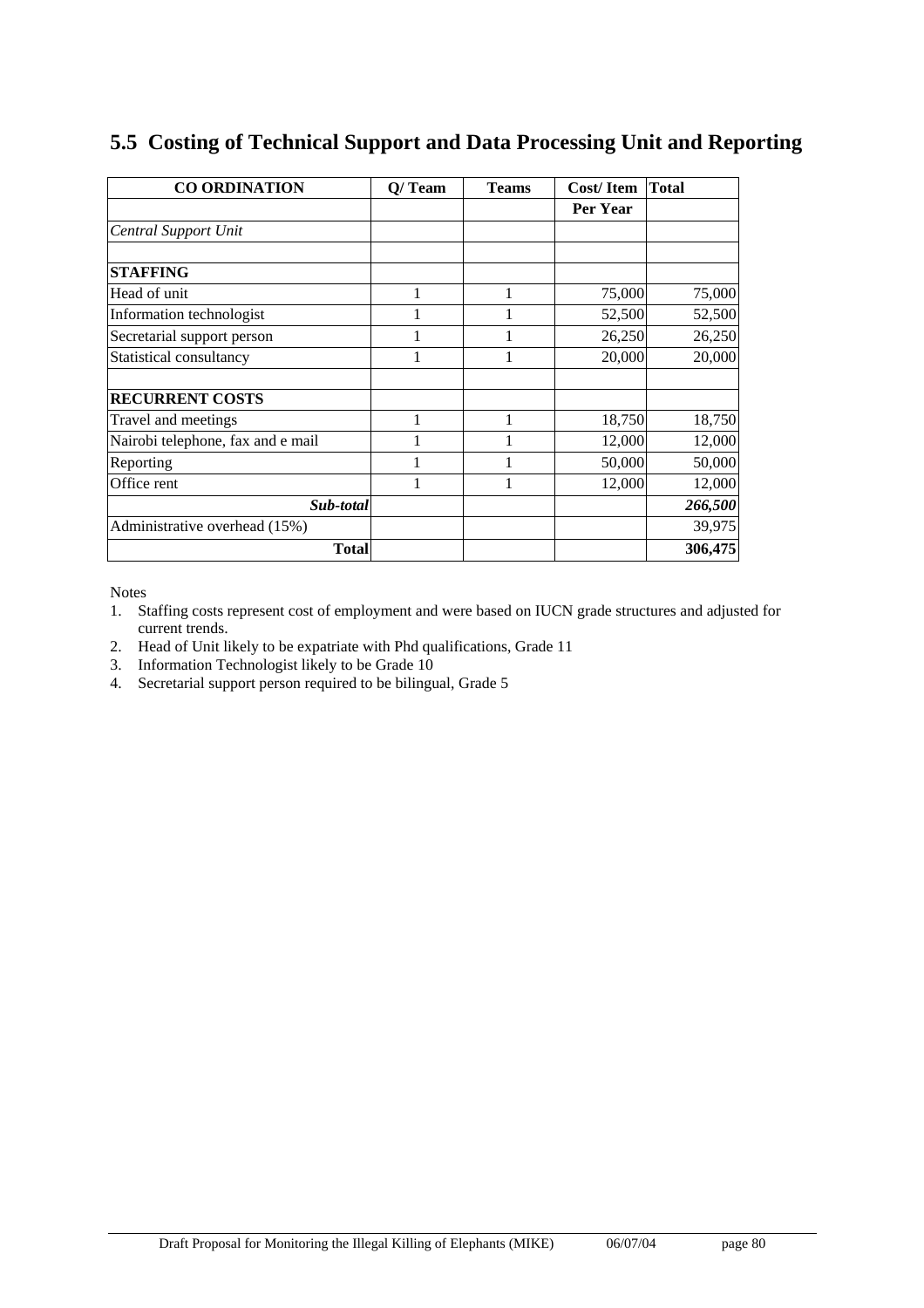## 5.5 Costing of Technical Support and Data Processing Unit and Reporting

| CO ORDINATION | Q/ Team | Teams | Cost/ Item | Total |
|---|---|---|---|---|
| | | | Per Year | |
| *Central Support Unit* | | | | |
| | | | | |
| **STAFFING** | | | | |
| Head of unit | 1 | 1 | 75,000 | 75,000 |
| Information technologist | 1 | 1 | 52,500 | 52,500 |
| Secretarial support person | 1 | 1 | 26,250 | 26,250 |
| Statistical consultancy | 1 | 1 | 20,000 | 20,000 |
| | | | | |
| **RECURRENT COSTS** | | | | |
| Travel and meetings | 1 | 1 | 18,750 | 18,750 |
| Nairobi telephone, fax and e mail | 1 | 1 | 12,000 | 12,000 |
| Reporting | 1 | 1 | 50,000 | 50,000 |
| Office rent | 1 | 1 | 12,000 | 12,000 |
| ***Sub-total*** | | | | ***266,500*** |
| Administrative overhead (15%) | | | | 39,975 |
| **Total** | | | | **306,475** |

Notes

1. Staffing costs represent cost of employment and were based on IUCN grade structures and adjusted for current trends.
2. Head of Unit likely to be expatriate with Phd qualifications, Grade 11
3. Information Technologist likely to be Grade 10
4. Secretarial support person required to be bilingual, Grade 5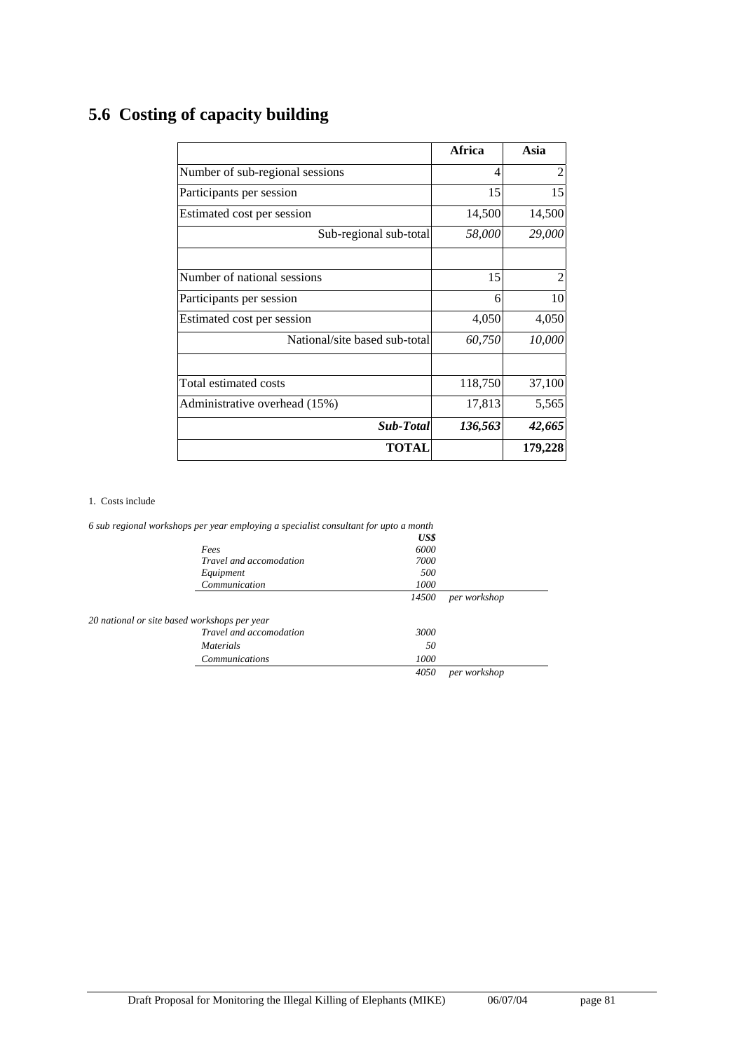## 5.6 Costing of capacity building

| | Africa | Asia |
|---|---|---|
| Number of sub-regional sessions | 4 | 2 |
| Participants per session | 15 | 15 |
| Estimated cost per session | 14,500 | 14,500 |
| Sub-regional sub-total | *58,000* | *29,000* |
| | | |
| Number of national sessions | 15 | 2 |
| Participants per session | 6 | 10 |
| Estimated cost per session | 4,050 | 4,050 |
| National/site based sub-total | *60,750* | *10,000* |
| | | |
| Total estimated costs | 118,750 | 37,100 |
| Administrative overhead (15%) | 17,813 | 5,565 |
| ***Sub-Total*** | ***136,563*** | ***42,665*** |
| **TOTAL** | | **179,228** |

1. Costs include

*6 sub regional workshops per year employing a specialist consultant for upto a month*

| | ***US$*** | |
|---|---|---|
| *Fees* | *6000* | |
| *Travel and accomodation* | *7000* | |
| *Equipment* | *500* | |
| *Communication* | *1000* | |
| | *14500* | *per workshop* |

*20 national or site based workshops per year*

| | | |
|---|---|---|
| *Travel and accomodation* | *3000* | |
| *Materials* | *50* | |
| *Communications* | *1000* | |
| | *4050* | *per workshop* |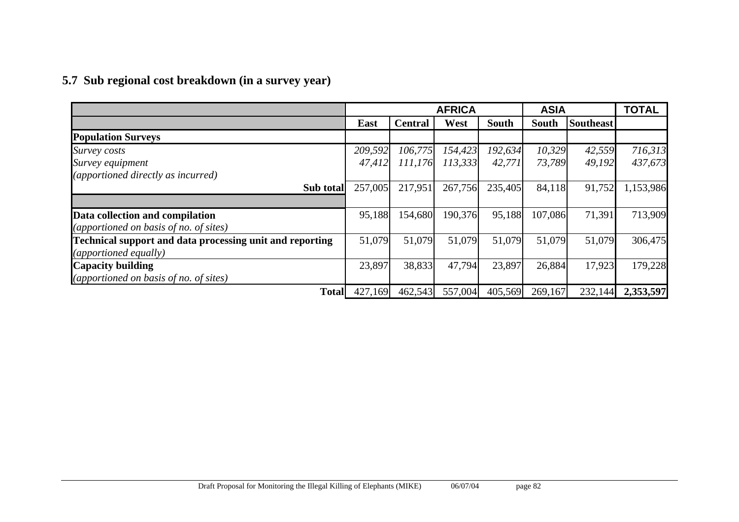## 5.7 Sub regional cost breakdown (in a survey year)

| | AFRICA | | | | ASIA | | TOTAL |
|---|---|---|---|---|---|---|---|
| | **East** | **Central** | **West** | **South** | **South** | **Southeast** | |
| **Population Surveys** | | | | | | | |
| *Survey costs* | *209,592* | *106,775* | *154,423* | *192,634* | *10,329* | *42,559* | *716,313* |
| *Survey equipment* | *47,412* | *111,176* | *113,333* | *42,771* | *73,789* | *49,192* | *437,673* |
| *(apportioned directly as incurred)* | | | | | | | |
| **Sub total** | 257,005 | 217,951 | 267,756 | 235,405 | 84,118 | 91,752 | 1,153,986 |
| | | | | | | | |
| **Data collection and compilation** *(apportioned on basis of no. of sites)* | 95,188 | 154,680 | 190,376 | 95,188 | 107,086 | 71,391 | 713,909 |
| **Technical support and data processing unit and reporting** *(apportioned equally)* | 51,079 | 51,079 | 51,079 | 51,079 | 51,079 | 51,079 | 306,475 |
| **Capacity building** *(apportioned on basis of no. of sites)* | 23,897 | 38,833 | 47,794 | 23,897 | 26,884 | 17,923 | 179,228 |
| **Total** | 427,169 | 462,543 | 557,004 | 405,569 | 269,167 | 232,144 | **2,353,597** |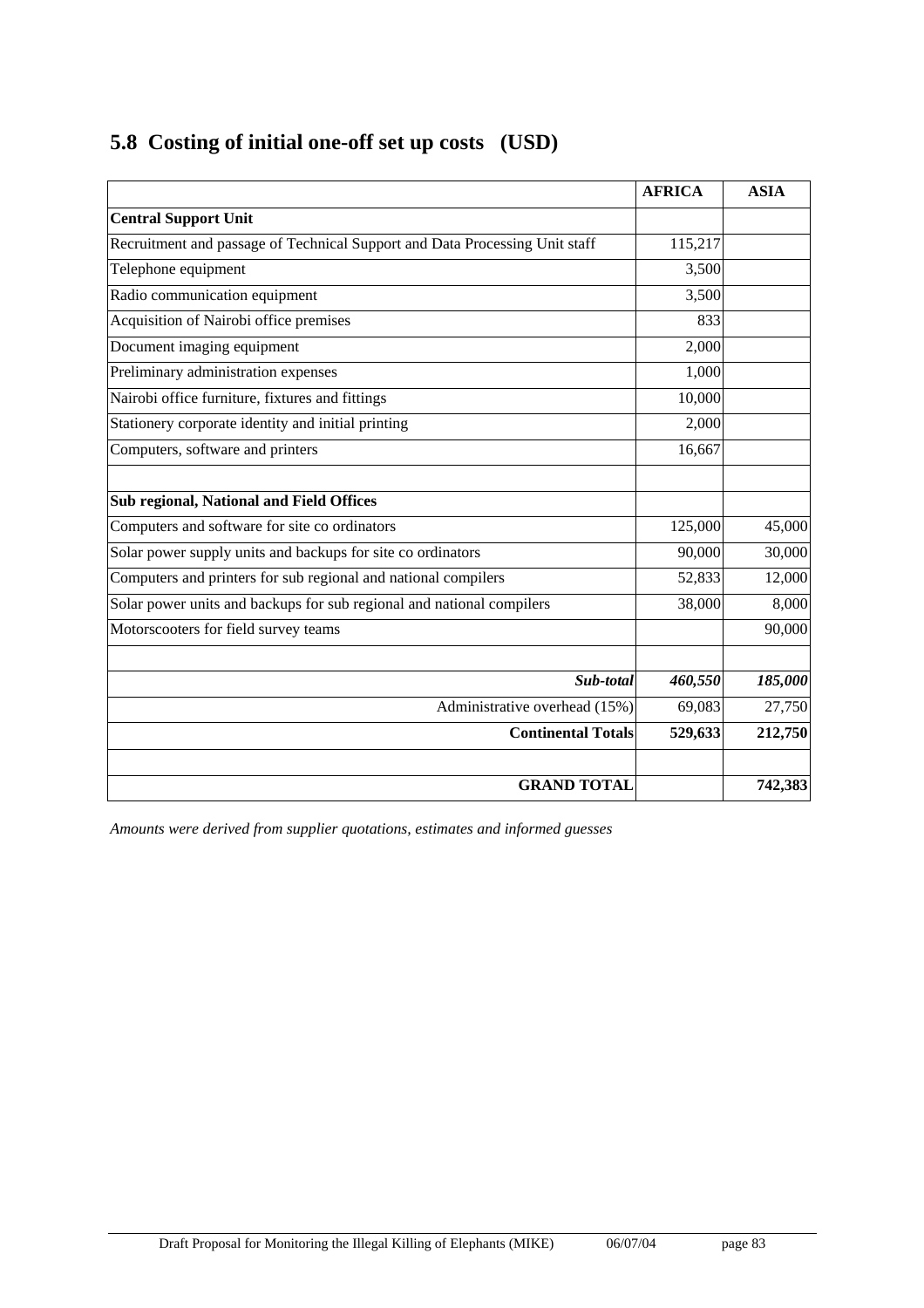## 5.8 Costing of initial one-off set up costs (USD)

| | AFRICA | ASIA |
|---|---|---|
| **Central Support Unit** | | |
| Recruitment and passage of Technical Support and Data Processing Unit staff | 115,217 | |
| Telephone equipment | 3,500 | |
| Radio communication equipment | 3,500 | |
| Acquisition of Nairobi office premises | 833 | |
| Document imaging equipment | 2,000 | |
| Preliminary administration expenses | 1,000 | |
| Nairobi office furniture, fixtures and fittings | 10,000 | |
| Stationery corporate identity and initial printing | 2,000 | |
| Computers, software and printers | 16,667 | |
| | | |
| **Sub regional, National and Field Offices** | | |
| Computers and software for site co ordinators | 125,000 | 45,000 |
| Solar power supply units and backups for site co ordinators | 90,000 | 30,000 |
| Computers and printers for sub regional and national compilers | 52,833 | 12,000 |
| Solar power units and backups for sub regional and national compilers | 38,000 | 8,000 |
| Motorscooters for field survey teams | | 90,000 |
| | | |
| ***Sub-total*** | ***460,550*** | ***185,000*** |
| Administrative overhead (15%) | 69,083 | 27,750 |
| **Continental Totals** | **529,633** | **212,750** |
| | | |
| **GRAND TOTAL** | | **742,383** |

*Amounts were derived from supplier quotations, estimates and informed guesses*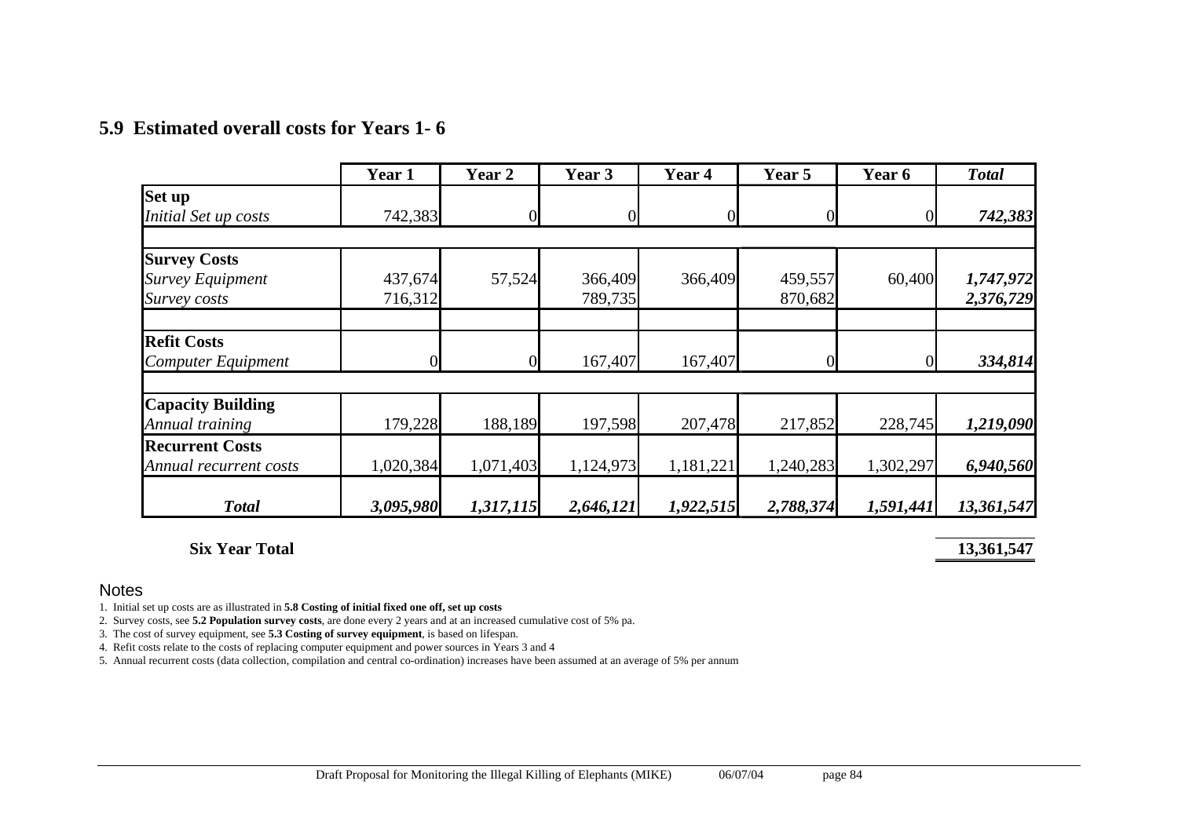## 5.9 Estimated overall costs for Years 1- 6

| | Year 1 | Year 2 | Year 3 | Year 4 | Year 5 | Year 6 | *Total* |
|---|---|---|---|---|---|---|---|
| **Set up** | | | | | | | |
| *Initial Set up costs* | 742,383 | 0 | 0 | 0 | 0 | 0 | ***742,383*** |
| | | | | | | | |
| **Survey Costs** | | | | | | | |
| *Survey Equipment* | 437,674 | 57,524 | 366,409 | 366,409 | 459,557 | 60,400 | ***1,747,972*** |
| *Survey costs* | 716,312 | | 789,735 | | 870,682 | | ***2,376,729*** |
| | | | | | | | |
| **Refit Costs** | | | | | | | |
| *Computer Equipment* | 0 | 0 | 167,407 | 167,407 | 0 | 0 | ***334,814*** |
| | | | | | | | |
| **Capacity Building** | | | | | | | |
| *Annual training* | 179,228 | 188,189 | 197,598 | 207,478 | 217,852 | 228,745 | ***1,219,090*** |
| **Recurrent Costs** | | | | | | | |
| *Annual recurrent costs* | 1,020,384 | 1,071,403 | 1,124,973 | 1,181,221 | 1,240,283 | 1,302,297 | ***6,940,560*** |
| ***Total*** | ***3,095,980*** | ***1,317,115*** | ***2,646,121*** | ***1,922,515*** | ***2,788,374*** | ***1,591,441*** | ***13,361,547*** |

**Six Year Total** **13,361,547**

Notes

1. Initial set up costs are as illustrated in **5.8 Costing of initial fixed one off, set up costs**
2. Survey costs, see **5.2 Population survey costs**, are done every 2 years and at an increased cumulative cost of 5% pa.
3. The cost of survey equipment, see **5.3 Costing of survey equipment**, is based on lifespan.
4. Refit costs relate to the costs of replacing computer equipment and power sources in Years 3 and 4
5. Annual recurrent costs (data collection, compilation and central co-ordination) increases have been assumed at an average of 5% per annum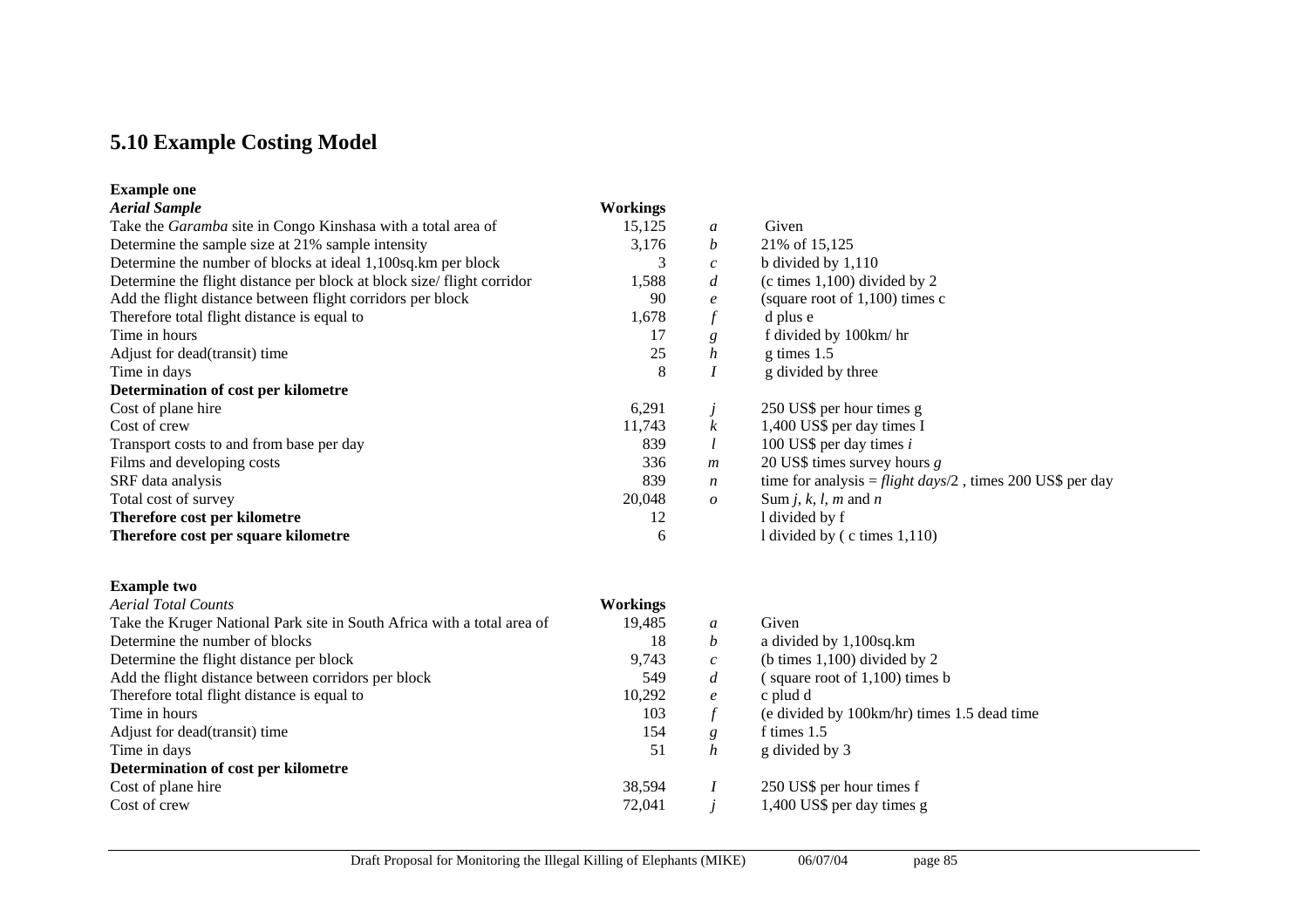## 5.10 Example Costing Model

**Example one**

| *Aerial Sample* | **Workings** | | |
|---|---|---|---|
| Take the *Garamba* site in Congo Kinshasa with a total area of | 15,125 | *a* | Given |
| Determine the sample size at 21% sample intensity | 3,176 | *b* | 21% of 15,125 |
| Determine the number of blocks at ideal 1,100sq.km per block | 3 | *c* | b divided by 1,110 |
| Determine the flight distance per block at block size/ flight corridor | 1,588 | *d* | (c times 1,100) divided by 2 |
| Add the flight distance between flight corridors per block | 90 | *e* | (square root of 1,100) times c |
| Therefore total flight distance is equal to | 1,678 | *f* | d plus e |
| Time in hours | 17 | *g* | f divided by 100km/ hr |
| Adjust for dead(transit) time | 25 | *h* | g times 1.5 |
| Time in days | 8 | *I* | g divided by three |
| **Determination of cost per kilometre** | | | |
| Cost of plane hire | 6,291 | *j* | 250 US$ per hour times g |
| Cost of crew | 11,743 | *k* | 1,400 US$ per day times I |
| Transport costs to and from base per day | 839 | *l* | 100 US$ per day times *i* |
| Films and developing costs | 336 | *m* | 20 US$ times survey hours *g* |
| SRF data analysis | 839 | *n* | time for analysis = *flight days*/2 , times 200 US$ per day |
| Total cost of survey | 20,048 | *o* | Sum *j, k, l, m* and *n* |
| **Therefore cost per kilometre** | 12 | | l divided by f |
| **Therefore cost per square kilometre** | 6 | | l divided by ( c times 1,110) |

**Example two**

| *Aerial Total Counts* | **Workings** | | |
|---|---|---|---|
| Take the Kruger National Park site in South Africa with a total area of | 19,485 | *a* | Given |
| Determine the number of blocks | 18 | *b* | a divided by 1,100sq.km |
| Determine the flight distance per block | 9,743 | *c* | (b times 1,100) divided by 2 |
| Add the flight distance between corridors per block | 549 | *d* | ( square root of 1,100) times b |
| Therefore total flight distance is equal to | 10,292 | *e* | c plud d |
| Time in hours | 103 | *f* | (e divided by 100km/hr) times 1.5 dead time |
| Adjust for dead(transit) time | 154 | *g* | f times 1.5 |
| Time in days | 51 | *h* | g divided by 3 |
| **Determination of cost per kilometre** | | | |
| Cost of plane hire | 38,594 | *I* | 250 US$ per hour times f |
| Cost of crew | 72,041 | *j* | 1,400 US$ per day times g |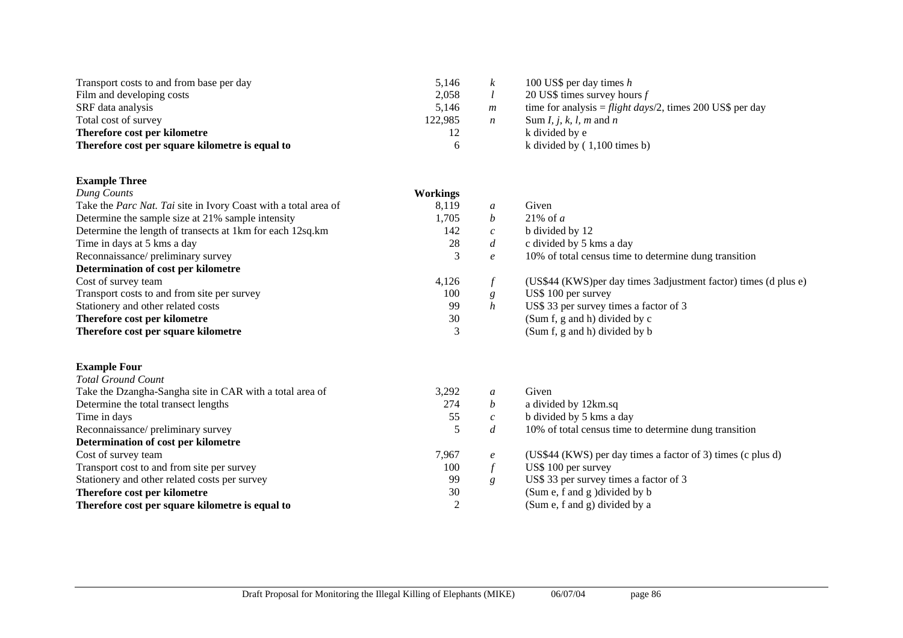| | | | |
|---|---|---|---|
| Transport costs to and from base per day | 5,146 | *k* | 100 US$ per day times *h* |
| Film and developing costs | 2,058 | *l* | 20 US$ times survey hours *f* |
| SRF data analysis | 5,146 | *m* | time for analysis = *flight days*/2, times 200 US$ per day |
| Total cost of survey | 122,985 | *n* | Sum *I, j, k, l, m* and *n* |
| **Therefore cost per kilometre** | 12 | | k divided by e |
| **Therefore cost per square kilometre is equal to** | 6 | | k divided by ( 1,100 times b) |

**Example Three**

| *Dung Counts* | **Workings** | | |
|---|---|---|---|
| Take the *Parc Nat. Tai* site in Ivory Coast with a total area of | 8,119 | *a* | Given |
| Determine the sample size at 21% sample intensity | 1,705 | *b* | 21% of *a* |
| Determine the length of transects at 1km for each 12sq.km | 142 | *c* | b divided by 12 |
| Time in days at 5 kms a day | 28 | *d* | c divided by 5 kms a day |
| Reconnaissance/ preliminary survey | 3 | *e* | 10% of total census time to determine dung transition |
| **Determination of cost per kilometre** | | | |
| Cost of survey team | 4,126 | *f* | (US$44 (KWS)per day times 3adjustment factor) times (d plus e) |
| Transport costs to and from site per survey | 100 | *g* | US$ 100 per survey |
| Stationery and other related costs | 99 | *h* | US$ 33 per survey times a factor of 3 |
| **Therefore cost per kilometre** | 30 | | (Sum f, g and h) divided by c |
| **Therefore cost per square kilometre** | 3 | | (Sum f, g and h) divided by b |

**Example Four**

| *Total Ground Count* | | | |
|---|---|---|---|
| Take the Dzangha-Sangha site in CAR with a total area of | 3,292 | *a* | Given |
| Determine the total transect lengths | 274 | *b* | a divided by 12km.sq |
| Time in days | 55 | *c* | b divided by 5 kms a day |
| Reconnaissance/ preliminary survey | 5 | *d* | 10% of total census time to determine dung transition |
| **Determination of cost per kilometre** | | | |
| Cost of survey team | 7,967 | *e* | (US$44 (KWS) per day times a factor of 3) times (c plus d) |
| Transport cost to and from site per survey | 100 | *f* | US$ 100 per survey |
| Stationery and other related costs per survey | 99 | *g* | US$ 33 per survey times a factor of 3 |
| **Therefore cost per kilometre** | 30 | | (Sum e, f and g )divided by b |
| **Therefore cost per square kilometre is equal to** | 2 | | (Sum e, f and g) divided by a |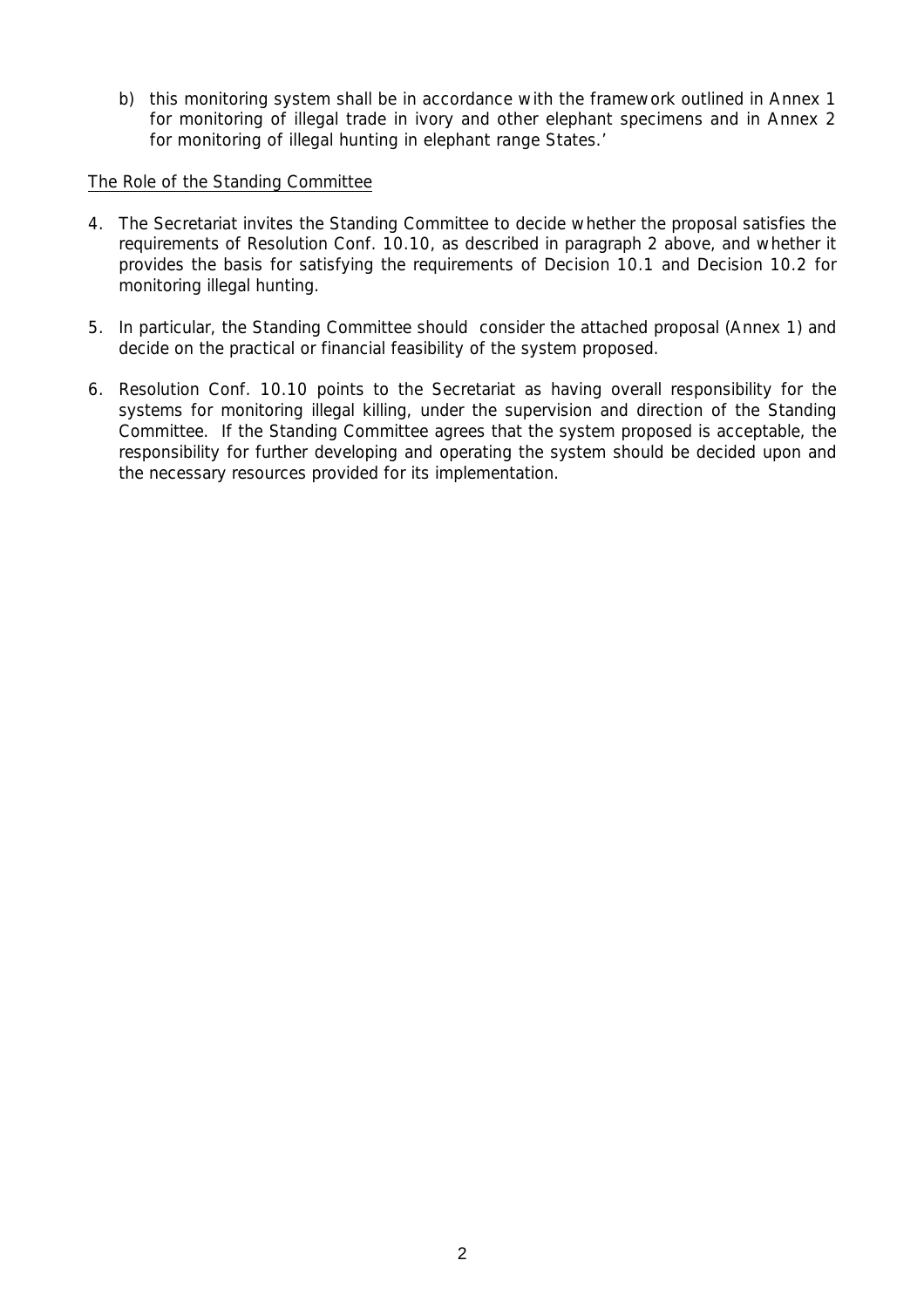b) this monitoring system shall be in accordance with the framework outlined in Annex 1 for monitoring of illegal trade in ivory and other elephant specimens and in Annex 2 for monitoring of illegal hunting in elephant range States.'

The Role of the Standing Committee

4. The Secretariat invites the Standing Committee to decide whether the proposal satisfies the requirements of Resolution Conf. 10.10, as described in paragraph 2 above, and whether it provides the basis for satisfying the requirements of Decision 10.1 and Decision 10.2 for monitoring illegal hunting.

5. In particular, the Standing Committee should consider the attached proposal (Annex 1) and decide on the practical or financial feasibility of the system proposed.

6. Resolution Conf. 10.10 points to the Secretariat as having overall responsibility for the systems for monitoring illegal killing, under the supervision and direction of the Standing Committee. If the Standing Committee agrees that the system proposed is acceptable, the responsibility for further developing and operating the system should be decided upon and the necessary resources provided for its implementation.